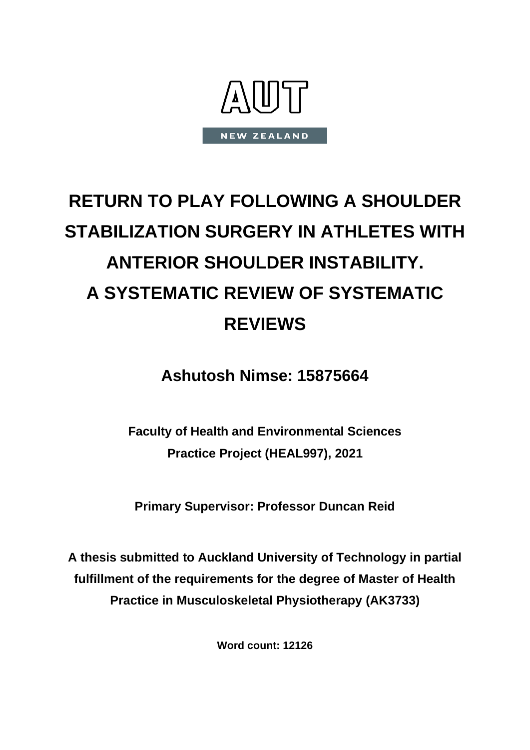AUT

NEW ZEALAND

# RETURN TO PLAY FOLLOWING A SHOULDER STABILIZATION SURGERY IN ATHLETES WITH ANTERIOR SHOULDER INSTABILITY. A SYSTEMATIC REVIEW OF SYSTEMATIC REVIEWS

**Ashutosh Nimse: 15875664**

**Faculty of Health and Environmental Sciences**
**Practice Project (HEAL997), 2021**

**Primary Supervisor: Professor Duncan Reid**

**A thesis submitted to Auckland University of Technology in partial fulfillment of the requirements for the degree of Master of Health Practice in Musculoskeletal Physiotherapy (AK3733)**

**Word count: 12126**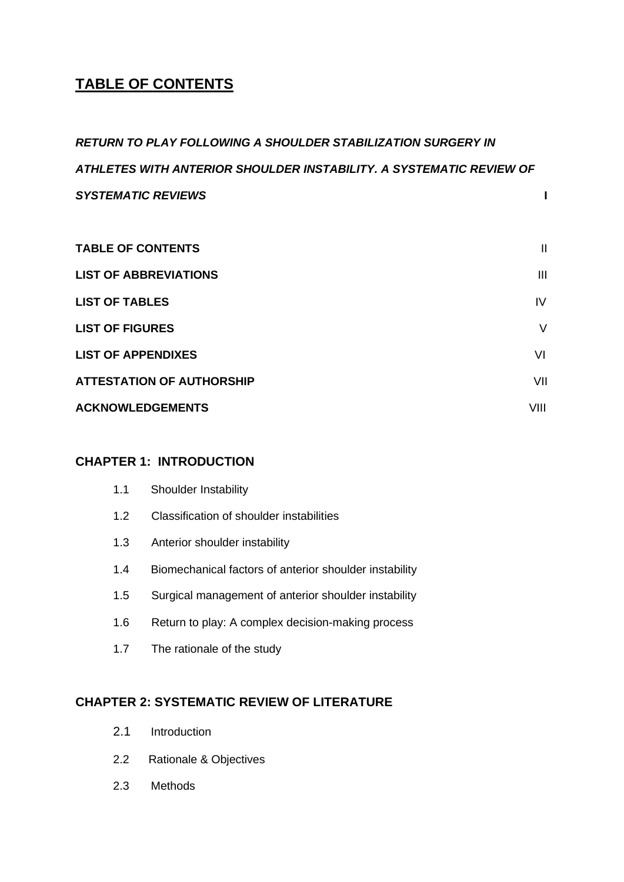# TABLE OF CONTENTS

| | |
|---|---|
| ***RETURN TO PLAY FOLLOWING A SHOULDER STABILIZATION SURGERY IN ATHLETES WITH ANTERIOR SHOULDER INSTABILITY. A SYSTEMATIC REVIEW OF SYSTEMATIC REVIEWS*** | **I** |
| **TABLE OF CONTENTS** | II |
| **LIST OF ABBREVIATIONS** | III |
| **LIST OF TABLES** | IV |
| **LIST OF FIGURES** | V |
| **LIST OF APPENDIXES** | VI |
| **ATTESTATION OF AUTHORSHIP** | VII |
| **ACKNOWLEDGEMENTS** | VIII |

**CHAPTER 1: INTRODUCTION**

- 1.1 Shoulder Instability
- 1.2 Classification of shoulder instabilities
- 1.3 Anterior shoulder instability
- 1.4 Biomechanical factors of anterior shoulder instability
- 1.5 Surgical management of anterior shoulder instability
- 1.6 Return to play: A complex decision-making process
- 1.7 The rationale of the study

**CHAPTER 2: SYSTEMATIC REVIEW OF LITERATURE**

- 2.1 Introduction
- 2.2 Rationale & Objectives
- 2.3 Methods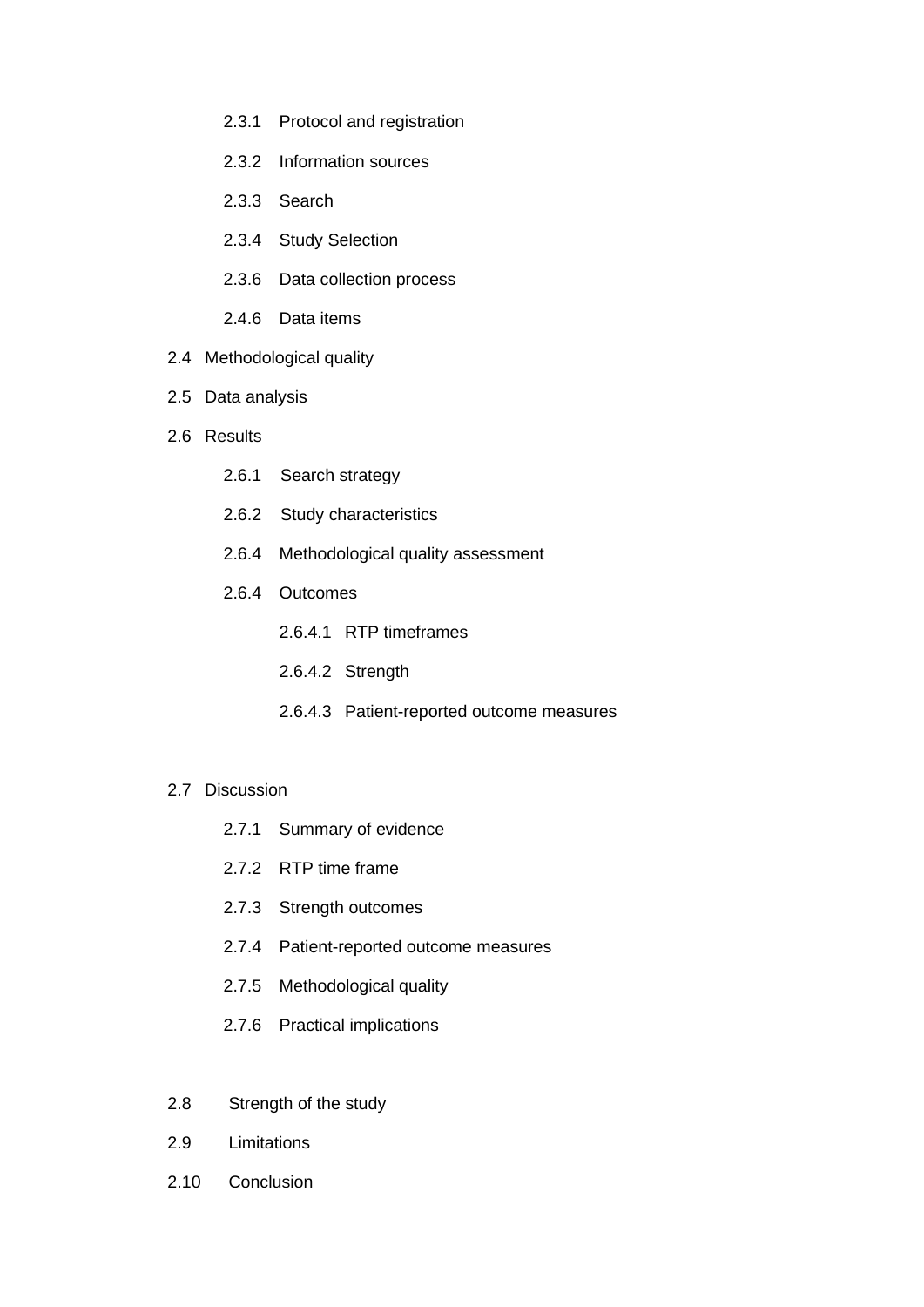- 2.3.1 Protocol and registration
- 2.3.2 Information sources
- 2.3.3 Search
- 2.3.4 Study Selection
- 2.3.6 Data collection process
- 2.4.6 Data items

2.4 Methodological quality

2.5 Data analysis

2.6 Results

- 2.6.1 Search strategy
- 2.6.2 Study characteristics
- 2.6.4 Methodological quality assessment
- 2.6.4 Outcomes
  - 2.6.4.1 RTP timeframes
  - 2.6.4.2 Strength
  - 2.6.4.3 Patient-reported outcome measures

2.7 Discussion

- 2.7.1 Summary of evidence
- 2.7.2 RTP time frame
- 2.7.3 Strength outcomes
- 2.7.4 Patient-reported outcome measures
- 2.7.5 Methodological quality
- 2.7.6 Practical implications

2.8 Strength of the study

2.9 Limitations

2.10 Conclusion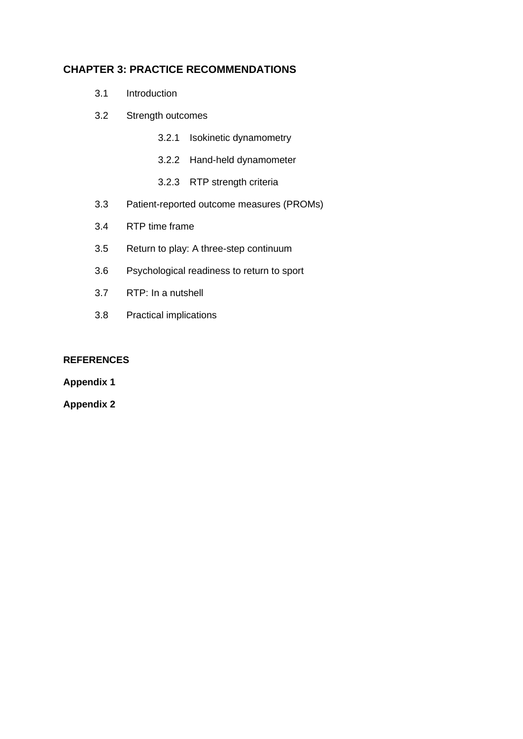**CHAPTER 3: PRACTICE RECOMMENDATIONS**

- 3.1 Introduction
- 3.2 Strength outcomes
  - 3.2.1 Isokinetic dynamometry
  - 3.2.2 Hand-held dynamometer
  - 3.2.3 RTP strength criteria
- 3.3 Patient-reported outcome measures (PROMs)
- 3.4 RTP time frame
- 3.5 Return to play: A three-step continuum
- 3.6 Psychological readiness to return to sport
- 3.7 RTP: In a nutshell
- 3.8 Practical implications

**REFERENCES**

**Appendix 1**

**Appendix 2**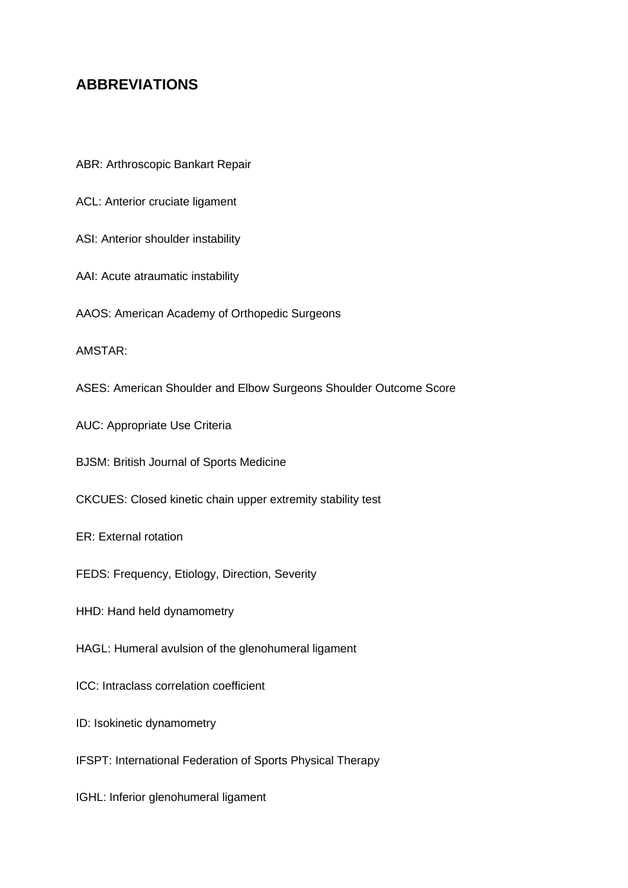## ABBREVIATIONS

ABR: Arthroscopic Bankart Repair

ACL: Anterior cruciate ligament

ASI: Anterior shoulder instability

AAI: Acute atraumatic instability

AAOS: American Academy of Orthopedic Surgeons

AMSTAR:

ASES: American Shoulder and Elbow Surgeons Shoulder Outcome Score

AUC: Appropriate Use Criteria

BJSM: British Journal of Sports Medicine

CKCUES: Closed kinetic chain upper extremity stability test

ER: External rotation

FEDS: Frequency, Etiology, Direction, Severity

HHD: Hand held dynamometry

HAGL: Humeral avulsion of the glenohumeral ligament

ICC: Intraclass correlation coefficient

ID: Isokinetic dynamometry

IFSPT: International Federation of Sports Physical Therapy

IGHL: Inferior glenohumeral ligament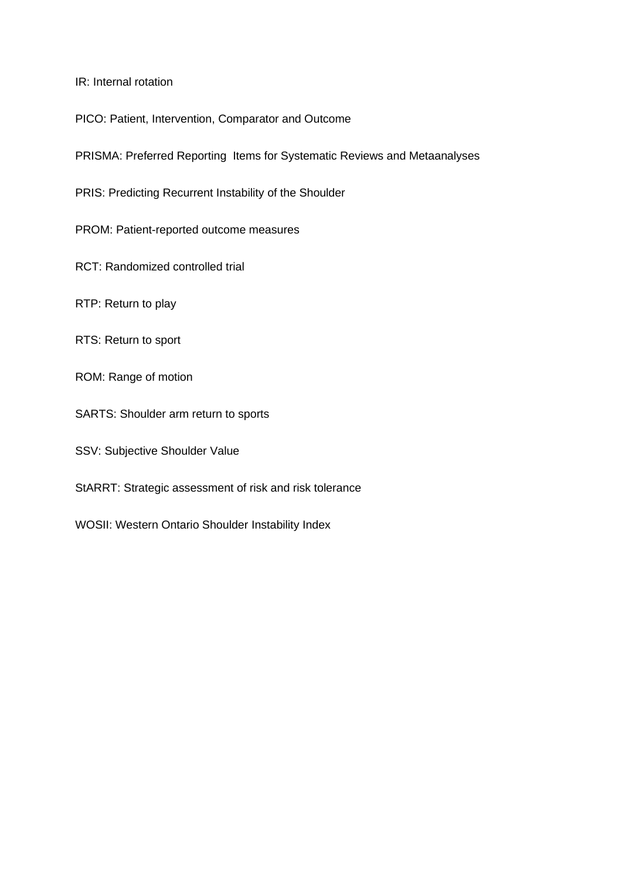IR: Internal rotation

PICO: Patient, Intervention, Comparator and Outcome

PRISMA: Preferred Reporting  Items for Systematic Reviews and Metaanalyses

PRIS: Predicting Recurrent Instability of the Shoulder

PROM: Patient-reported outcome measures

RCT: Randomized controlled trial

RTP: Return to play

RTS: Return to sport

ROM: Range of motion

SARTS: Shoulder arm return to sports

SSV: Subjective Shoulder Value

StARRT: Strategic assessment of risk and risk tolerance

WOSII: Western Ontario Shoulder Instability Index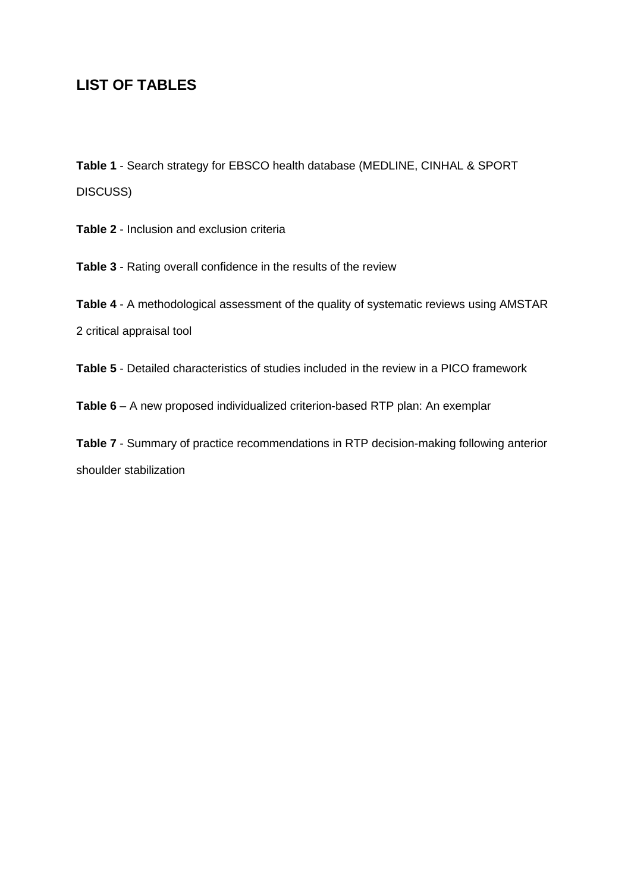## LIST OF TABLES

**Table 1** - Search strategy for EBSCO health database (MEDLINE, CINHAL & SPORT DISCUSS)

**Table 2** - Inclusion and exclusion criteria

**Table 3** - Rating overall confidence in the results of the review

**Table 4** - A methodological assessment of the quality of systematic reviews using AMSTAR 2 critical appraisal tool

**Table 5** - Detailed characteristics of studies included in the review in a PICO framework

**Table 6** – A new proposed individualized criterion-based RTP plan: An exemplar

**Table 7** - Summary of practice recommendations in RTP decision-making following anterior shoulder stabilization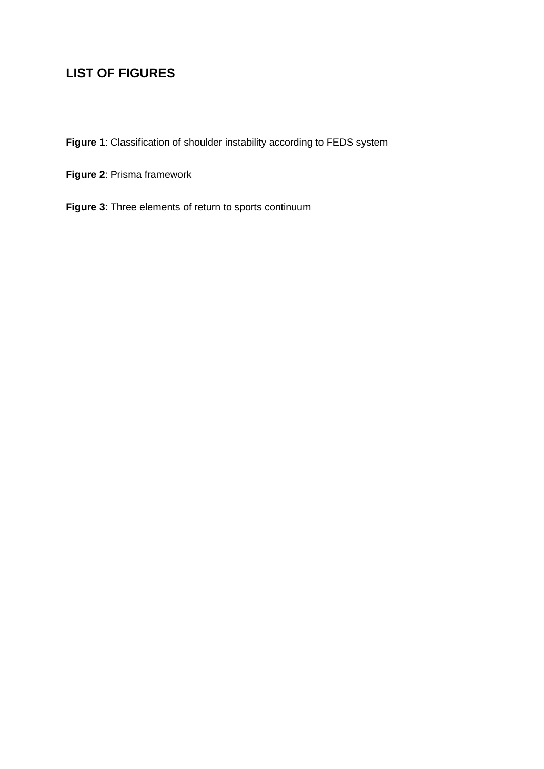## LIST OF FIGURES

**Figure 1**: Classification of shoulder instability according to FEDS system

**Figure 2**: Prisma framework

**Figure 3**: Three elements of return to sports continuum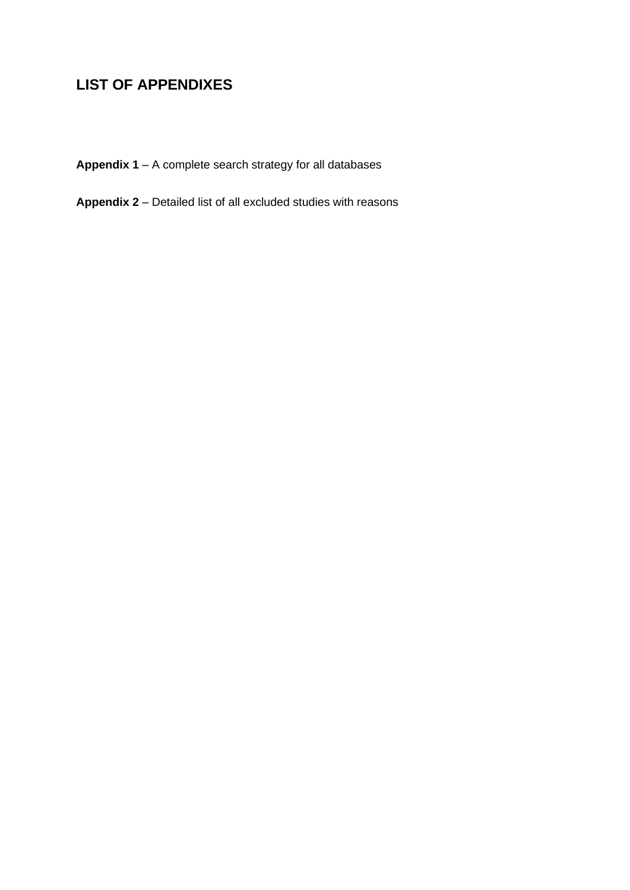## LIST OF APPENDIXES

**Appendix 1** – A complete search strategy for all databases

**Appendix 2** – Detailed list of all excluded studies with reasons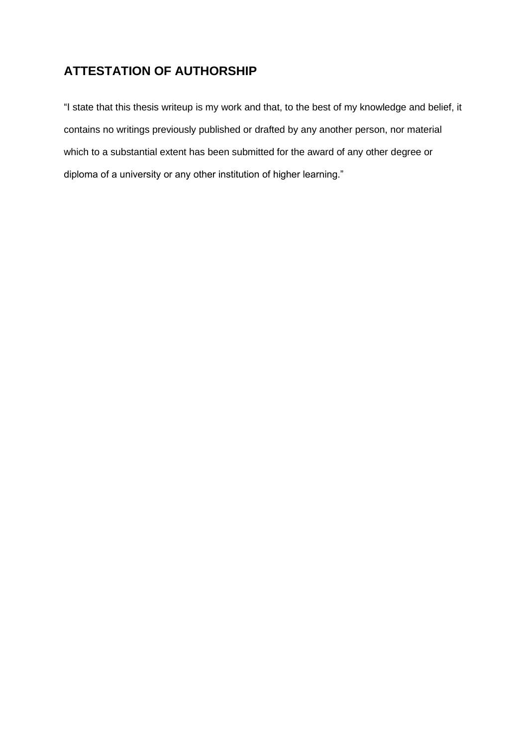## ATTESTATION OF AUTHORSHIP

"I state that this thesis writeup is my work and that, to the best of my knowledge and belief, it contains no writings previously published or drafted by any another person, nor material which to a substantial extent has been submitted for the award of any other degree or diploma of a university or any other institution of higher learning."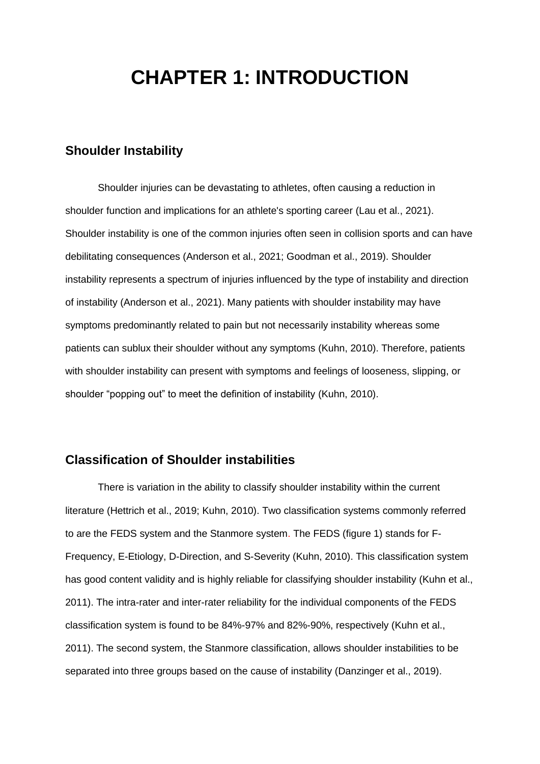# CHAPTER 1: INTRODUCTION

## Shoulder Instability

Shoulder injuries can be devastating to athletes, often causing a reduction in shoulder function and implications for an athlete's sporting career (Lau et al., 2021). Shoulder instability is one of the common injuries often seen in collision sports and can have debilitating consequences (Anderson et al., 2021; Goodman et al., 2019). Shoulder instability represents a spectrum of injuries influenced by the type of instability and direction of instability (Anderson et al., 2021). Many patients with shoulder instability may have symptoms predominantly related to pain but not necessarily instability whereas some patients can sublux their shoulder without any symptoms (Kuhn, 2010). Therefore, patients with shoulder instability can present with symptoms and feelings of looseness, slipping, or shoulder "popping out" to meet the definition of instability (Kuhn, 2010).

## Classification of Shoulder instabilities

There is variation in the ability to classify shoulder instability within the current literature (Hettrich et al., 2019; Kuhn, 2010). Two classification systems commonly referred to are the FEDS system and the Stanmore system. The FEDS (figure 1) stands for F-Frequency, E-Etiology, D-Direction, and S-Severity (Kuhn, 2010). This classification system has good content validity and is highly reliable for classifying shoulder instability (Kuhn et al., 2011). The intra-rater and inter-rater reliability for the individual components of the FEDS classification system is found to be 84%-97% and 82%-90%, respectively (Kuhn et al., 2011). The second system, the Stanmore classification, allows shoulder instabilities to be separated into three groups based on the cause of instability (Danzinger et al., 2019).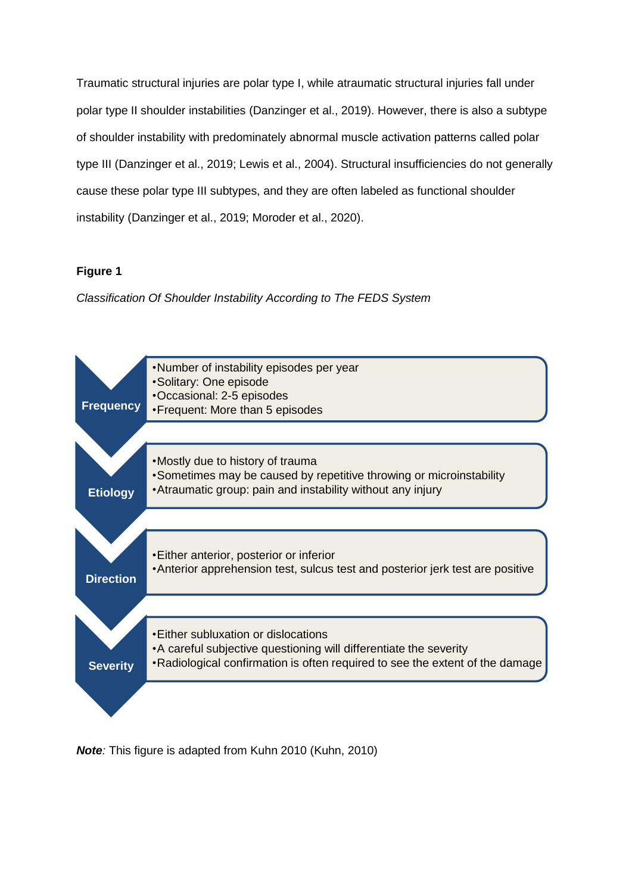Traumatic structural injuries are polar type I, while atraumatic structural injuries fall under polar type II shoulder instabilities (Danzinger et al., 2019). However, there is also a subtype of shoulder instability with predominately abnormal muscle activation patterns called polar type III (Danzinger et al., 2019; Lewis et al., 2004). Structural insufficiencies do not generally cause these polar type III subtypes, and they are often labeled as functional shoulder instability (Danzinger et al., 2019; Moroder et al., 2020).

**Figure 1**

*Classification Of Shoulder Instability According to The FEDS System*

**Frequency**
- Number of instability episodes per year
- Solitary: One episode
- Occasional: 2-5 episodes
- Frequent: More than 5 episodes

**Etiology**
- Mostly due to history of trauma
- Sometimes may be caused by repetitive throwing or microinstability
- Atraumatic group: pain and instability without any injury

**Direction**
- Either anterior, posterior or inferior
- Anterior apprehension test, sulcus test and posterior jerk test are positive

**Severity**
- Either subluxation or dislocations
- A careful subjective questioning will differentiate the severity
- Radiological confirmation is often required to see the extent of the damage

***Note****:* This figure is adapted from Kuhn 2010 (Kuhn, 2010)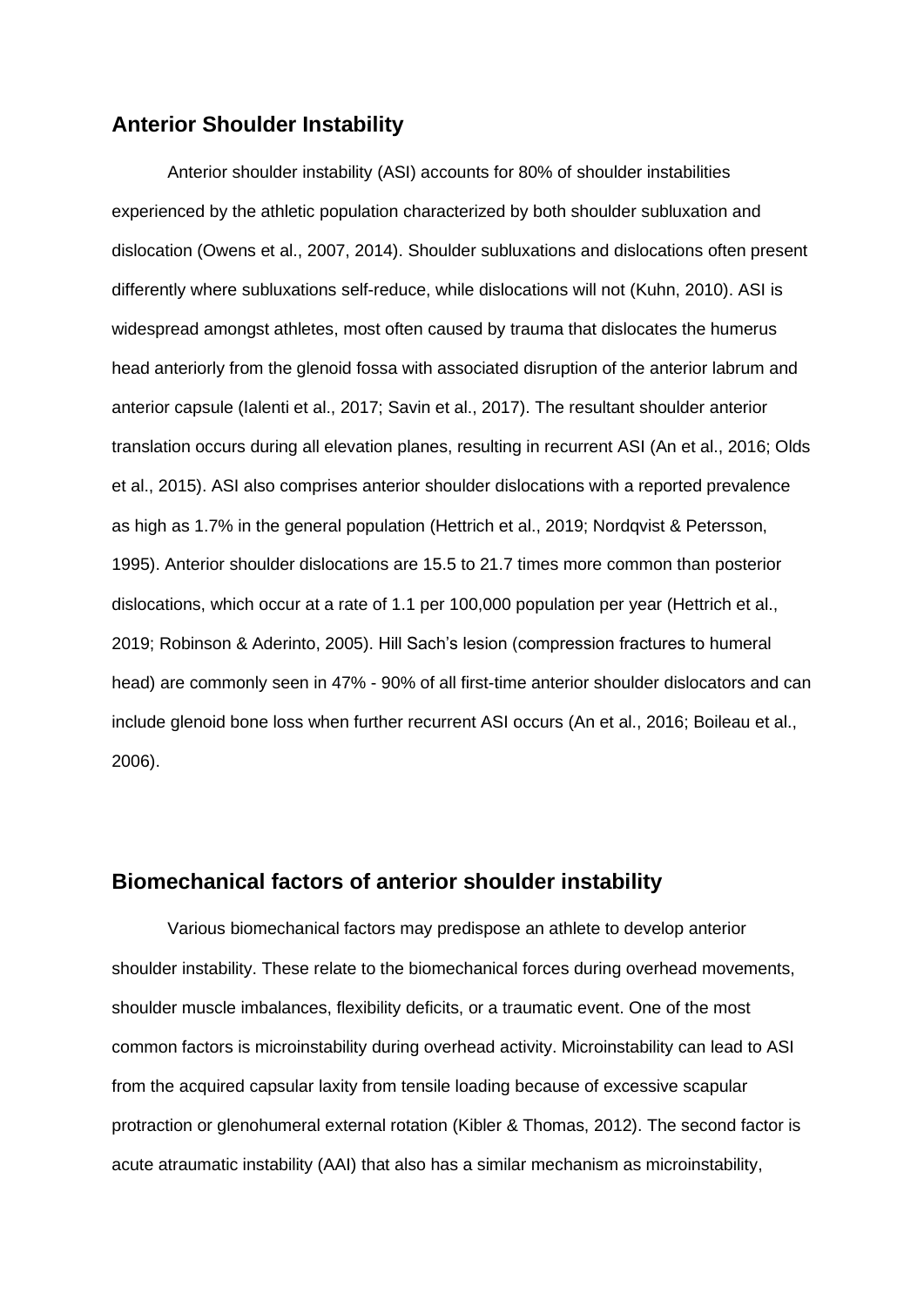## Anterior Shoulder Instability

Anterior shoulder instability (ASI) accounts for 80% of shoulder instabilities experienced by the athletic population characterized by both shoulder subluxation and dislocation (Owens et al., 2007, 2014). Shoulder subluxations and dislocations often present differently where subluxations self-reduce, while dislocations will not (Kuhn, 2010). ASI is widespread amongst athletes, most often caused by trauma that dislocates the humerus head anteriorly from the glenoid fossa with associated disruption of the anterior labrum and anterior capsule (Ialenti et al., 2017; Savin et al., 2017). The resultant shoulder anterior translation occurs during all elevation planes, resulting in recurrent ASI (An et al., 2016; Olds et al., 2015). ASI also comprises anterior shoulder dislocations with a reported prevalence as high as 1.7% in the general population (Hettrich et al., 2019; Nordqvist & Petersson, 1995). Anterior shoulder dislocations are 15.5 to 21.7 times more common than posterior dislocations, which occur at a rate of 1.1 per 100,000 population per year (Hettrich et al., 2019; Robinson & Aderinto, 2005). Hill Sach's lesion (compression fractures to humeral head) are commonly seen in 47% - 90% of all first-time anterior shoulder dislocators and can include glenoid bone loss when further recurrent ASI occurs (An et al., 2016; Boileau et al., 2006).

## Biomechanical factors of anterior shoulder instability

Various biomechanical factors may predispose an athlete to develop anterior shoulder instability. These relate to the biomechanical forces during overhead movements, shoulder muscle imbalances, flexibility deficits, or a traumatic event. One of the most common factors is microinstability during overhead activity. Microinstability can lead to ASI from the acquired capsular laxity from tensile loading because of excessive scapular protraction or glenohumeral external rotation (Kibler & Thomas, 2012). The second factor is acute atraumatic instability (AAI) that also has a similar mechanism as microinstability,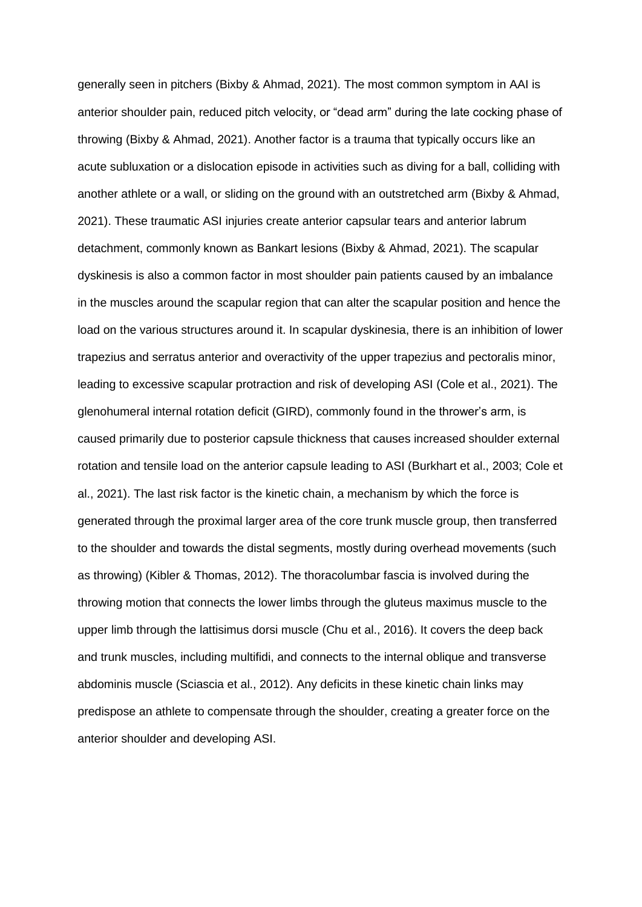generally seen in pitchers (Bixby & Ahmad, 2021). The most common symptom in AAI is anterior shoulder pain, reduced pitch velocity, or "dead arm" during the late cocking phase of throwing (Bixby & Ahmad, 2021). Another factor is a trauma that typically occurs like an acute subluxation or a dislocation episode in activities such as diving for a ball, colliding with another athlete or a wall, or sliding on the ground with an outstretched arm (Bixby & Ahmad, 2021). These traumatic ASI injuries create anterior capsular tears and anterior labrum detachment, commonly known as Bankart lesions (Bixby & Ahmad, 2021). The scapular dyskinesis is also a common factor in most shoulder pain patients caused by an imbalance in the muscles around the scapular region that can alter the scapular position and hence the load on the various structures around it. In scapular dyskinesia, there is an inhibition of lower trapezius and serratus anterior and overactivity of the upper trapezius and pectoralis minor, leading to excessive scapular protraction and risk of developing ASI (Cole et al., 2021). The glenohumeral internal rotation deficit (GIRD), commonly found in the thrower's arm, is caused primarily due to posterior capsule thickness that causes increased shoulder external rotation and tensile load on the anterior capsule leading to ASI (Burkhart et al., 2003; Cole et al., 2021). The last risk factor is the kinetic chain, a mechanism by which the force is generated through the proximal larger area of the core trunk muscle group, then transferred to the shoulder and towards the distal segments, mostly during overhead movements (such as throwing) (Kibler & Thomas, 2012). The thoracolumbar fascia is involved during the throwing motion that connects the lower limbs through the gluteus maximus muscle to the upper limb through the lattisimus dorsi muscle (Chu et al., 2016). It covers the deep back and trunk muscles, including multifidi, and connects to the internal oblique and transverse abdominis muscle (Sciascia et al., 2012). Any deficits in these kinetic chain links may predispose an athlete to compensate through the shoulder, creating a greater force on the anterior shoulder and developing ASI.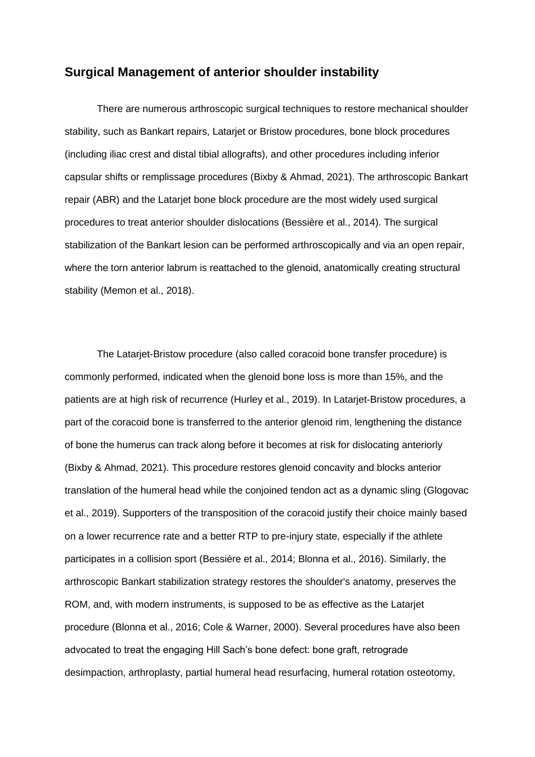## Surgical Management of anterior shoulder instability

There are numerous arthroscopic surgical techniques to restore mechanical shoulder stability, such as Bankart repairs, Latarjet or Bristow procedures, bone block procedures (including iliac crest and distal tibial allografts), and other procedures including inferior capsular shifts or remplissage procedures (Bixby & Ahmad, 2021). The arthroscopic Bankart repair (ABR) and the Latarjet bone block procedure are the most widely used surgical procedures to treat anterior shoulder dislocations (Bessière et al., 2014). The surgical stabilization of the Bankart lesion can be performed arthroscopically and via an open repair, where the torn anterior labrum is reattached to the glenoid, anatomically creating structural stability (Memon et al., 2018).

The Latarjet-Bristow procedure (also called coracoid bone transfer procedure) is commonly performed, indicated when the glenoid bone loss is more than 15%, and the patients are at high risk of recurrence (Hurley et al., 2019). In Latarjet-Bristow procedures, a part of the coracoid bone is transferred to the anterior glenoid rim, lengthening the distance of bone the humerus can track along before it becomes at risk for dislocating anteriorly (Bixby & Ahmad, 2021). This procedure restores glenoid concavity and blocks anterior translation of the humeral head while the conjoined tendon act as a dynamic sling (Glogovac et al., 2019). Supporters of the transposition of the coracoid justify their choice mainly based on a lower recurrence rate and a better RTP to pre-injury state, especially if the athlete participates in a collision sport (Bessière et al., 2014; Blonna et al., 2016). Similarly, the arthroscopic Bankart stabilization strategy restores the shoulder's anatomy, preserves the ROM, and, with modern instruments, is supposed to be as effective as the Latarjet procedure (Blonna et al., 2016; Cole & Warner, 2000). Several procedures have also been advocated to treat the engaging Hill Sach's bone defect: bone graft, retrograde desimpaction, arthroplasty, partial humeral head resurfacing, humeral rotation osteotomy,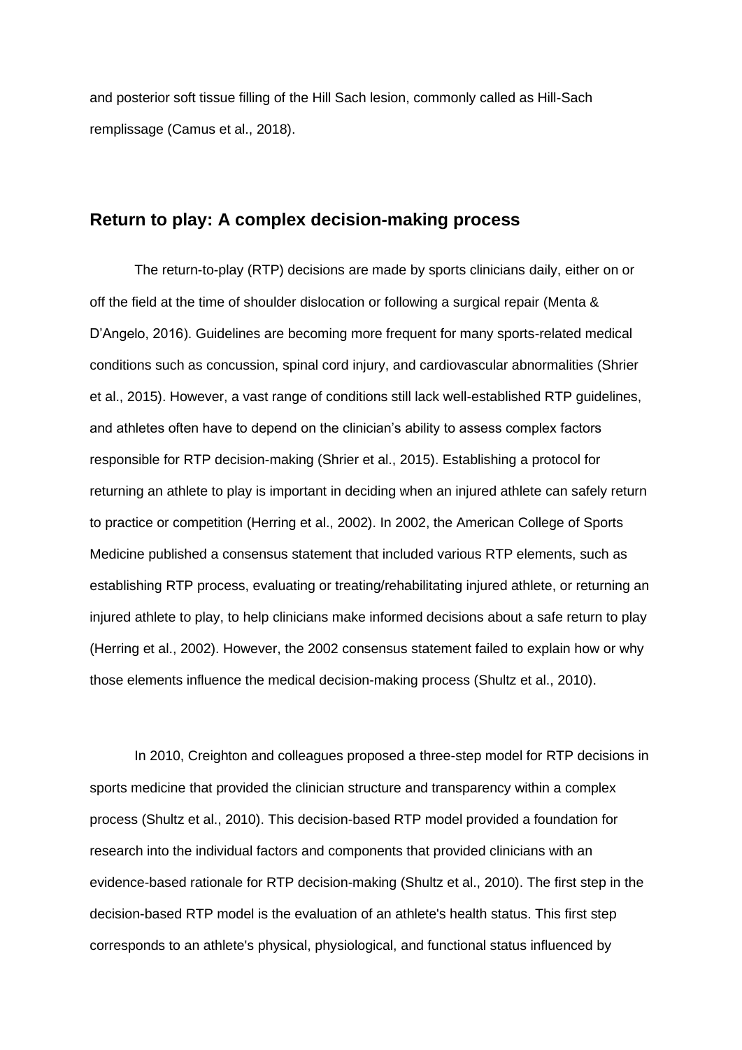and posterior soft tissue filling of the Hill Sach lesion, commonly called as Hill-Sach remplissage (Camus et al., 2018).

## Return to play: A complex decision-making process

The return-to-play (RTP) decisions are made by sports clinicians daily, either on or off the field at the time of shoulder dislocation or following a surgical repair (Menta & D'Angelo, 2016). Guidelines are becoming more frequent for many sports-related medical conditions such as concussion, spinal cord injury, and cardiovascular abnormalities (Shrier et al., 2015). However, a vast range of conditions still lack well-established RTP guidelines, and athletes often have to depend on the clinician's ability to assess complex factors responsible for RTP decision-making (Shrier et al., 2015). Establishing a protocol for returning an athlete to play is important in deciding when an injured athlete can safely return to practice or competition (Herring et al., 2002). In 2002, the American College of Sports Medicine published a consensus statement that included various RTP elements, such as establishing RTP process, evaluating or treating/rehabilitating injured athlete, or returning an injured athlete to play, to help clinicians make informed decisions about a safe return to play (Herring et al., 2002). However, the 2002 consensus statement failed to explain how or why those elements influence the medical decision-making process (Shultz et al., 2010).

In 2010, Creighton and colleagues proposed a three-step model for RTP decisions in sports medicine that provided the clinician structure and transparency within a complex process (Shultz et al., 2010). This decision-based RTP model provided a foundation for research into the individual factors and components that provided clinicians with an evidence-based rationale for RTP decision-making (Shultz et al., 2010). The first step in the decision-based RTP model is the evaluation of an athlete's health status. This first step corresponds to an athlete's physical, physiological, and functional status influenced by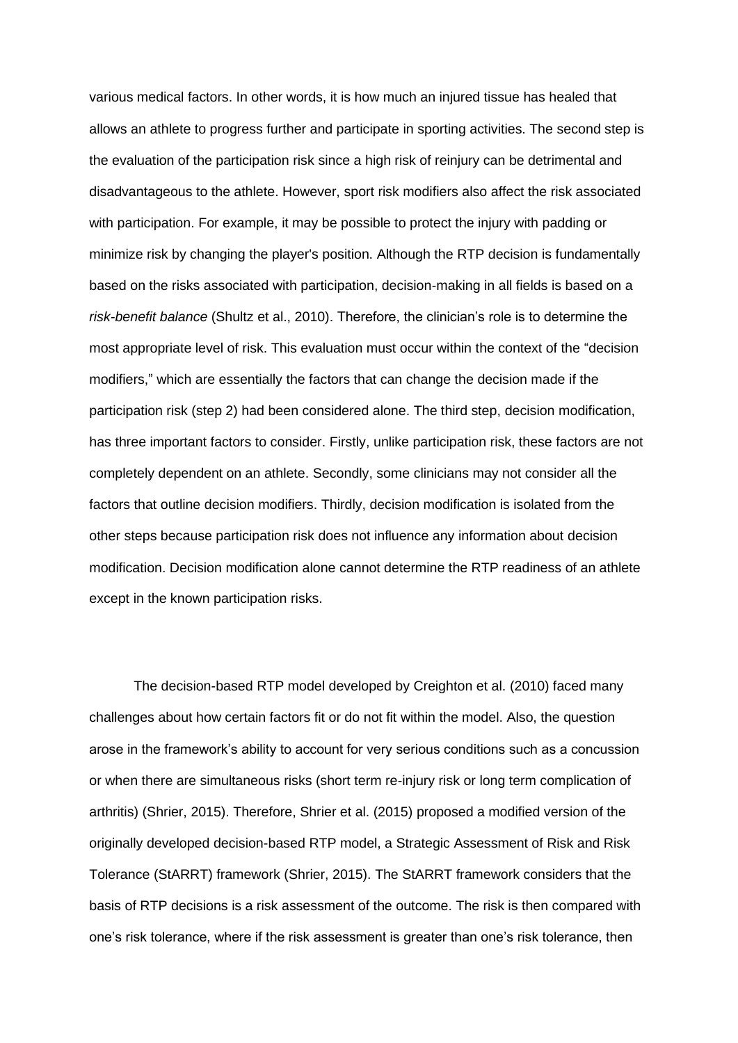various medical factors. In other words, it is how much an injured tissue has healed that allows an athlete to progress further and participate in sporting activities. The second step is the evaluation of the participation risk since a high risk of reinjury can be detrimental and disadvantageous to the athlete. However, sport risk modifiers also affect the risk associated with participation. For example, it may be possible to protect the injury with padding or minimize risk by changing the player's position. Although the RTP decision is fundamentally based on the risks associated with participation, decision-making in all fields is based on a *risk-benefit balance* (Shultz et al., 2010). Therefore, the clinician's role is to determine the most appropriate level of risk. This evaluation must occur within the context of the "decision modifiers," which are essentially the factors that can change the decision made if the participation risk (step 2) had been considered alone. The third step, decision modification, has three important factors to consider. Firstly, unlike participation risk, these factors are not completely dependent on an athlete. Secondly, some clinicians may not consider all the factors that outline decision modifiers. Thirdly, decision modification is isolated from the other steps because participation risk does not influence any information about decision modification. Decision modification alone cannot determine the RTP readiness of an athlete except in the known participation risks.

The decision-based RTP model developed by Creighton et al. (2010) faced many challenges about how certain factors fit or do not fit within the model. Also, the question arose in the framework's ability to account for very serious conditions such as a concussion or when there are simultaneous risks (short term re-injury risk or long term complication of arthritis) (Shrier, 2015). Therefore, Shrier et al. (2015) proposed a modified version of the originally developed decision-based RTP model, a Strategic Assessment of Risk and Risk Tolerance (StARRT) framework (Shrier, 2015). The StARRT framework considers that the basis of RTP decisions is a risk assessment of the outcome. The risk is then compared with one's risk tolerance, where if the risk assessment is greater than one's risk tolerance, then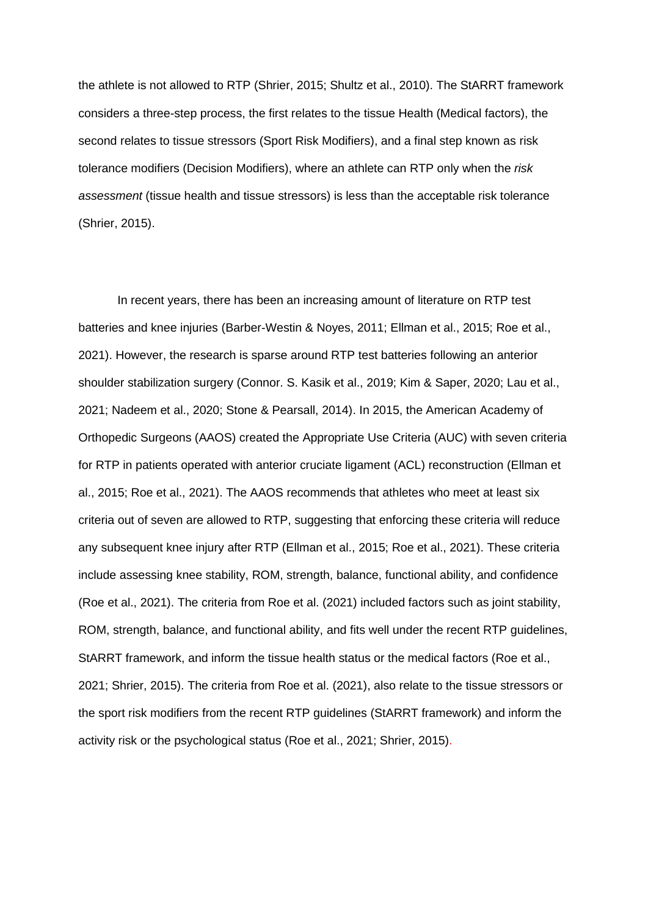the athlete is not allowed to RTP (Shrier, 2015; Shultz et al., 2010). The StARRT framework considers a three-step process, the first relates to the tissue Health (Medical factors), the second relates to tissue stressors (Sport Risk Modifiers), and a final step known as risk tolerance modifiers (Decision Modifiers), where an athlete can RTP only when the *risk assessment* (tissue health and tissue stressors) is less than the acceptable risk tolerance (Shrier, 2015).

In recent years, there has been an increasing amount of literature on RTP test batteries and knee injuries (Barber-Westin & Noyes, 2011; Ellman et al., 2015; Roe et al., 2021). However, the research is sparse around RTP test batteries following an anterior shoulder stabilization surgery (Connor. S. Kasik et al., 2019; Kim & Saper, 2020; Lau et al., 2021; Nadeem et al., 2020; Stone & Pearsall, 2014). In 2015, the American Academy of Orthopedic Surgeons (AAOS) created the Appropriate Use Criteria (AUC) with seven criteria for RTP in patients operated with anterior cruciate ligament (ACL) reconstruction (Ellman et al., 2015; Roe et al., 2021). The AAOS recommends that athletes who meet at least six criteria out of seven are allowed to RTP, suggesting that enforcing these criteria will reduce any subsequent knee injury after RTP (Ellman et al., 2015; Roe et al., 2021). These criteria include assessing knee stability, ROM, strength, balance, functional ability, and confidence (Roe et al., 2021). The criteria from Roe et al. (2021) included factors such as joint stability, ROM, strength, balance, and functional ability, and fits well under the recent RTP guidelines, StARRT framework, and inform the tissue health status or the medical factors (Roe et al., 2021; Shrier, 2015). The criteria from Roe et al. (2021), also relate to the tissue stressors or the sport risk modifiers from the recent RTP guidelines (StARRT framework) and inform the activity risk or the psychological status (Roe et al., 2021; Shrier, 2015).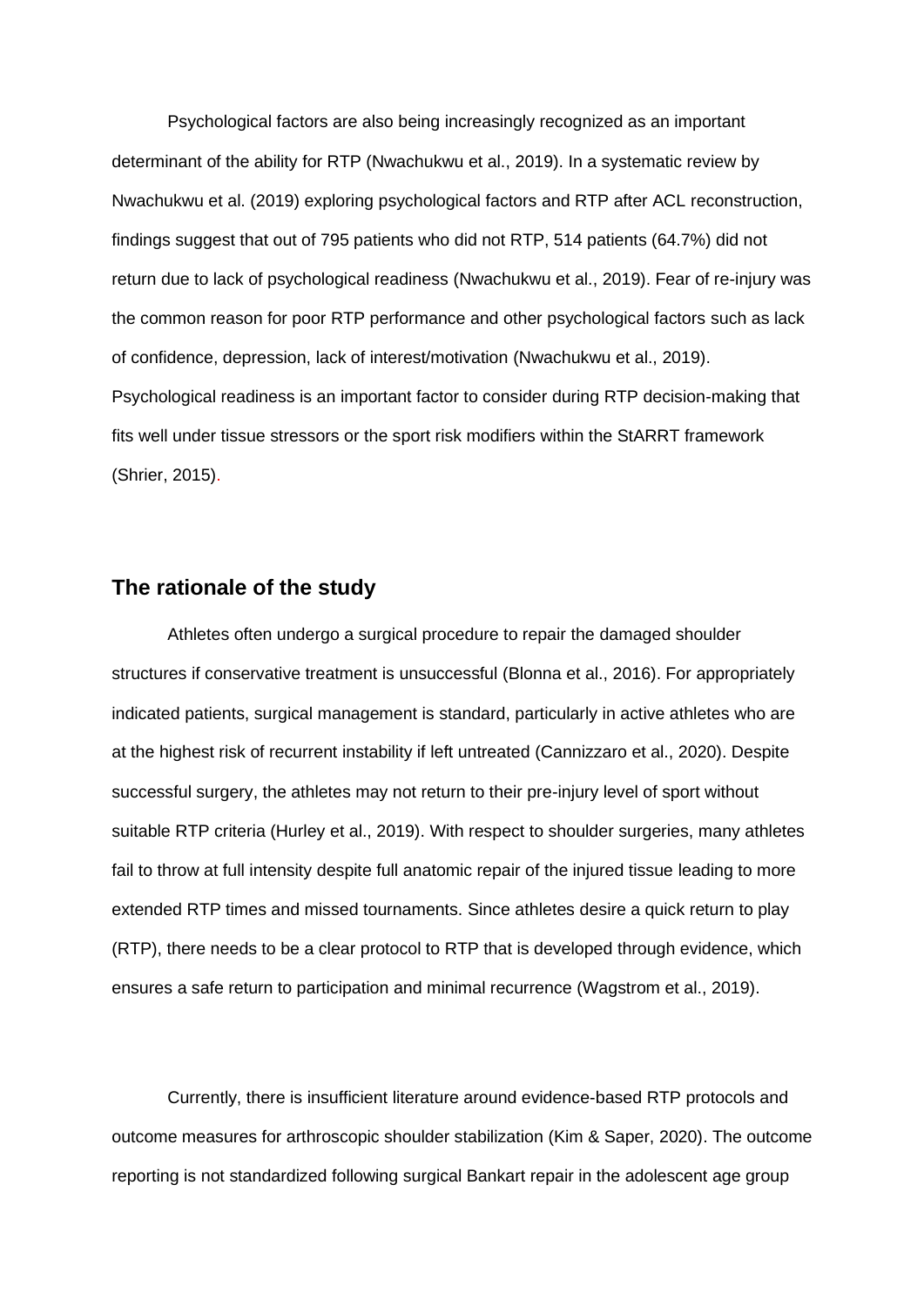Psychological factors are also being increasingly recognized as an important determinant of the ability for RTP (Nwachukwu et al., 2019). In a systematic review by Nwachukwu et al. (2019) exploring psychological factors and RTP after ACL reconstruction, findings suggest that out of 795 patients who did not RTP, 514 patients (64.7%) did not return due to lack of psychological readiness (Nwachukwu et al., 2019). Fear of re-injury was the common reason for poor RTP performance and other psychological factors such as lack of confidence, depression, lack of interest/motivation (Nwachukwu et al., 2019). Psychological readiness is an important factor to consider during RTP decision-making that fits well under tissue stressors or the sport risk modifiers within the StARRT framework (Shrier, 2015).

## The rationale of the study

Athletes often undergo a surgical procedure to repair the damaged shoulder structures if conservative treatment is unsuccessful (Blonna et al., 2016). For appropriately indicated patients, surgical management is standard, particularly in active athletes who are at the highest risk of recurrent instability if left untreated (Cannizzaro et al., 2020). Despite successful surgery, the athletes may not return to their pre-injury level of sport without suitable RTP criteria (Hurley et al., 2019). With respect to shoulder surgeries, many athletes fail to throw at full intensity despite full anatomic repair of the injured tissue leading to more extended RTP times and missed tournaments. Since athletes desire a quick return to play (RTP), there needs to be a clear protocol to RTP that is developed through evidence, which ensures a safe return to participation and minimal recurrence (Wagstrom et al., 2019).

Currently, there is insufficient literature around evidence-based RTP protocols and outcome measures for arthroscopic shoulder stabilization (Kim & Saper, 2020). The outcome reporting is not standardized following surgical Bankart repair in the adolescent age group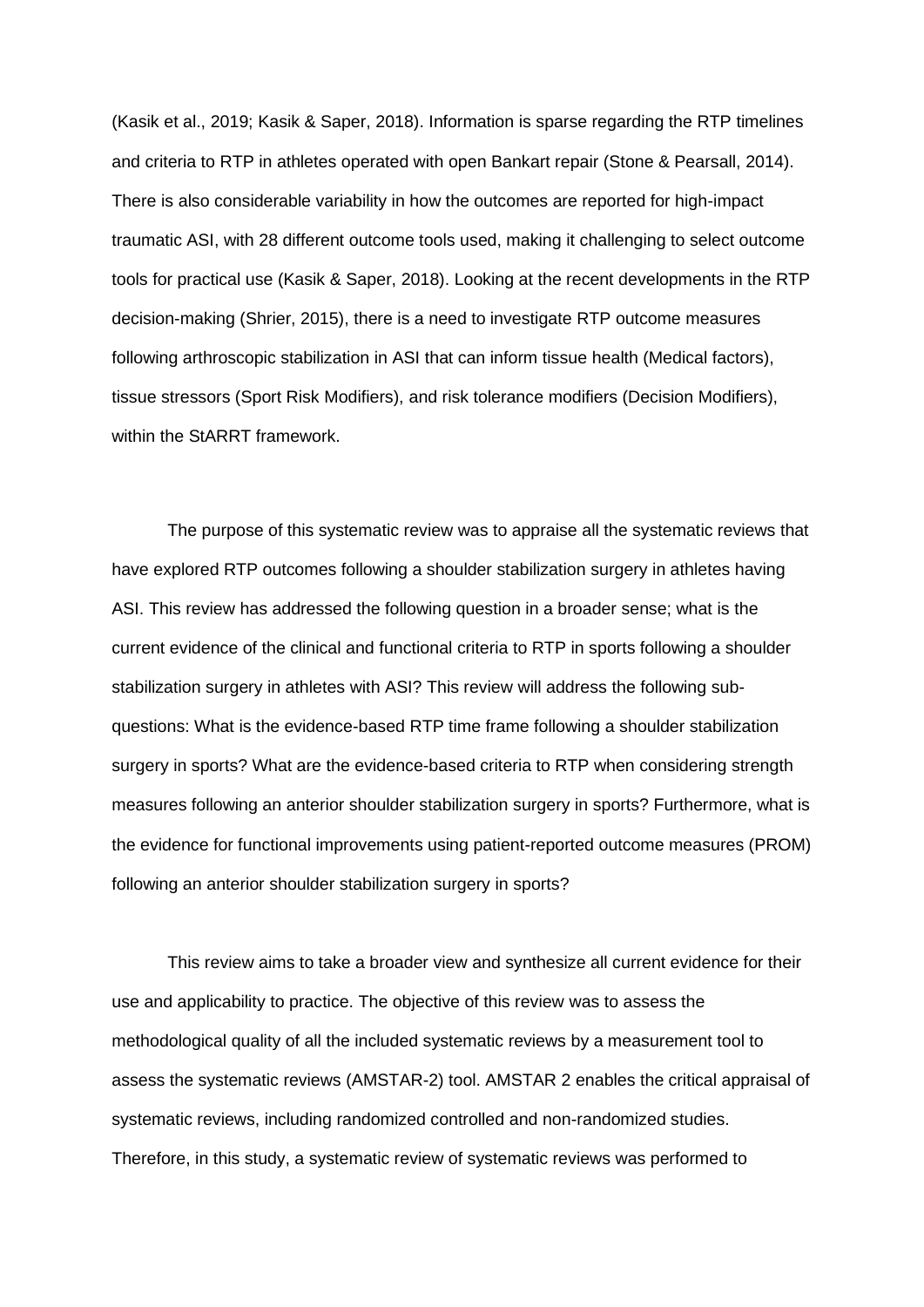(Kasik et al., 2019; Kasik & Saper, 2018). Information is sparse regarding the RTP timelines and criteria to RTP in athletes operated with open Bankart repair (Stone & Pearsall, 2014). There is also considerable variability in how the outcomes are reported for high-impact traumatic ASI, with 28 different outcome tools used, making it challenging to select outcome tools for practical use (Kasik & Saper, 2018). Looking at the recent developments in the RTP decision-making (Shrier, 2015), there is a need to investigate RTP outcome measures following arthroscopic stabilization in ASI that can inform tissue health (Medical factors), tissue stressors (Sport Risk Modifiers), and risk tolerance modifiers (Decision Modifiers), within the StARRT framework.

The purpose of this systematic review was to appraise all the systematic reviews that have explored RTP outcomes following a shoulder stabilization surgery in athletes having ASI. This review has addressed the following question in a broader sense; what is the current evidence of the clinical and functional criteria to RTP in sports following a shoulder stabilization surgery in athletes with ASI? This review will address the following sub-questions: What is the evidence-based RTP time frame following a shoulder stabilization surgery in sports? What are the evidence-based criteria to RTP when considering strength measures following an anterior shoulder stabilization surgery in sports? Furthermore, what is the evidence for functional improvements using patient-reported outcome measures (PROM) following an anterior shoulder stabilization surgery in sports?

This review aims to take a broader view and synthesize all current evidence for their use and applicability to practice. The objective of this review was to assess the methodological quality of all the included systematic reviews by a measurement tool to assess the systematic reviews (AMSTAR-2) tool. AMSTAR 2 enables the critical appraisal of systematic reviews, including randomized controlled and non-randomized studies. Therefore, in this study, a systematic review of systematic reviews was performed to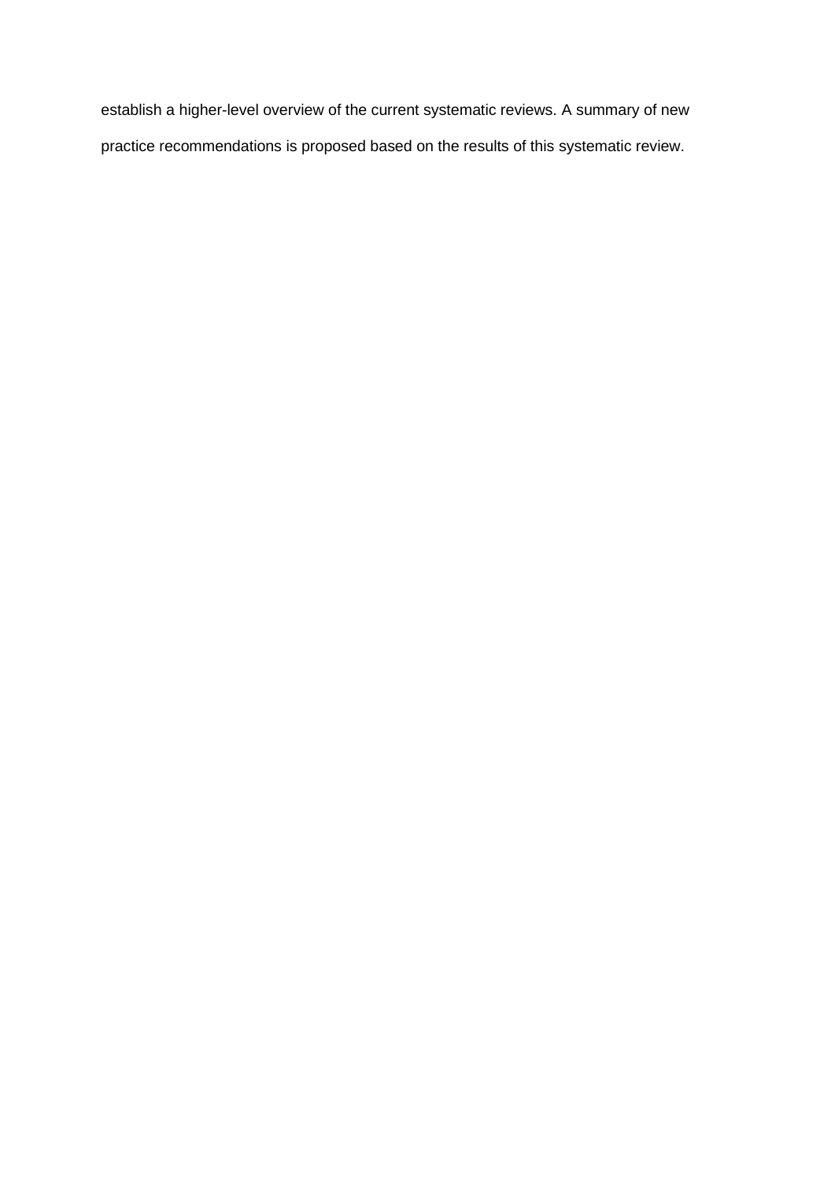establish a higher-level overview of the current systematic reviews. A summary of new practice recommendations is proposed based on the results of this systematic review.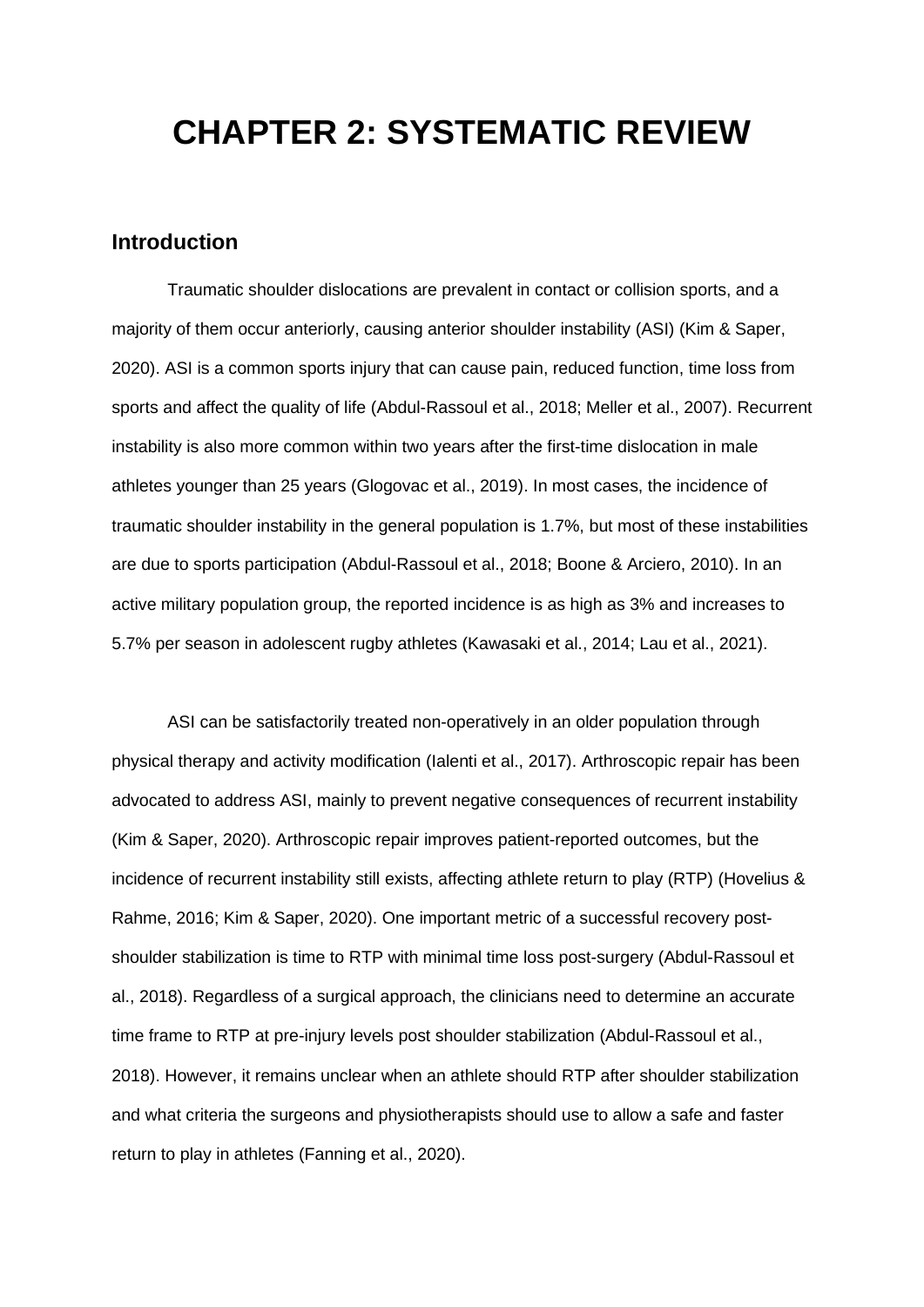# CHAPTER 2: SYSTEMATIC REVIEW

## Introduction

Traumatic shoulder dislocations are prevalent in contact or collision sports, and a majority of them occur anteriorly, causing anterior shoulder instability (ASI) (Kim & Saper, 2020). ASI is a common sports injury that can cause pain, reduced function, time loss from sports and affect the quality of life (Abdul-Rassoul et al., 2018; Meller et al., 2007). Recurrent instability is also more common within two years after the first-time dislocation in male athletes younger than 25 years (Glogovac et al., 2019). In most cases, the incidence of traumatic shoulder instability in the general population is 1.7%, but most of these instabilities are due to sports participation (Abdul-Rassoul et al., 2018; Boone & Arciero, 2010). In an active military population group, the reported incidence is as high as 3% and increases to 5.7% per season in adolescent rugby athletes (Kawasaki et al., 2014; Lau et al., 2021).

ASI can be satisfactorily treated non-operatively in an older population through physical therapy and activity modification (Ialenti et al., 2017). Arthroscopic repair has been advocated to address ASI, mainly to prevent negative consequences of recurrent instability (Kim & Saper, 2020). Arthroscopic repair improves patient-reported outcomes, but the incidence of recurrent instability still exists, affecting athlete return to play (RTP) (Hovelius & Rahme, 2016; Kim & Saper, 2020). One important metric of a successful recovery post-shoulder stabilization is time to RTP with minimal time loss post-surgery (Abdul-Rassoul et al., 2018). Regardless of a surgical approach, the clinicians need to determine an accurate time frame to RTP at pre-injury levels post shoulder stabilization (Abdul-Rassoul et al., 2018). However, it remains unclear when an athlete should RTP after shoulder stabilization and what criteria the surgeons and physiotherapists should use to allow a safe and faster return to play in athletes (Fanning et al., 2020).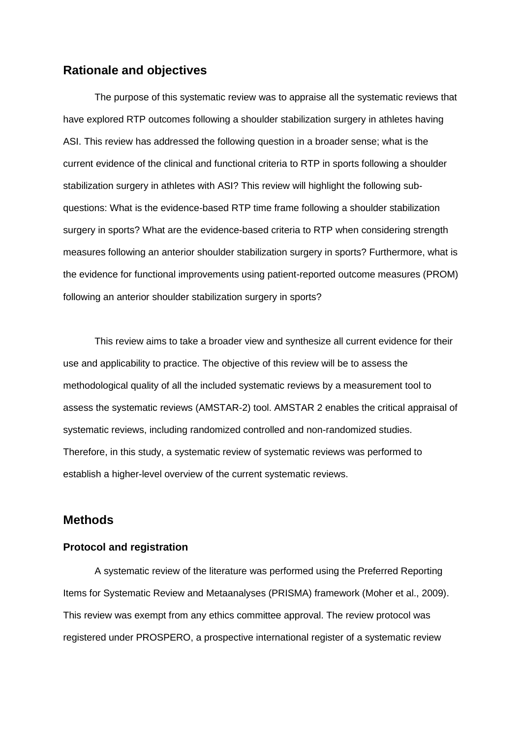## Rationale and objectives

The purpose of this systematic review was to appraise all the systematic reviews that have explored RTP outcomes following a shoulder stabilization surgery in athletes having ASI. This review has addressed the following question in a broader sense; what is the current evidence of the clinical and functional criteria to RTP in sports following a shoulder stabilization surgery in athletes with ASI? This review will highlight the following sub-questions: What is the evidence-based RTP time frame following a shoulder stabilization surgery in sports? What are the evidence-based criteria to RTP when considering strength measures following an anterior shoulder stabilization surgery in sports? Furthermore, what is the evidence for functional improvements using patient-reported outcome measures (PROM) following an anterior shoulder stabilization surgery in sports?

This review aims to take a broader view and synthesize all current evidence for their use and applicability to practice. The objective of this review will be to assess the methodological quality of all the included systematic reviews by a measurement tool to assess the systematic reviews (AMSTAR-2) tool. AMSTAR 2 enables the critical appraisal of systematic reviews, including randomized controlled and non-randomized studies. Therefore, in this study, a systematic review of systematic reviews was performed to establish a higher-level overview of the current systematic reviews.

## Methods

### Protocol and registration

A systematic review of the literature was performed using the Preferred Reporting Items for Systematic Review and Metaanalyses (PRISMA) framework (Moher et al., 2009). This review was exempt from any ethics committee approval. The review protocol was registered under PROSPERO, a prospective international register of a systematic review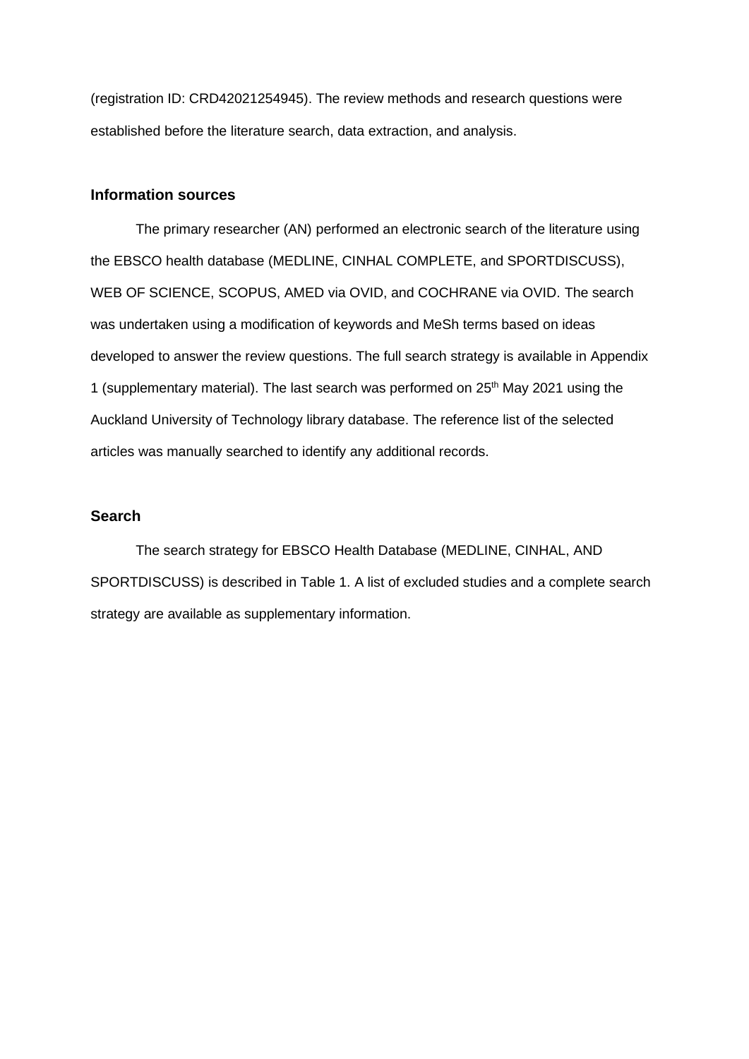(registration ID: CRD42021254945). The review methods and research questions were established before the literature search, data extraction, and analysis.

### Information sources

The primary researcher (AN) performed an electronic search of the literature using the EBSCO health database (MEDLINE, CINHAL COMPLETE, and SPORTDISCUSS), WEB OF SCIENCE, SCOPUS, AMED via OVID, and COCHRANE via OVID. The search was undertaken using a modification of keywords and MeSh terms based on ideas developed to answer the review questions. The full search strategy is available in Appendix 1 (supplementary material). The last search was performed on 25th May 2021 using the Auckland University of Technology library database. The reference list of the selected articles was manually searched to identify any additional records.

### Search

The search strategy for EBSCO Health Database (MEDLINE, CINHAL, AND SPORTDISCUSS) is described in Table 1. A list of excluded studies and a complete search strategy are available as supplementary information.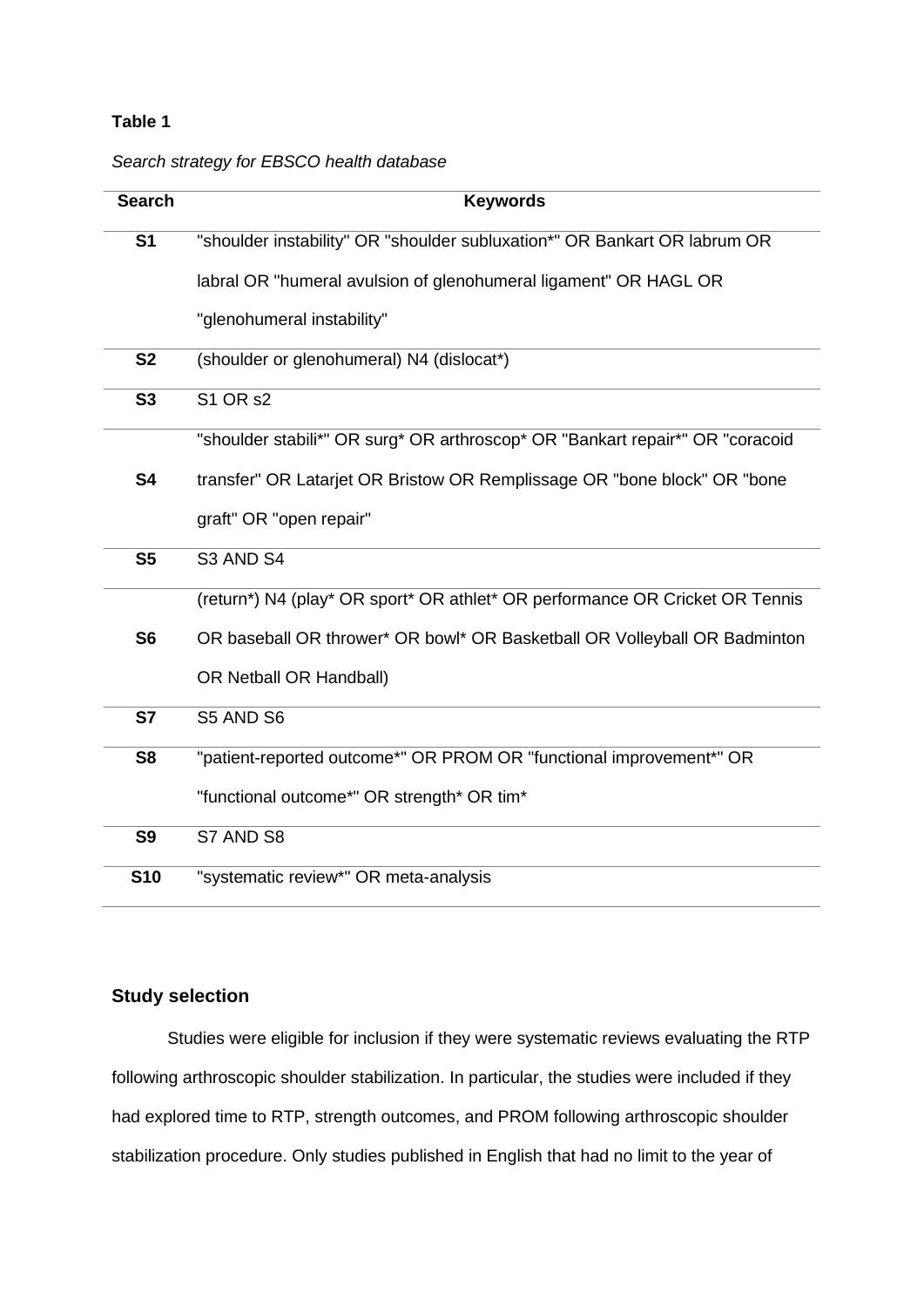**Table 1**

*Search strategy for EBSCO health database*

| Search | Keywords |
|---|---|
| **S1** | "shoulder instability" OR "shoulder subluxation*" OR Bankart OR labrum OR labral OR "humeral avulsion of glenohumeral ligament" OR HAGL OR "glenohumeral instability" |
| **S2** | (shoulder or glenohumeral) N4 (dislocat*) |
| **S3** | S1 OR s2 |
| **S4** | "shoulder stabili*" OR surg* OR arthroscop* OR "Bankart repair*" OR "coracoid transfer" OR Latarjet OR Bristow OR Remplissage OR "bone block" OR "bone graft" OR "open repair" |
| **S5** | S3 AND S4 |
| **S6** | (return*) N4 (play* OR sport* OR athlet* OR performance OR Cricket OR Tennis OR baseball OR thrower* OR bowl* OR Basketball OR Volleyball OR Badminton OR Netball OR Handball) |
| **S7** | S5 AND S6 |
| **S8** | "patient-reported outcome*" OR PROM OR "functional improvement*" OR "functional outcome*" OR strength* OR tim* |
| **S9** | S7 AND S8 |
| **S10** | "systematic review*" OR meta-analysis |

### Study selection

Studies were eligible for inclusion if they were systematic reviews evaluating the RTP following arthroscopic shoulder stabilization. In particular, the studies were included if they had explored time to RTP, strength outcomes, and PROM following arthroscopic shoulder stabilization procedure. Only studies published in English that had no limit to the year of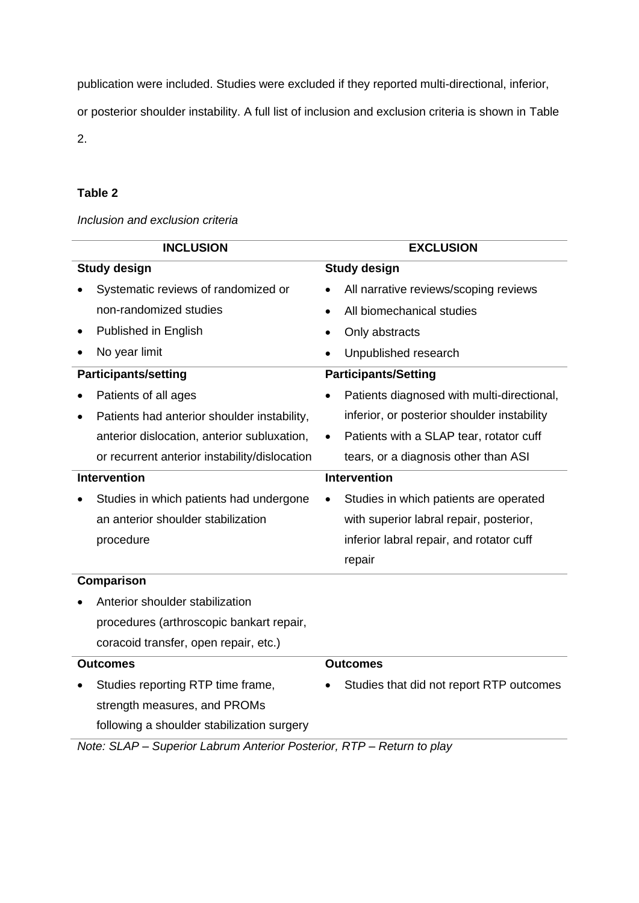publication were included. Studies were excluded if they reported multi-directional, inferior, or posterior shoulder instability. A full list of inclusion and exclusion criteria is shown in Table 2.

**Table 2**

*Inclusion and exclusion criteria*

| INCLUSION | EXCLUSION |
|---|---|
| **Study design** | **Study design** |
| • Systematic reviews of randomized or non-randomized studies<br>• Published in English<br>• No year limit | • All narrative reviews/scoping reviews<br>• All biomechanical studies<br>• Only abstracts<br>• Unpublished research |
| **Participants/setting** | **Participants/Setting** |
| • Patients of all ages<br>• Patients had anterior shoulder instability, anterior dislocation, anterior subluxation, or recurrent anterior instability/dislocation | • Patients diagnosed with multi-directional, inferior, or posterior shoulder instability<br>• Patients with a SLAP tear, rotator cuff tears, or a diagnosis other than ASI |
| **Intervention** | **Intervention** |
| • Studies in which patients had undergone an anterior shoulder stabilization procedure | • Studies in which patients are operated with superior labral repair, posterior, inferior labral repair, and rotator cuff repair |
| **Comparison** | |
| • Anterior shoulder stabilization procedures (arthroscopic bankart repair, coracoid transfer, open repair, etc.) | |
| **Outcomes** | **Outcomes** |
| • Studies reporting RTP time frame, strength measures, and PROMs following a shoulder stabilization surgery | • Studies that did not report RTP outcomes |

*Note: SLAP – Superior Labrum Anterior Posterior, RTP – Return to play*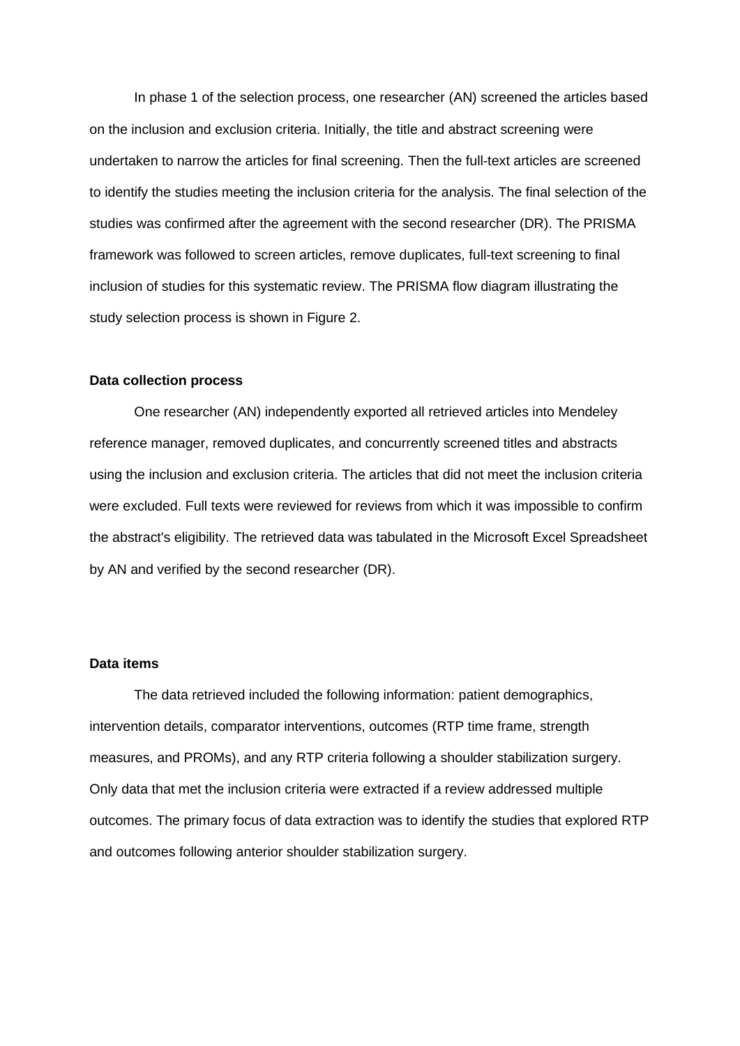In phase 1 of the selection process, one researcher (AN) screened the articles based on the inclusion and exclusion criteria. Initially, the title and abstract screening were undertaken to narrow the articles for final screening. Then the full-text articles are screened to identify the studies meeting the inclusion criteria for the analysis. The final selection of the studies was confirmed after the agreement with the second researcher (DR). The PRISMA framework was followed to screen articles, remove duplicates, full-text screening to final inclusion of studies for this systematic review. The PRISMA flow diagram illustrating the study selection process is shown in Figure 2.

**Data collection process**

One researcher (AN) independently exported all retrieved articles into Mendeley reference manager, removed duplicates, and concurrently screened titles and abstracts using the inclusion and exclusion criteria. The articles that did not meet the inclusion criteria were excluded. Full texts were reviewed for reviews from which it was impossible to confirm the abstract's eligibility. The retrieved data was tabulated in the Microsoft Excel Spreadsheet by AN and verified by the second researcher (DR).

**Data items**

The data retrieved included the following information: patient demographics, intervention details, comparator interventions, outcomes (RTP time frame, strength measures, and PROMs), and any RTP criteria following a shoulder stabilization surgery. Only data that met the inclusion criteria were extracted if a review addressed multiple outcomes. The primary focus of data extraction was to identify the studies that explored RTP and outcomes following anterior shoulder stabilization surgery.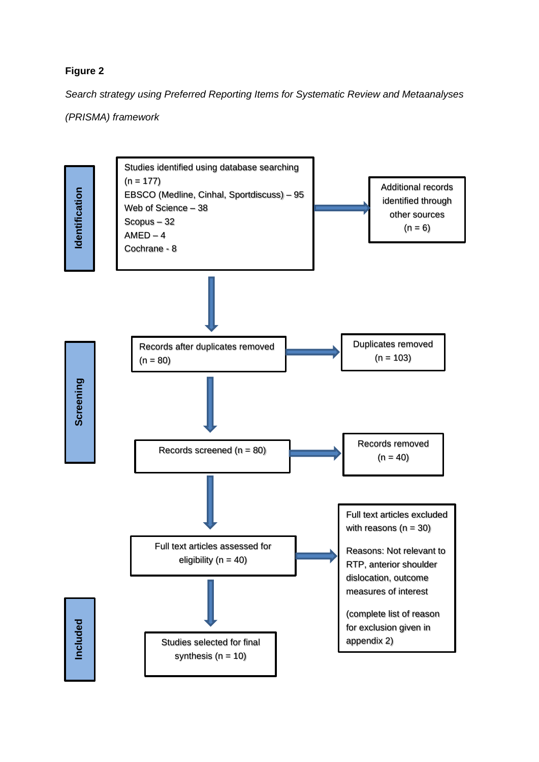**Figure 2**

*Search strategy using Preferred Reporting Items for Systematic Review and Metaanalyses (PRISMA) framework*

**Identification**

Studies identified using database searching
(n = 177)
EBSCO (Medline, Cinhal, Sportdiscuss) – 95
Web of Science – 38
Scopus – 32
AMED – 4
Cochrane - 8

Additional records identified through other sources
(n = 6)

**Screening**

Records after duplicates removed
(n = 80)

Duplicates removed
(n = 103)

Records screened (n = 80)

Records removed
(n = 40)

Full text articles assessed for eligibility (n = 40)

Full text articles excluded with reasons (n = 30)

Reasons: Not relevant to RTP, anterior shoulder dislocation, outcome measures of interest

(complete list of reason for exclusion given in appendix 2)

**Included**

Studies selected for final synthesis (n = 10)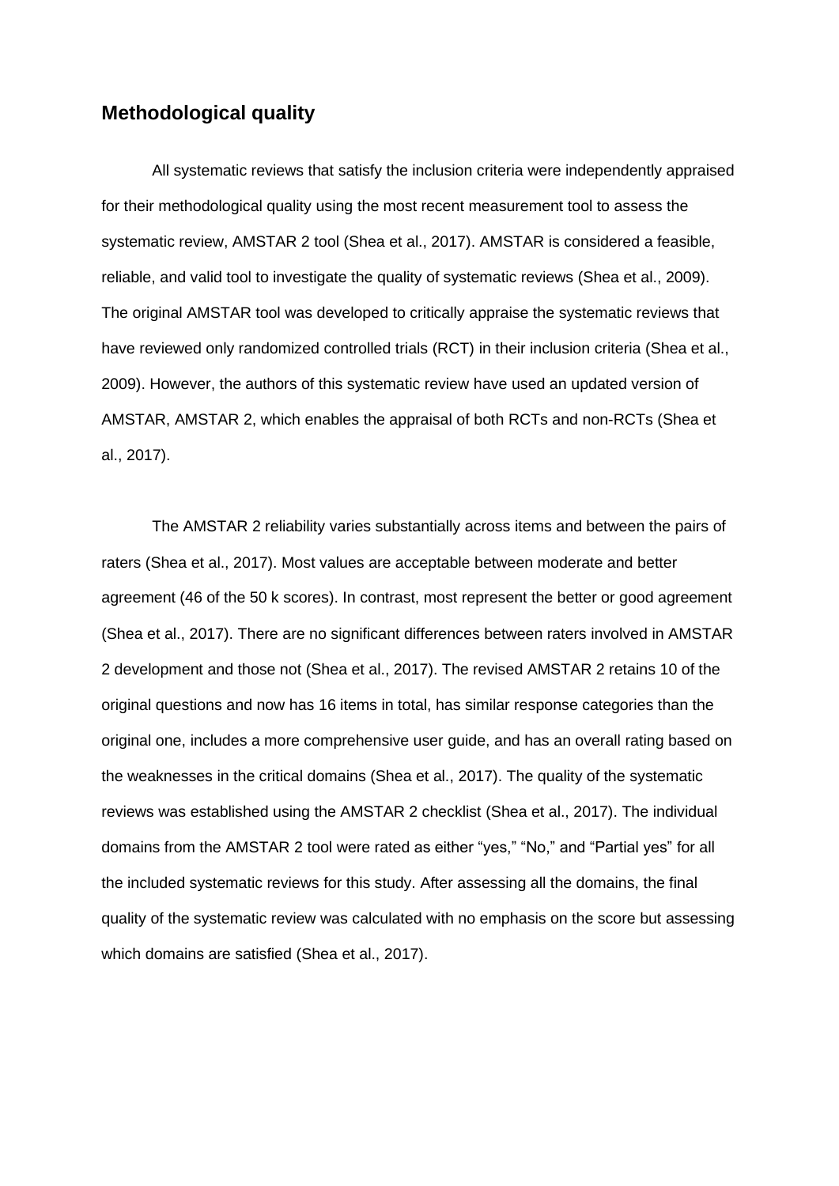## Methodological quality

All systematic reviews that satisfy the inclusion criteria were independently appraised for their methodological quality using the most recent measurement tool to assess the systematic review, AMSTAR 2 tool (Shea et al., 2017). AMSTAR is considered a feasible, reliable, and valid tool to investigate the quality of systematic reviews (Shea et al., 2009). The original AMSTAR tool was developed to critically appraise the systematic reviews that have reviewed only randomized controlled trials (RCT) in their inclusion criteria (Shea et al., 2009). However, the authors of this systematic review have used an updated version of AMSTAR, AMSTAR 2, which enables the appraisal of both RCTs and non-RCTs (Shea et al., 2017).

The AMSTAR 2 reliability varies substantially across items and between the pairs of raters (Shea et al., 2017). Most values are acceptable between moderate and better agreement (46 of the 50 k scores). In contrast, most represent the better or good agreement (Shea et al., 2017). There are no significant differences between raters involved in AMSTAR 2 development and those not (Shea et al., 2017). The revised AMSTAR 2 retains 10 of the original questions and now has 16 items in total, has similar response categories than the original one, includes a more comprehensive user guide, and has an overall rating based on the weaknesses in the critical domains (Shea et al., 2017). The quality of the systematic reviews was established using the AMSTAR 2 checklist (Shea et al., 2017). The individual domains from the AMSTAR 2 tool were rated as either "yes," "No," and "Partial yes" for all the included systematic reviews for this study. After assessing all the domains, the final quality of the systematic review was calculated with no emphasis on the score but assessing which domains are satisfied (Shea et al., 2017).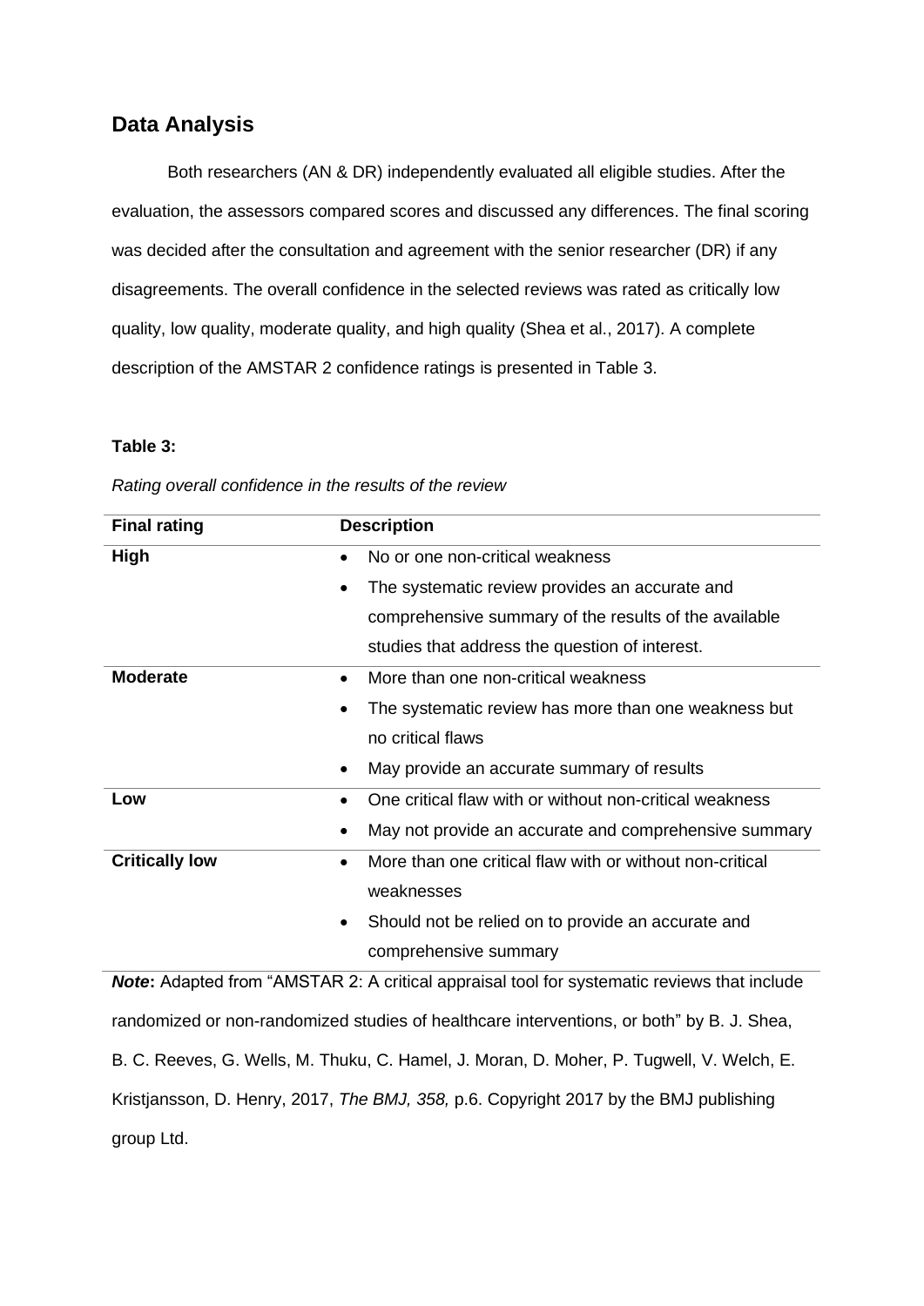## Data Analysis

Both researchers (AN & DR) independently evaluated all eligible studies. After the evaluation, the assessors compared scores and discussed any differences. The final scoring was decided after the consultation and agreement with the senior researcher (DR) if any disagreements. The overall confidence in the selected reviews was rated as critically low quality, low quality, moderate quality, and high quality (Shea et al., 2017). A complete description of the AMSTAR 2 confidence ratings is presented in Table 3.

**Table 3:**

*Rating overall confidence in the results of the review*

| Final rating | Description |
|---|---|
| **High** | • No or one non-critical weakness<br>• The systematic review provides an accurate and comprehensive summary of the results of the available studies that address the question of interest. |
| **Moderate** | • More than one non-critical weakness<br>• The systematic review has more than one weakness but no critical flaws<br>• May provide an accurate summary of results |
| **Low** | • One critical flaw with or without non-critical weakness<br>• May not provide an accurate and comprehensive summary |
| **Critically low** | • More than one critical flaw with or without non-critical weaknesses<br>• Should not be relied on to provide an accurate and comprehensive summary |

***Note*****:** Adapted from "AMSTAR 2: A critical appraisal tool for systematic reviews that include randomized or non-randomized studies of healthcare interventions, or both" by B. J. Shea, B. C. Reeves, G. Wells, M. Thuku, C. Hamel, J. Moran, D. Moher, P. Tugwell, V. Welch, E. Kristjansson, D. Henry, 2017, *The BMJ, 358,* p.6. Copyright 2017 by the BMJ publishing group Ltd.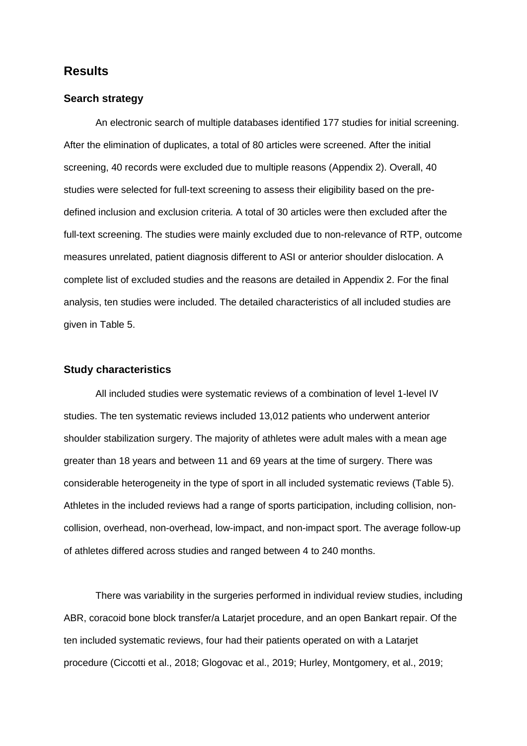## Results

### Search strategy

An electronic search of multiple databases identified 177 studies for initial screening. After the elimination of duplicates, a total of 80 articles were screened. After the initial screening, 40 records were excluded due to multiple reasons (Appendix 2). Overall, 40 studies were selected for full-text screening to assess their eligibility based on the pre-defined inclusion and exclusion criteria. A total of 30 articles were then excluded after the full-text screening. The studies were mainly excluded due to non-relevance of RTP, outcome measures unrelated, patient diagnosis different to ASI or anterior shoulder dislocation. A complete list of excluded studies and the reasons are detailed in Appendix 2. For the final analysis, ten studies were included. The detailed characteristics of all included studies are given in Table 5.

### Study characteristics

All included studies were systematic reviews of a combination of level 1-level IV studies. The ten systematic reviews included 13,012 patients who underwent anterior shoulder stabilization surgery. The majority of athletes were adult males with a mean age greater than 18 years and between 11 and 69 years at the time of surgery. There was considerable heterogeneity in the type of sport in all included systematic reviews (Table 5). Athletes in the included reviews had a range of sports participation, including collision, non-collision, overhead, non-overhead, low-impact, and non-impact sport. The average follow-up of athletes differed across studies and ranged between 4 to 240 months.

There was variability in the surgeries performed in individual review studies, including ABR, coracoid bone block transfer/a Latarjet procedure, and an open Bankart repair. Of the ten included systematic reviews, four had their patients operated on with a Latarjet procedure (Ciccotti et al., 2018; Glogovac et al., 2019; Hurley, Montgomery, et al., 2019;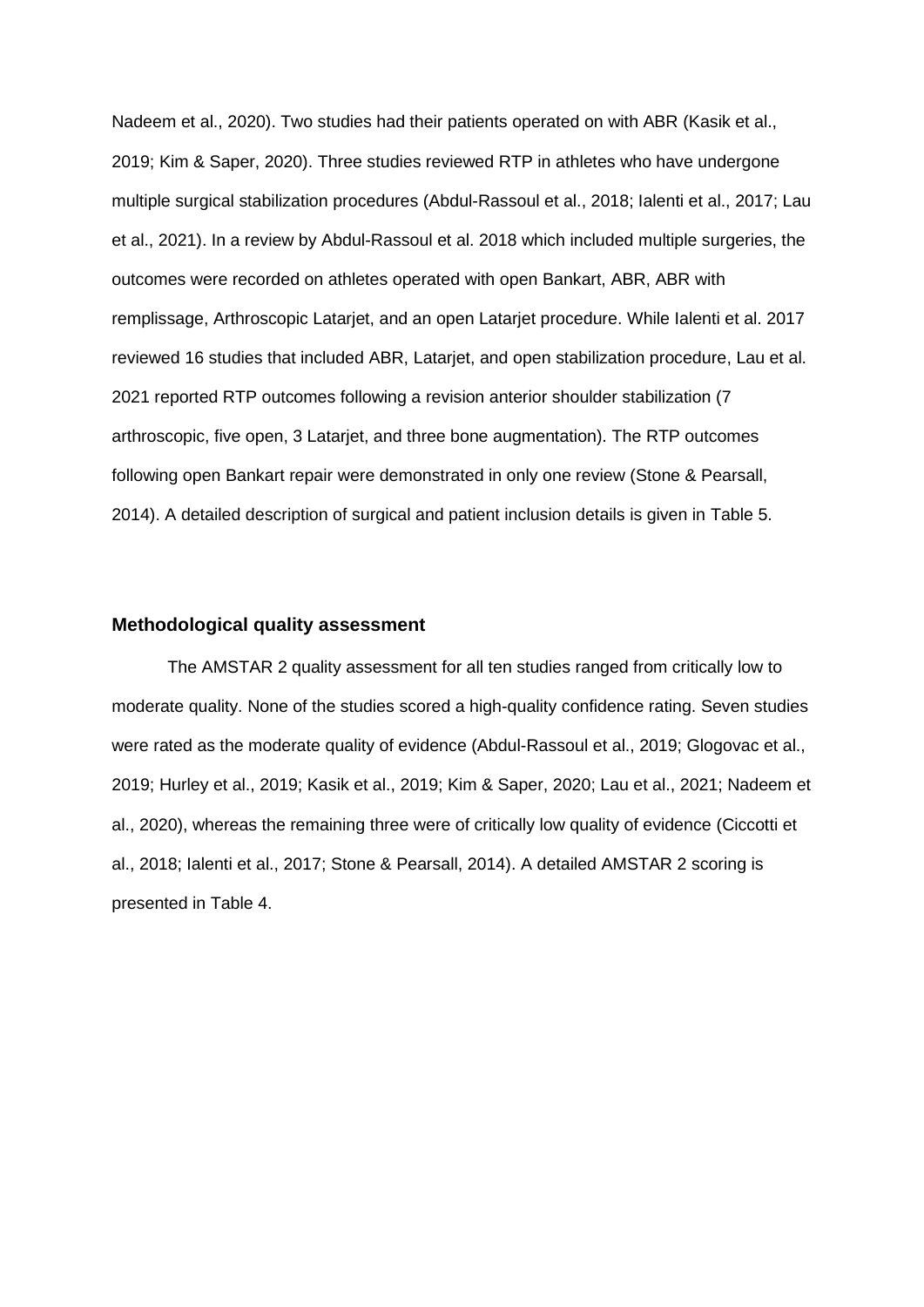Nadeem et al., 2020). Two studies had their patients operated on with ABR (Kasik et al., 2019; Kim & Saper, 2020). Three studies reviewed RTP in athletes who have undergone multiple surgical stabilization procedures (Abdul-Rassoul et al., 2018; Ialenti et al., 2017; Lau et al., 2021). In a review by Abdul-Rassoul et al. 2018 which included multiple surgeries, the outcomes were recorded on athletes operated with open Bankart, ABR, ABR with remplissage, Arthroscopic Latarjet, and an open Latarjet procedure. While Ialenti et al. 2017 reviewed 16 studies that included ABR, Latarjet, and open stabilization procedure, Lau et al. 2021 reported RTP outcomes following a revision anterior shoulder stabilization (7 arthroscopic, five open, 3 Latarjet, and three bone augmentation). The RTP outcomes following open Bankart repair were demonstrated in only one review (Stone & Pearsall, 2014). A detailed description of surgical and patient inclusion details is given in Table 5.

### Methodological quality assessment

The AMSTAR 2 quality assessment for all ten studies ranged from critically low to moderate quality. None of the studies scored a high-quality confidence rating. Seven studies were rated as the moderate quality of evidence (Abdul-Rassoul et al., 2019; Glogovac et al., 2019; Hurley et al., 2019; Kasik et al., 2019; Kim & Saper, 2020; Lau et al., 2021; Nadeem et al., 2020), whereas the remaining three were of critically low quality of evidence (Ciccotti et al., 2018; Ialenti et al., 2017; Stone & Pearsall, 2014). A detailed AMSTAR 2 scoring is presented in Table 4.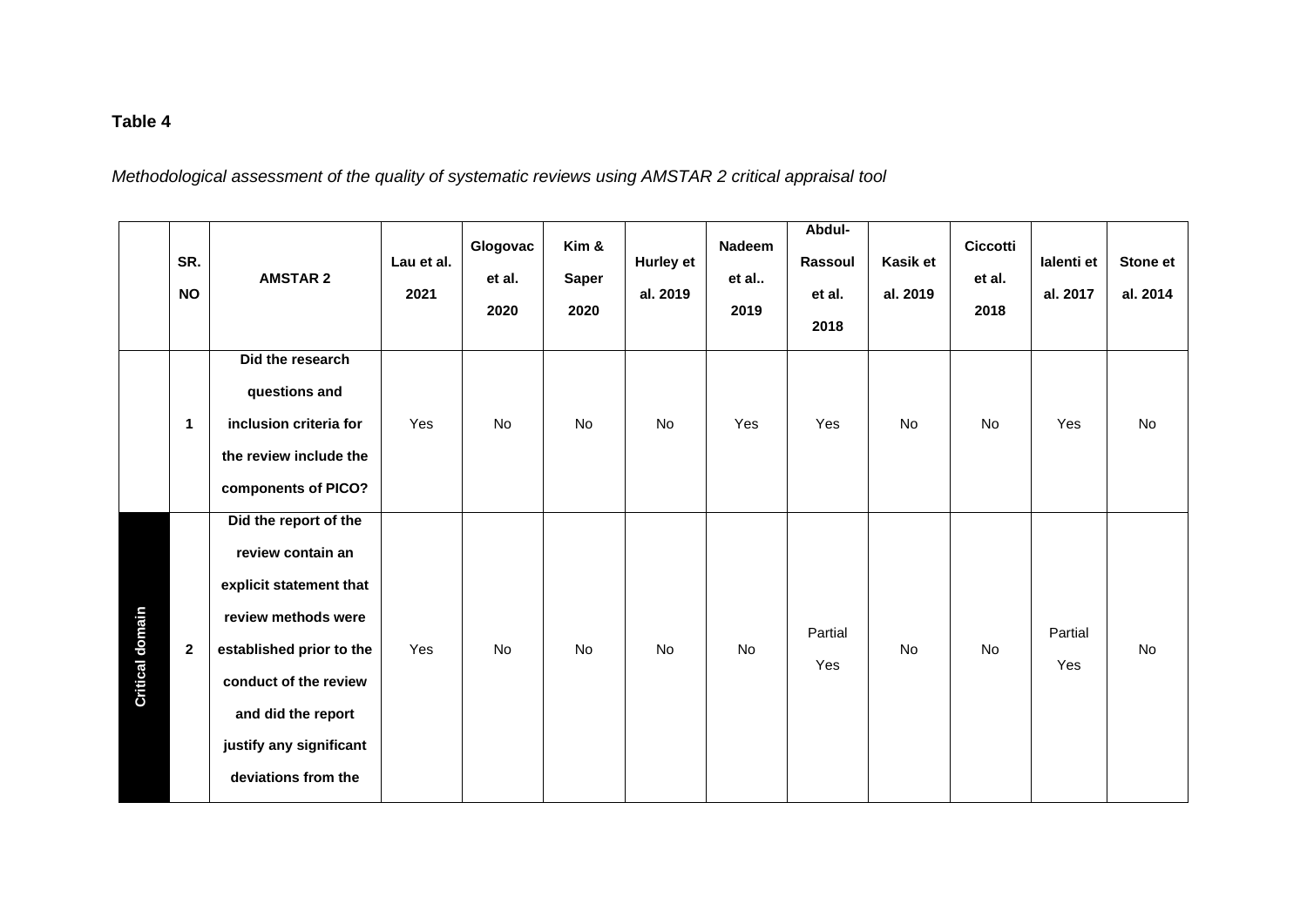**Table 4**

*Methodological assessment of the quality of systematic reviews using AMSTAR 2 critical appraisal tool*

| | SR. NO | AMSTAR 2 | Lau et al. 2021 | Glogovac et al. 2020 | Kim & Saper 2020 | Hurley et al. 2019 | Nadeem et al.. 2019 | Abdul-Rassoul et al. 2018 | Kasik et al. 2019 | Ciccotti et al. 2018 | Ialenti et al. 2017 | Stone et al. 2014 |
|---|---|---|---|---|---|---|---|---|---|---|---|---|
| | 1 | **Did the research questions and inclusion criteria for the review include the components of PICO?** | Yes | No | No | No | Yes | Yes | No | No | Yes | No |
| **Critical domain** | 2 | **Did the report of the review contain an explicit statement that review methods were established prior to the conduct of the review and did the report justify any significant deviations from the** | Yes | No | No | No | No | Partial Yes | No | No | Partial Yes | No |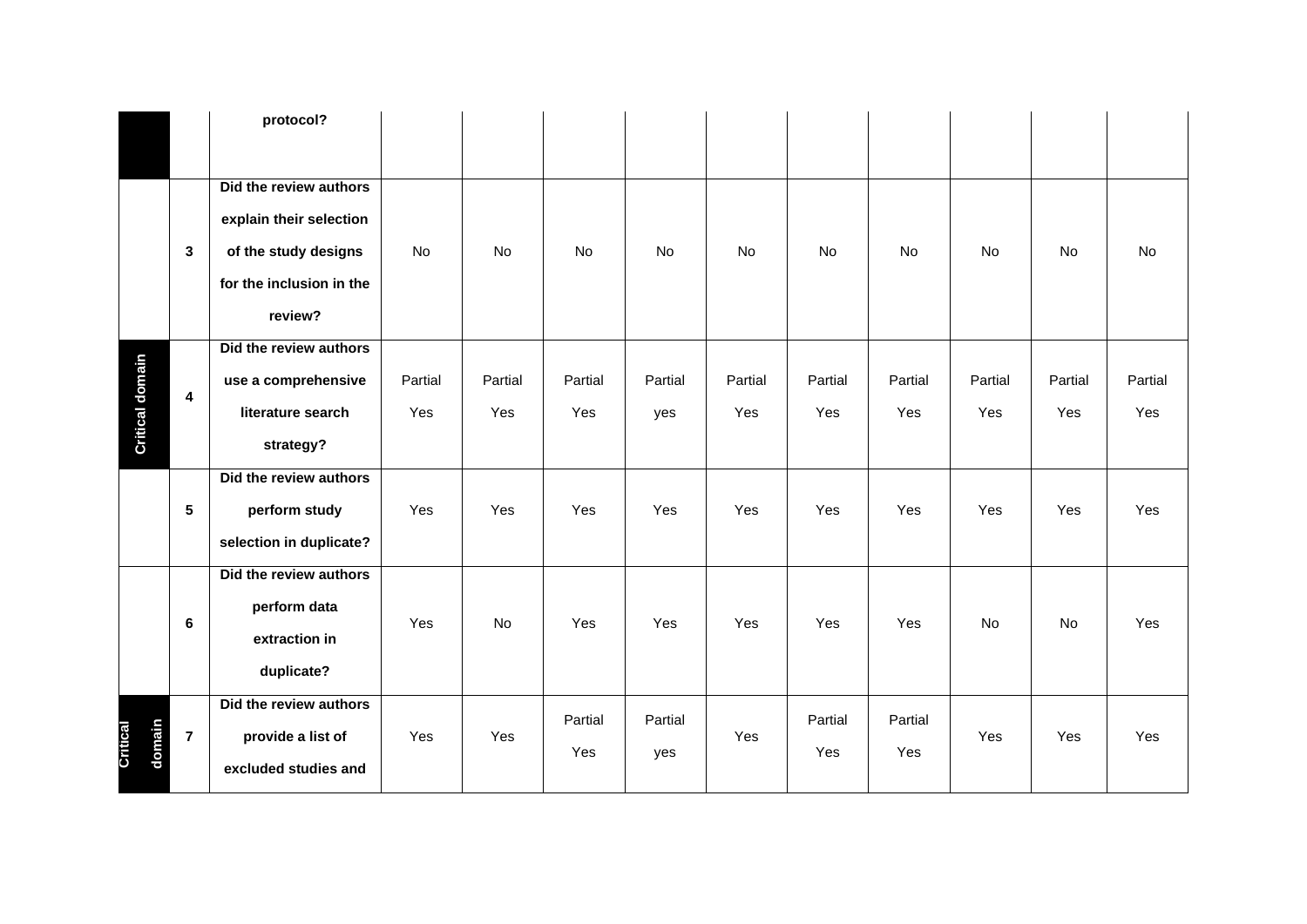|  |  | protocol? |  |  |  |  |  |  |  |  |  |  |
|---|---|---|---|---|---|---|---|---|---|---|---|---|
|  | 3 | Did the review authors explain their selection of the study designs for the inclusion in the review? | No | No | No | No | No | No | No | No | No | No |
| Critical domain | 4 | Did the review authors use a comprehensive literature search strategy? | Partial Yes | Partial Yes | Partial Yes | Partial yes | Partial Yes | Partial Yes | Partial Yes | Partial Yes | Partial Yes | Partial Yes |
|  | 5 | Did the review authors perform study selection in duplicate? | Yes | Yes | Yes | Yes | Yes | Yes | Yes | Yes | Yes | Yes |
|  | 6 | Did the review authors perform data extraction in duplicate? | Yes | No | Yes | Yes | Yes | Yes | Yes | No | No | Yes |
| Critical domain | 7 | Did the review authors provide a list of excluded studies and | Yes | Yes | Partial Yes | Partial yes | Yes | Partial Yes | Partial Yes | Yes | Yes | Yes |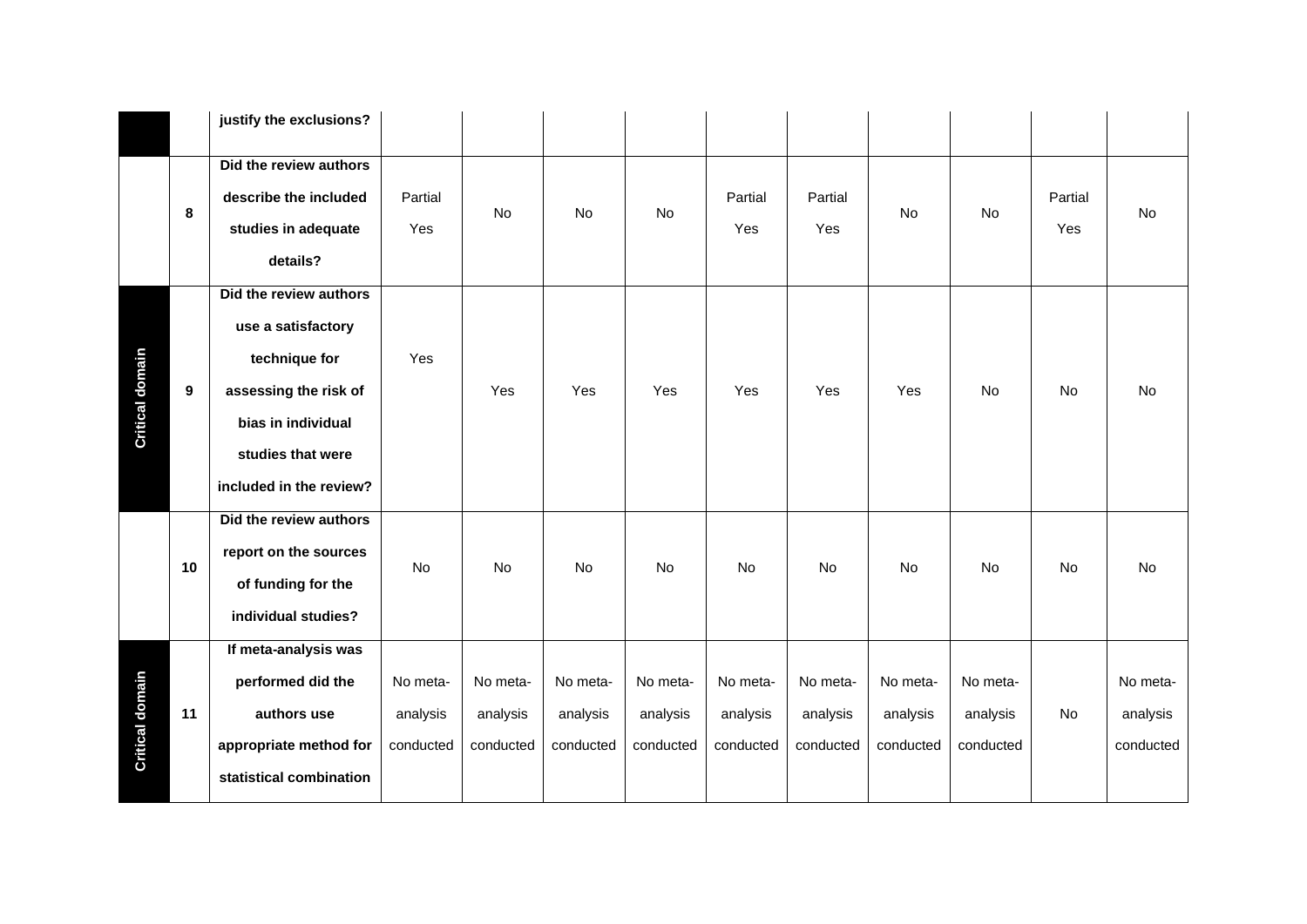|  |  | justify the exclusions? |  |  |  |  |  |  |  |  |  |  |
|---|---|---|---|---|---|---|---|---|---|---|---|---|
|  | 8 | **Did the review authors describe the included studies in adequate details?** | Partial Yes | No | No | No | Partial Yes | Partial Yes | No | No | Partial Yes | No |
| **Critical domain** | 9 | **Did the review authors use a satisfactory technique for assessing the risk of bias in individual studies that were included in the review?** | Yes | Yes | Yes | Yes | Yes | Yes | Yes | No | No | No |
|  | 10 | **Did the review authors report on the sources of funding for the individual studies?** | No | No | No | No | No | No | No | No | No | No |
| **Critical domain** | 11 | **If meta-analysis was performed did the authors use appropriate method for statistical combination** | No meta-analysis conducted | No meta-analysis conducted | No meta-analysis conducted | No meta-analysis conducted | No meta-analysis conducted | No meta-analysis conducted | No meta-analysis conducted | No meta-analysis conducted | No | No meta-analysis conducted |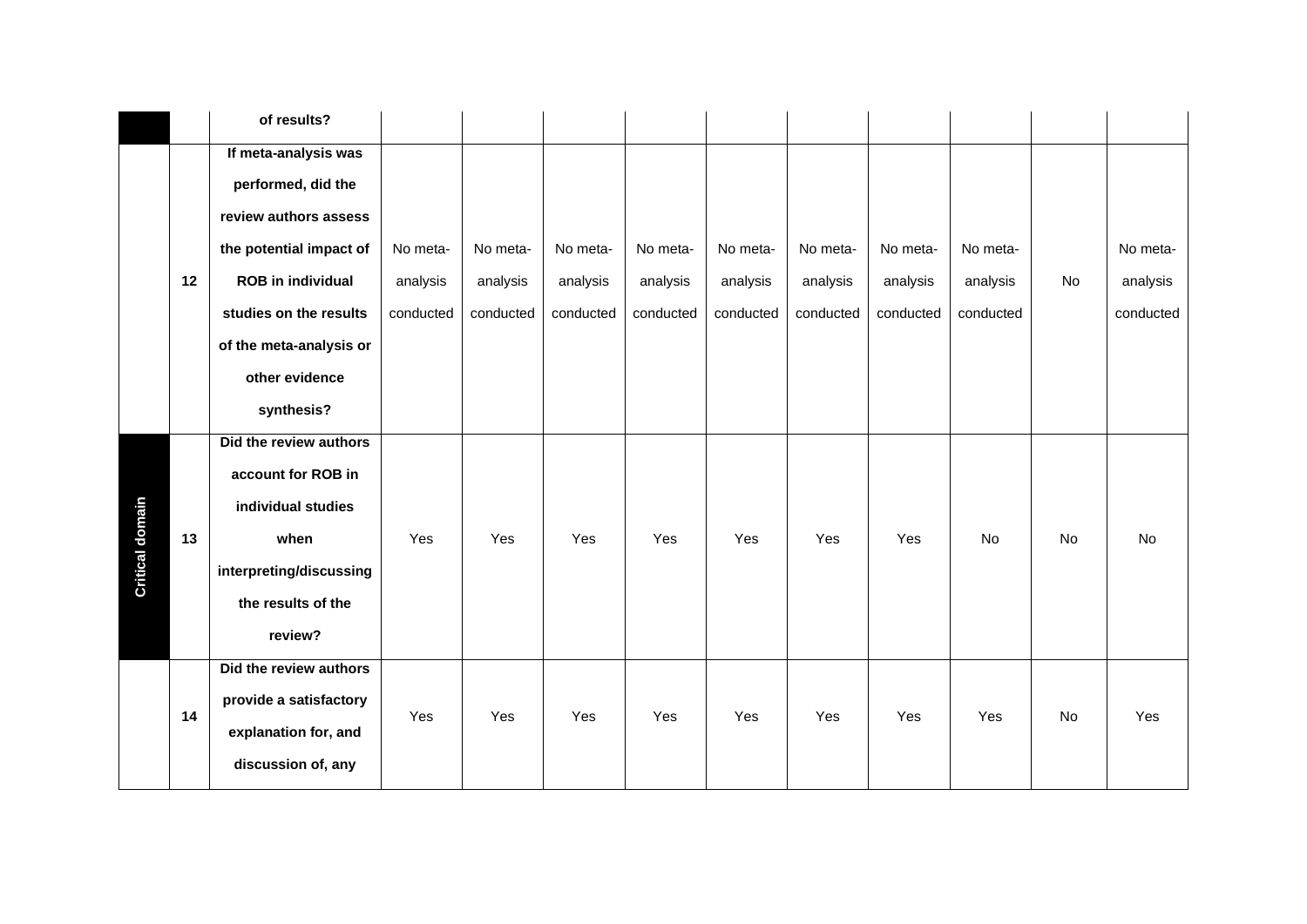| | | | | | | | | | | | | |
|---|---|---|---|---|---|---|---|---|---|---|---|---|
| | | **of results?** | | | | | | | | | | |
| | **12** | **If meta-analysis was performed, did the review authors assess the potential impact of ROB in individual studies on the results of the meta-analysis or other evidence synthesis?** | No meta-analysis conducted | No meta-analysis conducted | No meta-analysis conducted | No meta-analysis conducted | No meta-analysis conducted | No meta-analysis conducted | No meta-analysis conducted | No meta-analysis conducted | No | No meta-analysis conducted |
| **Critical domain** | **13** | **Did the review authors account for ROB in individual studies when interpreting/discussing the results of the review?** | Yes | Yes | Yes | Yes | Yes | Yes | Yes | No | No | No |
| | **14** | **Did the review authors provide a satisfactory explanation for, and discussion of, any** | Yes | Yes | Yes | Yes | Yes | Yes | Yes | Yes | No | Yes |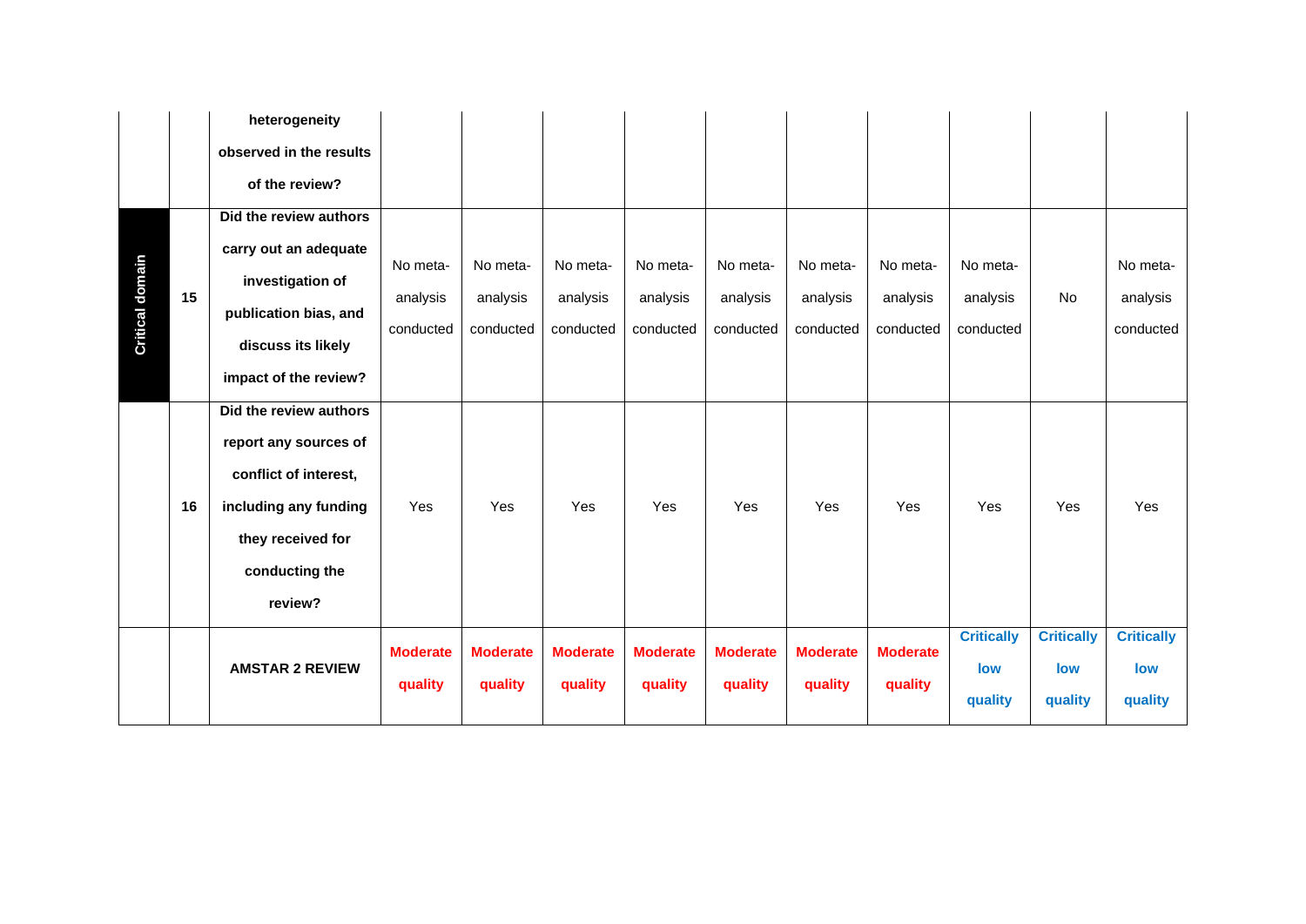| | | | | | | | | | | | | |
|---|---|---|---|---|---|---|---|---|---|---|---|---|
| | | **heterogeneity observed in the results of the review?** | | | | | | | | | | |
| **Critical domain** | **15** | **Did the review authors carry out an adequate investigation of publication bias, and discuss its likely impact of the review?** | No meta-analysis conducted | No meta-analysis conducted | No meta-analysis conducted | No meta-analysis conducted | No meta-analysis conducted | No meta-analysis conducted | No meta-analysis conducted | No meta-analysis conducted | No | No meta-analysis conducted |
| | **16** | **Did the review authors report any sources of conflict of interest, including any funding they received for conducting the review?** | Yes | Yes | Yes | Yes | Yes | Yes | Yes | Yes | Yes | Yes |
| | | **AMSTAR 2 REVIEW** | **Moderate quality** | **Moderate quality** | **Moderate quality** | **Moderate quality** | **Moderate quality** | **Moderate quality** | **Moderate quality** | **Critically low quality** | **Critically low quality** | **Critically low quality** |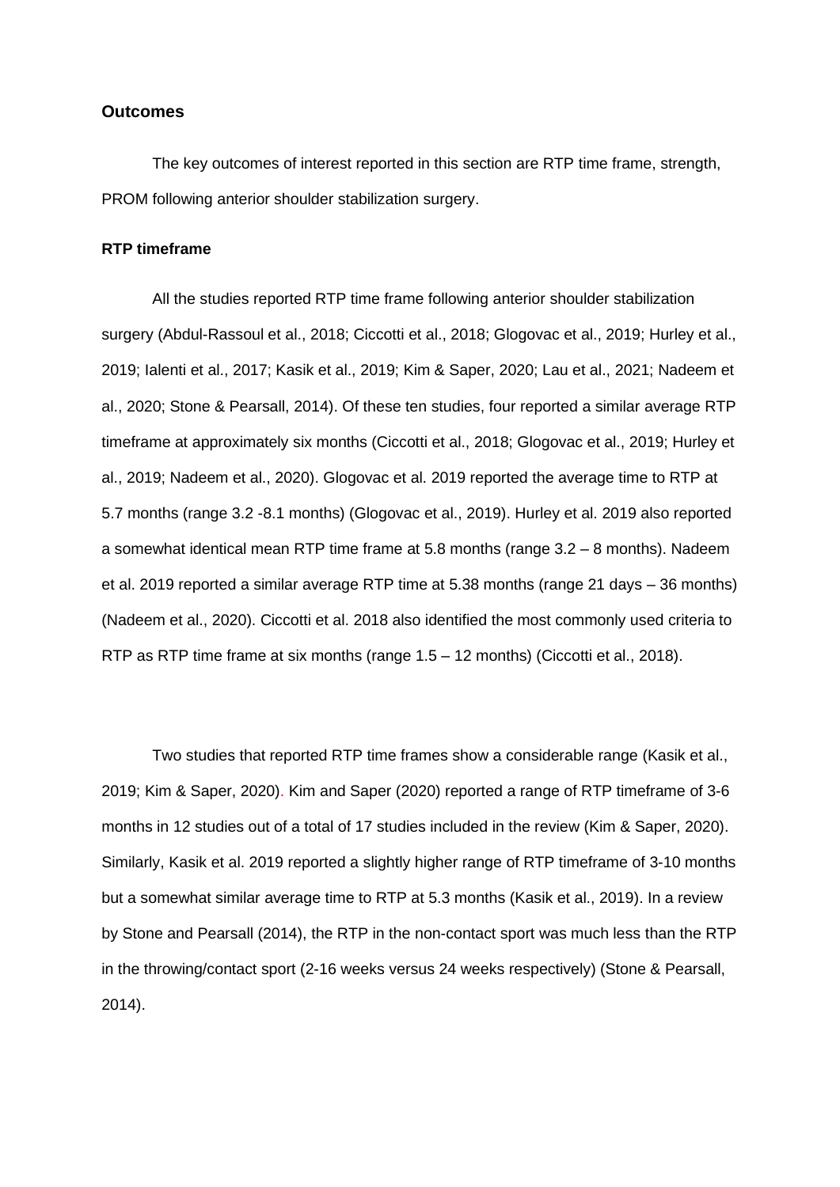## Outcomes

The key outcomes of interest reported in this section are RTP time frame, strength, PROM following anterior shoulder stabilization surgery.

### RTP timeframe

All the studies reported RTP time frame following anterior shoulder stabilization surgery (Abdul-Rassoul et al., 2018; Ciccotti et al., 2018; Glogovac et al., 2019; Hurley et al., 2019; Ialenti et al., 2017; Kasik et al., 2019; Kim & Saper, 2020; Lau et al., 2021; Nadeem et al., 2020; Stone & Pearsall, 2014). Of these ten studies, four reported a similar average RTP timeframe at approximately six months (Ciccotti et al., 2018; Glogovac et al., 2019; Hurley et al., 2019; Nadeem et al., 2020). Glogovac et al. 2019 reported the average time to RTP at 5.7 months (range 3.2 -8.1 months) (Glogovac et al., 2019). Hurley et al. 2019 also reported a somewhat identical mean RTP time frame at 5.8 months (range 3.2 – 8 months). Nadeem et al. 2019 reported a similar average RTP time at 5.38 months (range 21 days – 36 months) (Nadeem et al., 2020). Ciccotti et al. 2018 also identified the most commonly used criteria to RTP as RTP time frame at six months (range 1.5 – 12 months) (Ciccotti et al., 2018).

Two studies that reported RTP time frames show a considerable range (Kasik et al., 2019; Kim & Saper, 2020). Kim and Saper (2020) reported a range of RTP timeframe of 3-6 months in 12 studies out of a total of 17 studies included in the review (Kim & Saper, 2020). Similarly, Kasik et al. 2019 reported a slightly higher range of RTP timeframe of 3-10 months but a somewhat similar average time to RTP at 5.3 months (Kasik et al., 2019). In a review by Stone and Pearsall (2014), the RTP in the non-contact sport was much less than the RTP in the throwing/contact sport (2-16 weeks versus 24 weeks respectively) (Stone & Pearsall, 2014).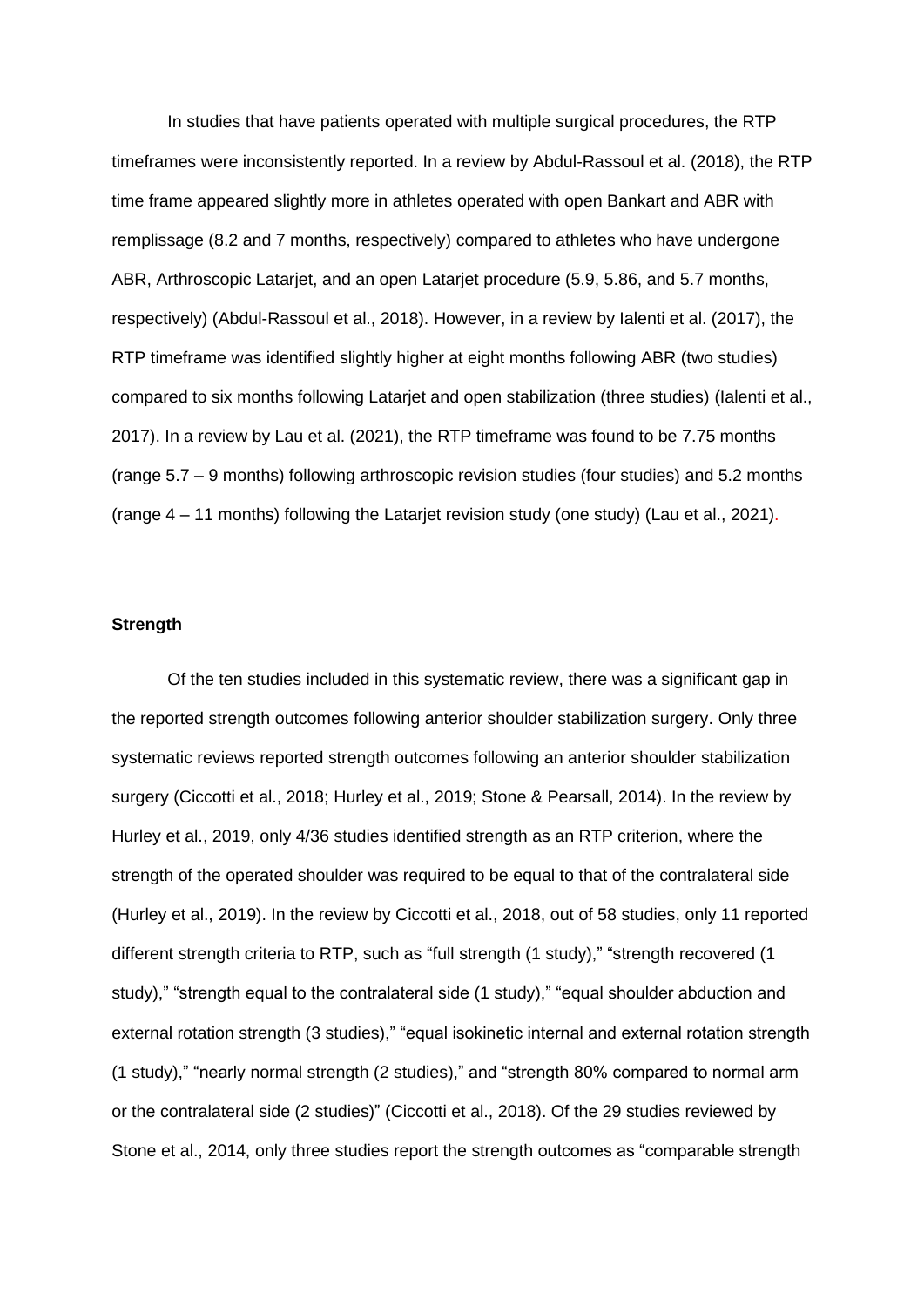In studies that have patients operated with multiple surgical procedures, the RTP timeframes were inconsistently reported. In a review by Abdul-Rassoul et al. (2018), the RTP time frame appeared slightly more in athletes operated with open Bankart and ABR with remplissage (8.2 and 7 months, respectively) compared to athletes who have undergone ABR, Arthroscopic Latarjet, and an open Latarjet procedure (5.9, 5.86, and 5.7 months, respectively) (Abdul-Rassoul et al., 2018). However, in a review by Ialenti et al. (2017), the RTP timeframe was identified slightly higher at eight months following ABR (two studies) compared to six months following Latarjet and open stabilization (three studies) (Ialenti et al., 2017). In a review by Lau et al. (2021), the RTP timeframe was found to be 7.75 months (range 5.7 – 9 months) following arthroscopic revision studies (four studies) and 5.2 months (range 4 – 11 months) following the Latarjet revision study (one study) (Lau et al., 2021).

**Strength**

Of the ten studies included in this systematic review, there was a significant gap in the reported strength outcomes following anterior shoulder stabilization surgery. Only three systematic reviews reported strength outcomes following an anterior shoulder stabilization surgery (Ciccotti et al., 2018; Hurley et al., 2019; Stone & Pearsall, 2014). In the review by Hurley et al., 2019, only 4/36 studies identified strength as an RTP criterion, where the strength of the operated shoulder was required to be equal to that of the contralateral side (Hurley et al., 2019). In the review by Ciccotti et al., 2018, out of 58 studies, only 11 reported different strength criteria to RTP, such as "full strength (1 study)," "strength recovered (1 study)," "strength equal to the contralateral side (1 study)," "equal shoulder abduction and external rotation strength (3 studies)," "equal isokinetic internal and external rotation strength (1 study)," "nearly normal strength (2 studies)," and "strength 80% compared to normal arm or the contralateral side (2 studies)" (Ciccotti et al., 2018). Of the 29 studies reviewed by Stone et al., 2014, only three studies report the strength outcomes as "comparable strength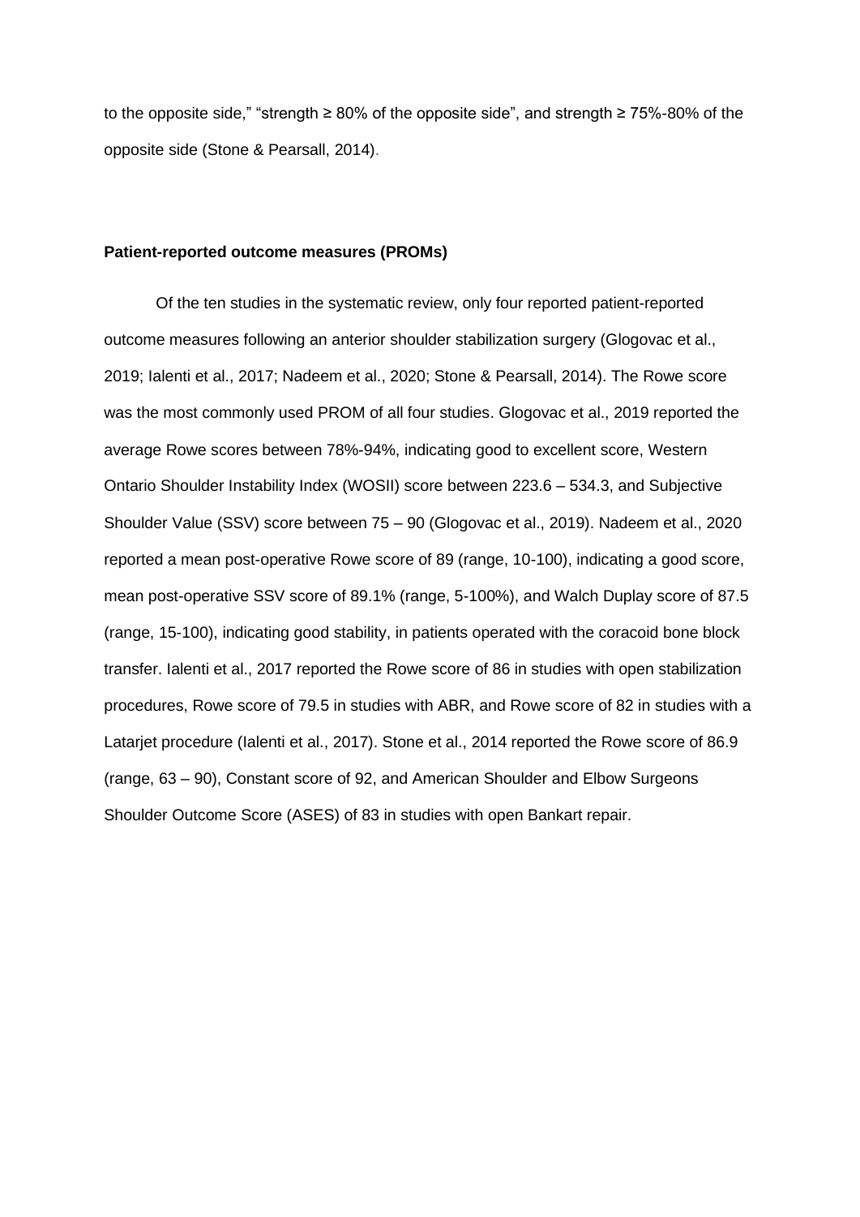to the opposite side," "strength ≥ 80% of the opposite side", and strength ≥ 75%-80% of the opposite side (Stone & Pearsall, 2014).

**Patient-reported outcome measures (PROMs)**

Of the ten studies in the systematic review, only four reported patient-reported outcome measures following an anterior shoulder stabilization surgery (Glogovac et al., 2019; Ialenti et al., 2017; Nadeem et al., 2020; Stone & Pearsall, 2014). The Rowe score was the most commonly used PROM of all four studies. Glogovac et al., 2019 reported the average Rowe scores between 78%-94%, indicating good to excellent score, Western Ontario Shoulder Instability Index (WOSII) score between 223.6 – 534.3, and Subjective Shoulder Value (SSV) score between 75 – 90 (Glogovac et al., 2019). Nadeem et al., 2020 reported a mean post-operative Rowe score of 89 (range, 10-100), indicating a good score, mean post-operative SSV score of 89.1% (range, 5-100%), and Walch Duplay score of 87.5 (range, 15-100), indicating good stability, in patients operated with the coracoid bone block transfer. Ialenti et al., 2017 reported the Rowe score of 86 in studies with open stabilization procedures, Rowe score of 79.5 in studies with ABR, and Rowe score of 82 in studies with a Latarjet procedure (Ialenti et al., 2017). Stone et al., 2014 reported the Rowe score of 86.9 (range, 63 – 90), Constant score of 92, and American Shoulder and Elbow Surgeons Shoulder Outcome Score (ASES) of 83 in studies with open Bankart repair.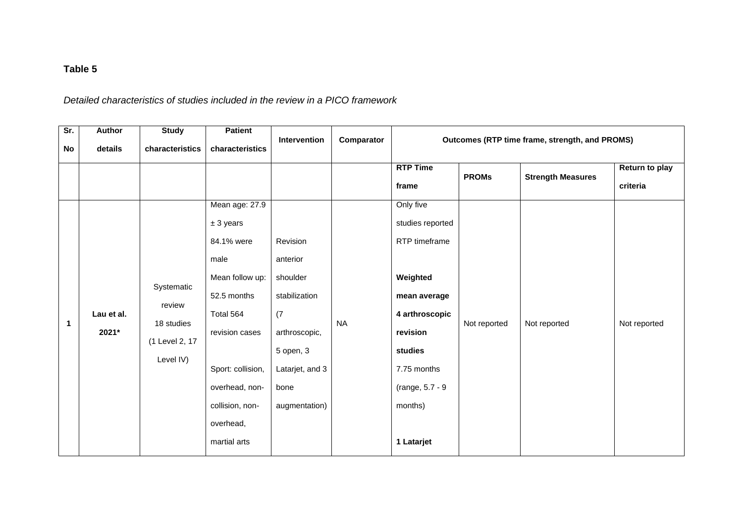**Table 5**

*Detailed characteristics of studies included in the review in a PICO framework*

| Sr. No | Author details | Study characteristics | Patient characteristics | Intervention | Comparator | Outcomes (RTP time frame, strength, and PROMS) | | | |
|---|---|---|---|---|---|---|---|---|---|
| | | | | | | RTP Time frame | PROMs | Strength Measures | Return to play criteria |
| 1 | Lau et al. 2021* | Systematic review 18 studies (1 Level 2, 17 Level IV) | Mean age: 27.9 ± 3 years 84.1% were male Mean follow up: 52.5 months Total 564 revision cases Sport: collision, overhead, non-collision, non-overhead, martial arts | Revision anterior shoulder stabilization (7 arthroscopic, 5 open, 3 Latarjet, and 3 bone augmentation) | NA | Only five studies reported RTP timeframe **Weighted mean average** **4 arthroscopic revision studies** 7.75 months (range, 5.7 - 9 months) **1 Latarjet** | Not reported | Not reported | Not reported |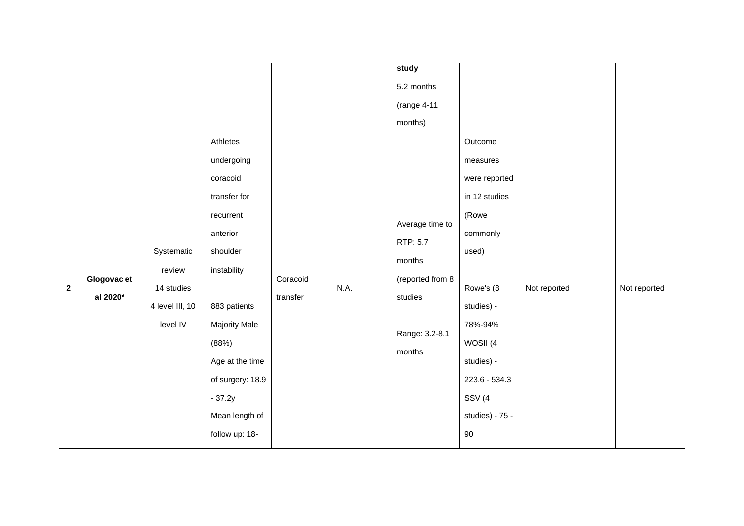| | | | | | | | | | |
|---|---|---|---|---|---|---|---|---|---|
| | | | | | | **study** 5.2 months (range 4-11 months) | | | |
| 2 | **Glogovac et al 2020*** | Systematic review 14 studies 4 level III, 10 level IV | Athletes undergoing coracoid transfer for recurrent anterior shoulder instability<br><br>883 patients Majority Male (88%) Age at the time of surgery: 18.9 - 37.2y Mean length of follow up: 18- | Coracoid transfer | N.A. | Average time to RTP: 5.7 months (reported from 8 studies<br><br>Range: 3.2-8.1 months | Outcome measures were reported in 12 studies (Rowe commonly used)<br><br>Rowe's (8 studies) - 78%-94% WOSII (4 studies) - 223.6 - 534.3 SSV (4 studies) - 75 - 90 | Not reported | Not reported |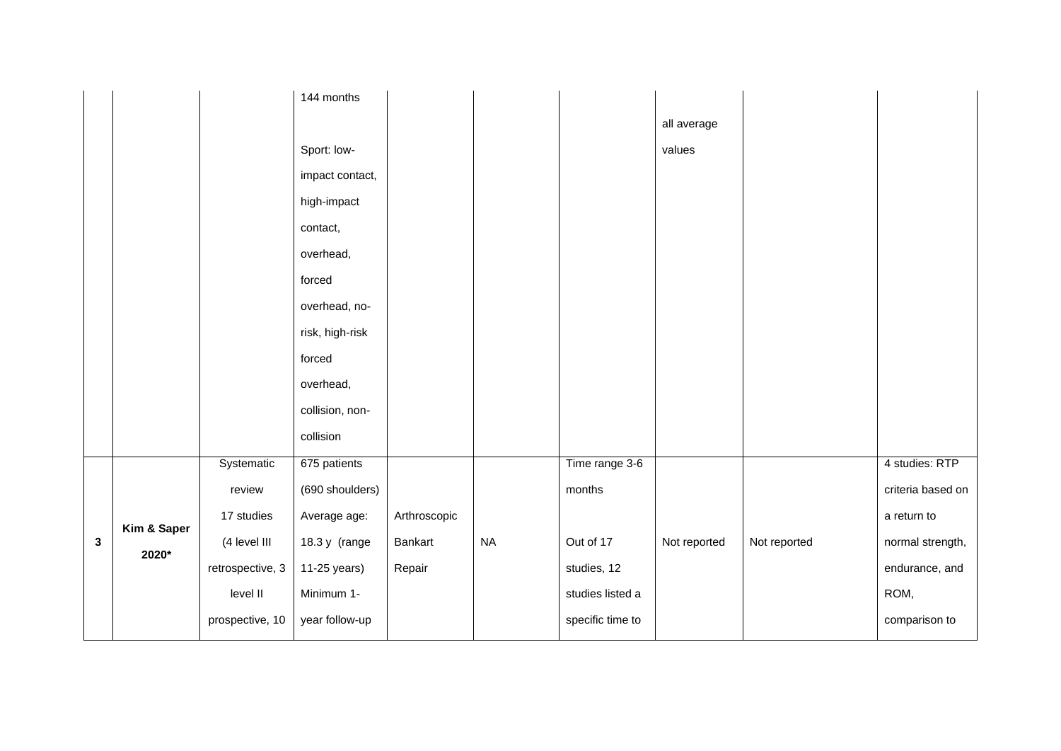|  |  |  |  |  |  |  |  |  |  |
|---|---|---|---|---|---|---|---|---|---|
|  |  |  | 144 months<br><br>Sport: low-impact contact, high-impact contact, overhead, forced overhead, no-risk, high-risk forced overhead, collision, non-collision |  |  |  | all average values |  |  |
| **3** | **Kim & Saper 2020*** | Systematic review 17 studies (4 level III retrospective, 3 level II prospective, 10 | 675 patients (690 shoulders) Average age: 18.3 y (range 11-25 years) Minimum 1-year follow-up | Arthroscopic Bankart Repair | NA | Time range 3-6 months<br><br>Out of 17 studies, 12 studies listed a specific time to | Not reported | Not reported | 4 studies: RTP criteria based on a return to normal strength, endurance, and ROM, comparison to |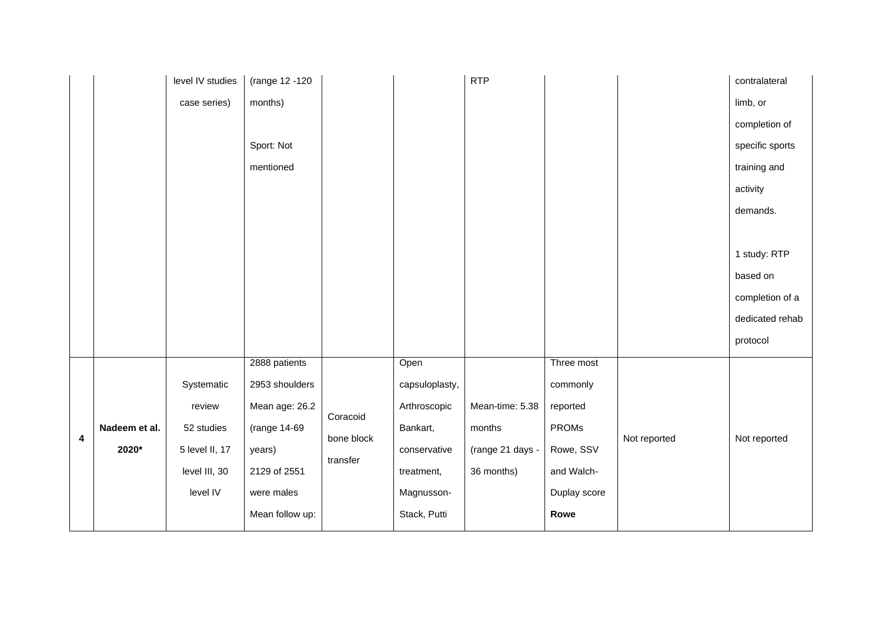| | | | | | | | | | |
|---|---|---|---|---|---|---|---|---|---|
| | | level IV studies case series) | (range 12 -120 months)<br><br>Sport: Not mentioned | | | RTP | | | contralateral limb, or completion of specific sports training and activity demands.<br><br>1 study: RTP based on completion of a dedicated rehab protocol |
| **4** | **Nadeem et al. 2020*** | Systematic review 52 studies 5 level II, 17 level III, 30 level IV | 2888 patients 2953 shoulders Mean age: 26.2 (range 14-69 years) 2129 of 2551 were males Mean follow up: | Coracoid bone block transfer | Open capsuloplasty, Arthroscopic Bankart, conservative treatment, Magnusson-Stack, Putti | Mean-time: 5.38 months (range 21 days - 36 months) | Three most commonly reported PROMs Rowe, SSV and Walch-Duplay score **Rowe** | Not reported | Not reported |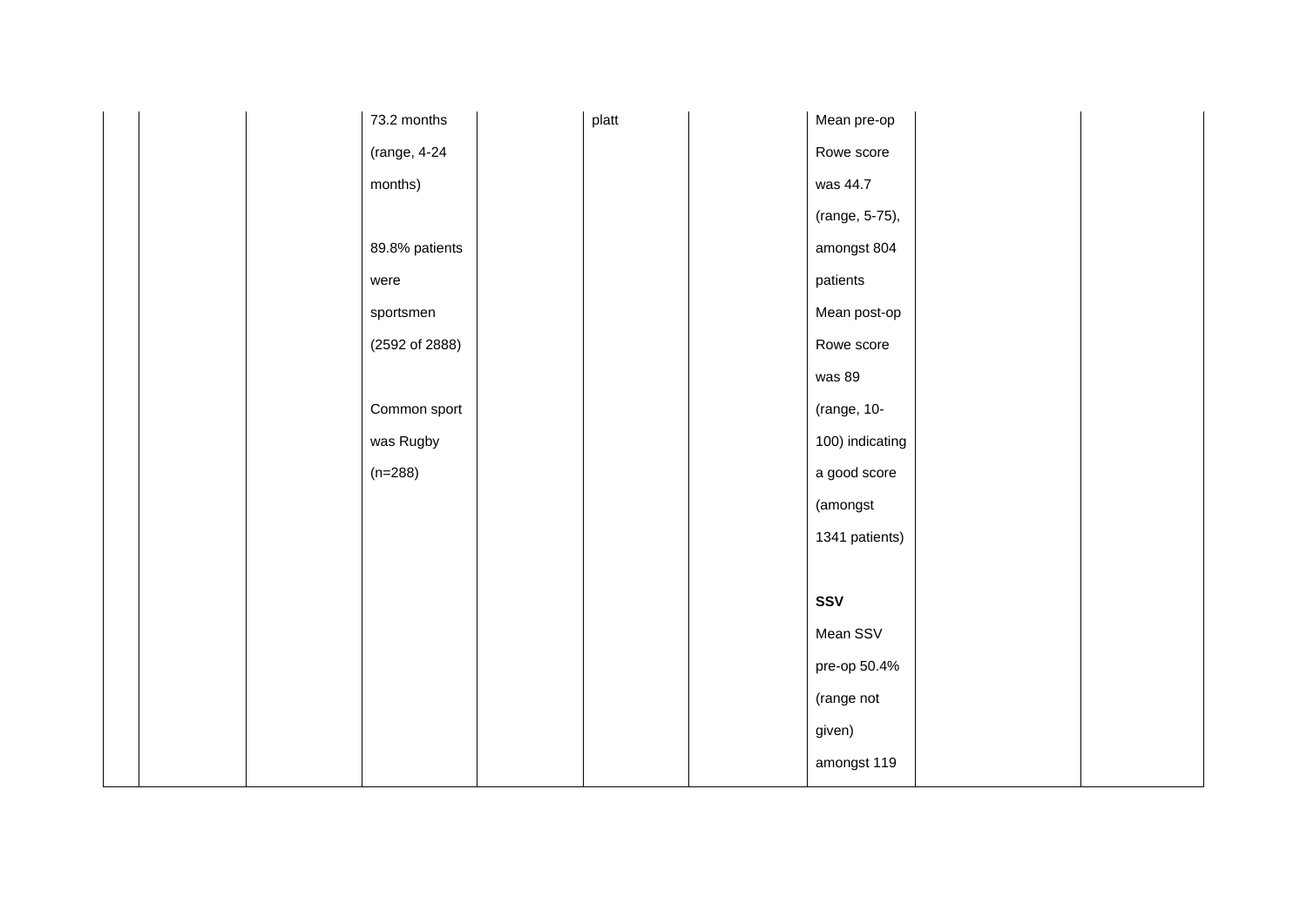| | | | | | | | | | |
|---|---|---|---|---|---|---|---|---|---|
| | | | 73.2 months (range, 4-24 months)<br><br>89.8% patients were sportsmen (2592 of 2888)<br><br>Common sport was Rugby (n=288) | | platt | | Mean pre-op Rowe score was 44.7 (range, 5-75), amongst 804 patients Mean post-op Rowe score was 89 (range, 10-100) indicating a good score (amongst 1341 patients)<br><br>**SSV**<br>Mean SSV pre-op 50.4% (range not given) amongst 119 | | |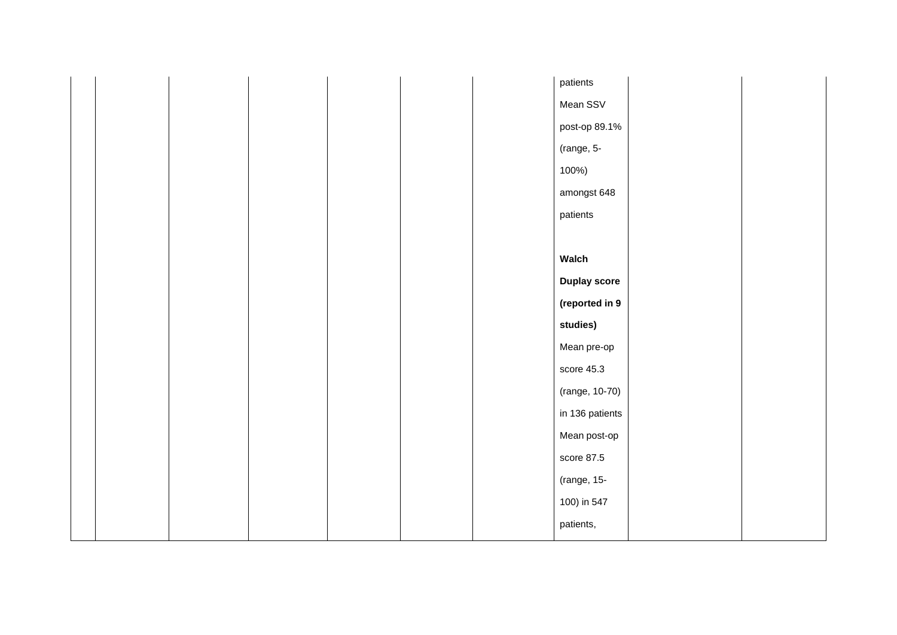|  |  |  |  |  |  |  | patients<br>Mean SSV post-op 89.1% (range, 5-100%) amongst 648 patients<br><br>**Walch Duplay score (reported in 9 studies)**<br>Mean pre-op score 45.3 (range, 10-70) in 136 patients<br>Mean post-op score 87.5 (range, 15-100) in 547 patients, |  |  |
|---|---|---|---|---|---|---|---|---|---|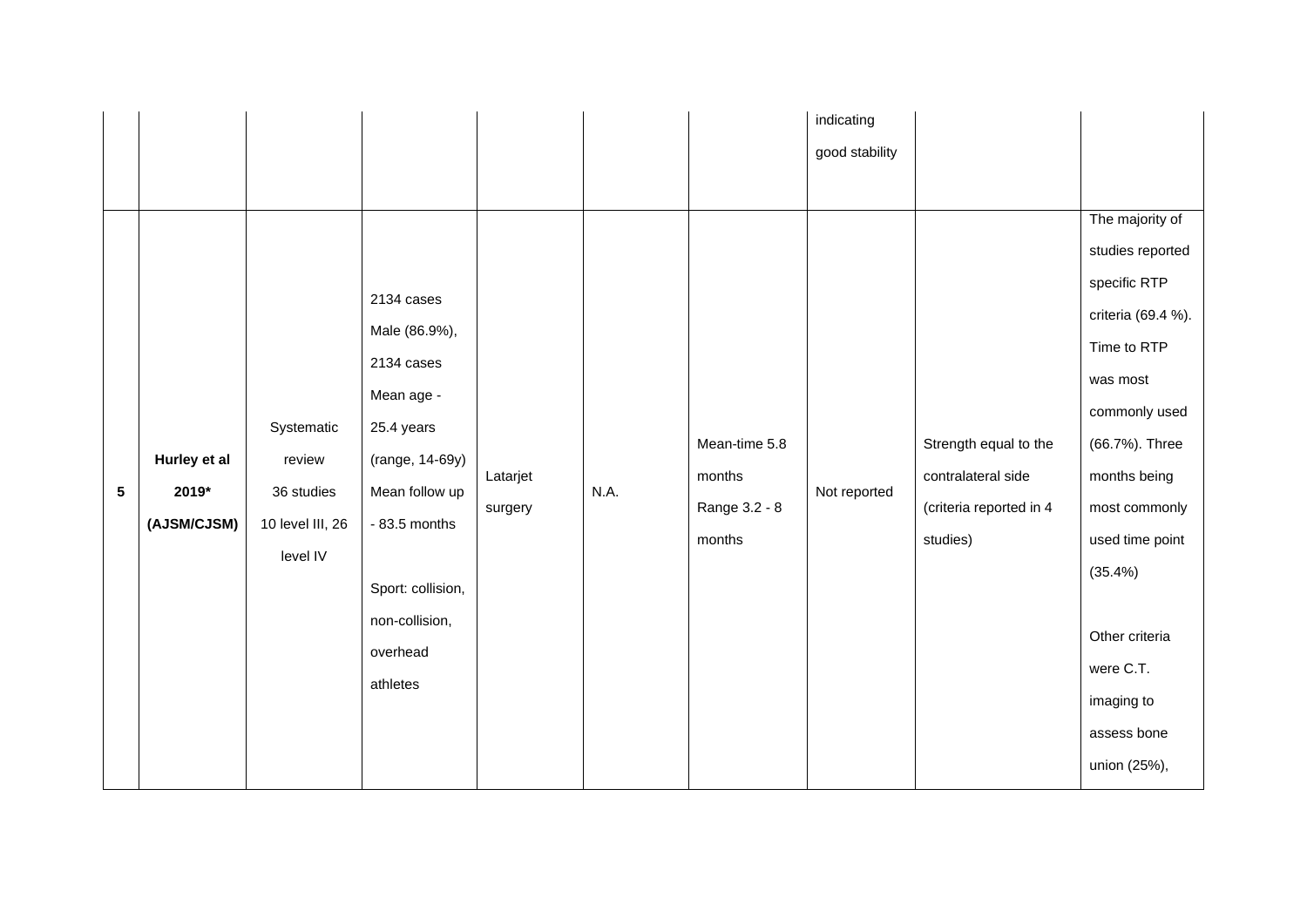| | | | | | | | | | |
|---|---|---|---|---|---|---|---|---|---|
| | | | | | | | indicating good stability | | |
| 5 | **Hurley et al 2019* (AJSM/CJSM)** | Systematic review 36 studies 10 level III, 26 level IV | 2134 cases Male (86.9%), 2134 cases Mean age - 25.4 years (range, 14-69y) Mean follow up - 83.5 months<br><br>Sport: collision, non-collision, overhead athletes | Latarjet surgery | N.A. | Mean-time 5.8 months Range 3.2 - 8 months | Not reported | Strength equal to the contralateral side (criteria reported in 4 studies) | The majority of studies reported specific RTP criteria (69.4 %). Time to RTP was most commonly used (66.7%). Three months being most commonly used time point (35.4%)<br><br>Other criteria were C.T. imaging to assess bone union (25%), |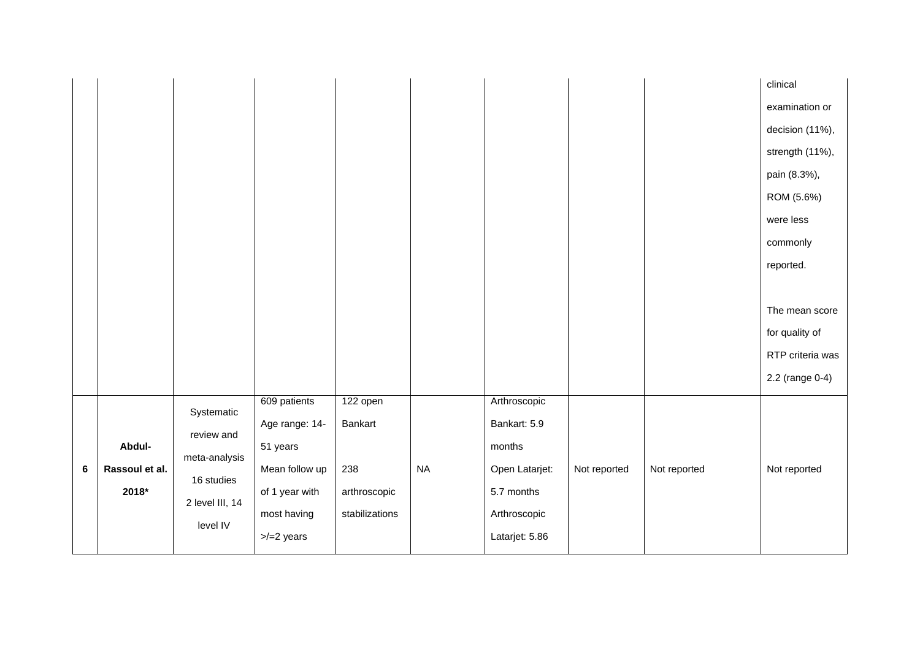| | | | | | | | | | |
|---|---|---|---|---|---|---|---|---|---|
| | | | | | | | | | clinical examination or decision (11%), strength (11%), pain (8.3%), ROM (5.6%) were less commonly reported.<br><br>The mean score for quality of RTP criteria was 2.2 (range 0-4) |
| **6** | **Abdul-Rassoul et al. 2018*** | Systematic review and meta-analysis 16 studies 2 level III, 14 level IV | 609 patients Age range: 14-51 years Mean follow up of 1 year with most having >/=2 years | 122 open Bankart<br><br>238 arthroscopic stabilizations | NA | Arthroscopic Bankart: 5.9 months Open Latarjet: 5.7 months Arthroscopic Latarjet: 5.86 | Not reported | Not reported | Not reported |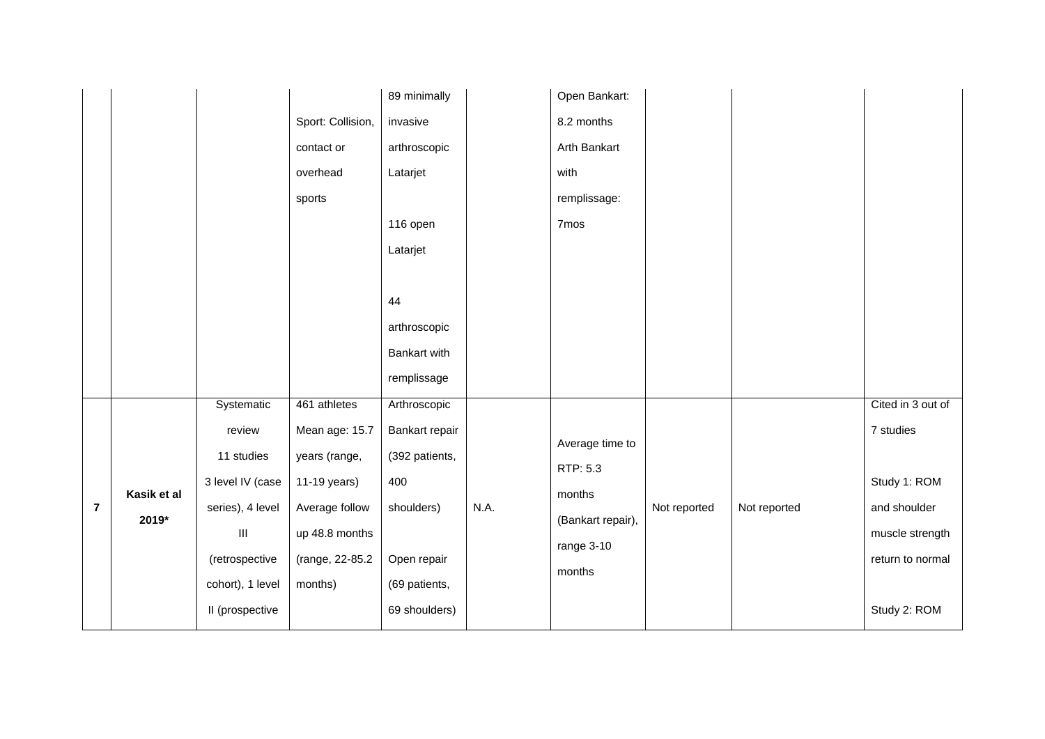| | | | | | | | | | |
|---|---|---|---|---|---|---|---|---|---|
| | | | Sport: Collision, contact or overhead sports | 89 minimally invasive arthroscopic Latarjet<br><br>116 open Latarjet<br><br>44 arthroscopic Bankart with remplissage | | Open Bankart: 8.2 months Arth Bankart with remplissage: 7mos | | | |
| **7** | **Kasik et al 2019*** | Systematic review 11 studies 3 level IV (case series), 4 level III (retrospective cohort), 1 level II (prospective | 461 athletes Mean age: 15.7 years (range, 11-19 years) Average follow up 48.8 months (range, 22-85.2 months) | Arthroscopic Bankart repair (392 patients, 400 shoulders)<br><br>Open repair (69 patients, 69 shoulders) | N.A. | Average time to RTP: 5.3 months (Bankart repair), range 3-10 months | Not reported | Not reported | Cited in 3 out of 7 studies<br><br>Study 1: ROM and shoulder muscle strength return to normal<br><br>Study 2: ROM |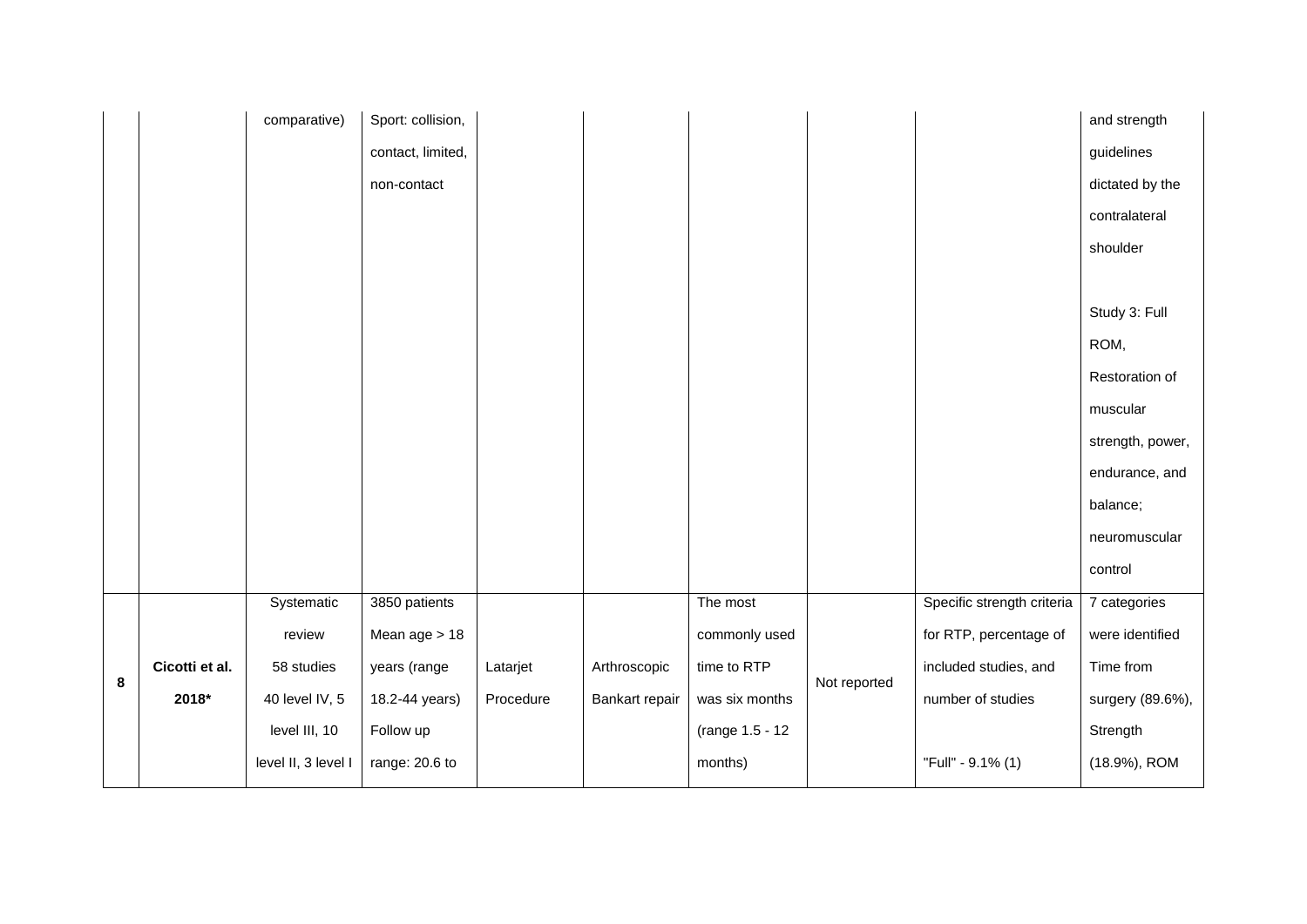| | | | | | | | | | |
|---|---|---|---|---|---|---|---|---|---|
| | | comparative) | Sport: collision, contact, limited, non-contact | | | | | | and strength guidelines dictated by the contralateral shoulder<br><br>Study 3: Full ROM, Restoration of muscular strength, power, endurance, and balance; neuromuscular control |
| **8** | **Cicotti et al. 2018*** | Systematic review 58 studies 40 level IV, 5 level III, 10 level II, 3 level I | 3850 patients Mean age > 18 years (range 18.2-44 years) Follow up range: 20.6 to | Latarjet Procedure | Arthroscopic Bankart repair | The most commonly used time to RTP was six months (range 1.5 - 12 months) | Not reported | Specific strength criteria for RTP, percentage of included studies, and number of studies<br><br>"Full" - 9.1% (1) | 7 categories were identified Time from surgery (89.6%), Strength (18.9%), ROM |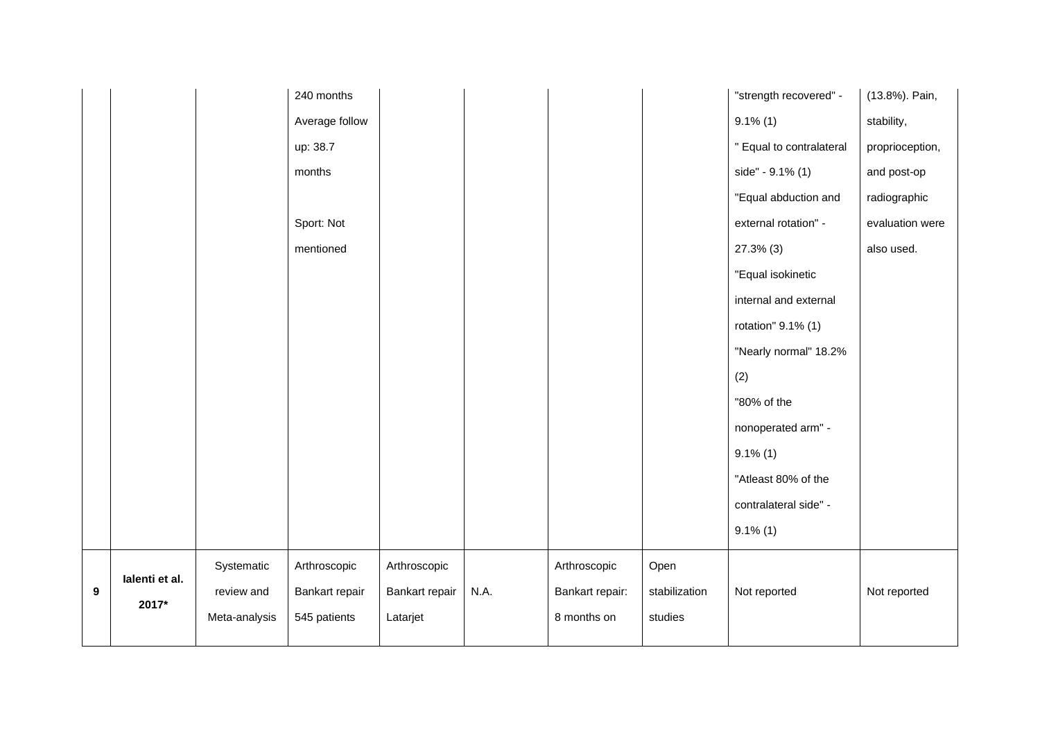| | | | | | | | | | |
|---|---|---|---|---|---|---|---|---|---|
| | | | 240 months Average follow up: 38.7 months Sport: Not mentioned | | | | | "strength recovered" - 9.1% (1) " Equal to contralateral side" - 9.1% (1) "Equal abduction and external rotation" - 27.3% (3) "Equal isokinetic internal and external rotation" 9.1% (1) "Nearly normal" 18.2% (2) "80% of the nonoperated arm" - 9.1% (1) "Atleast 80% of the contralateral side" - 9.1% (1) | (13.8%). Pain, stability, proprioception, and post-op radiographic evaluation were also used. |
| **9** | **Ialenti et al. 2017*** | Systematic review and Meta-analysis | Arthroscopic Bankart repair 545 patients | Arthroscopic Bankart repair Latarjet | N.A. | Arthroscopic Bankart repair: 8 months on | Open stabilization studies | Not reported | Not reported |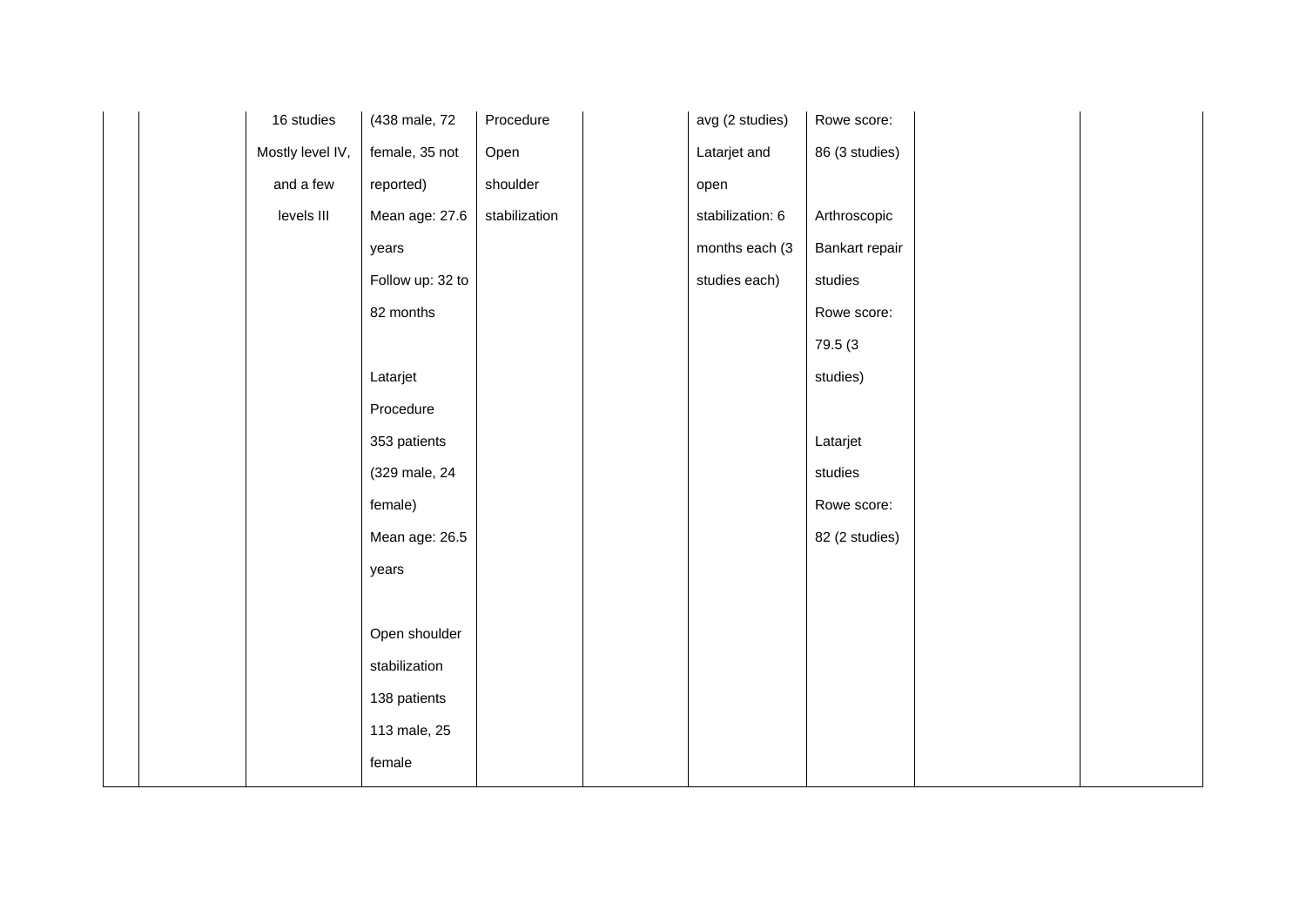| | | | | | | | | | |
|---|---|---|---|---|---|---|---|---|---|
| | | 16 studies Mostly level IV, and a few levels III | (438 male, 72 female, 35 not reported) Mean age: 27.6 years Follow up: 32 to 82 months<br><br>Latarjet Procedure 353 patients (329 male, 24 female) Mean age: 26.5 years<br><br>Open shoulder stabilization 138 patients 113 male, 25 female | Procedure Open shoulder stabilization | | avg (2 studies) Latarjet and open stabilization: 6 months each (3 studies each) | Rowe score: 86 (3 studies)<br><br>Arthroscopic Bankart repair studies Rowe score: 79.5 (3 studies)<br><br>Latarjet studies Rowe score: 82 (2 studies) | | |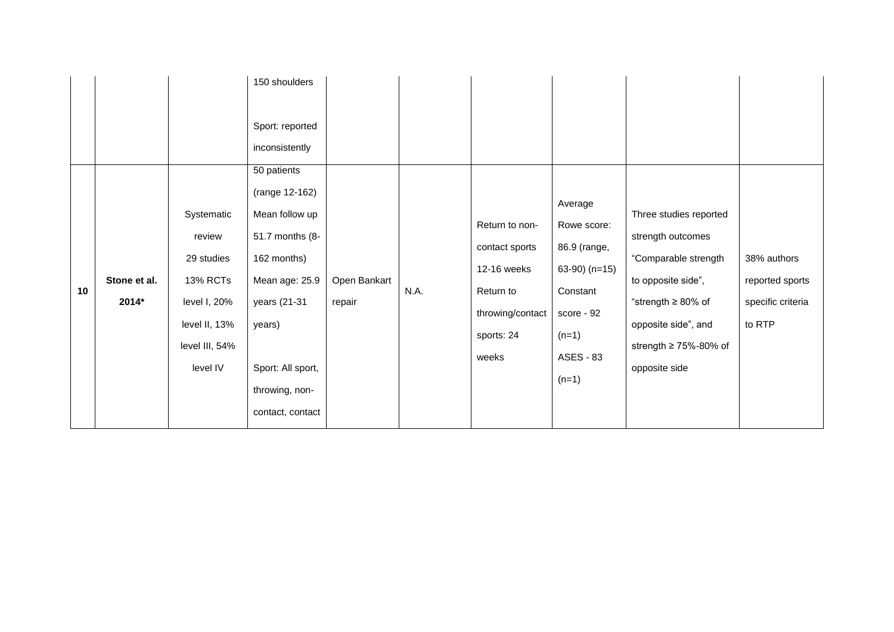| | | | | | | | | | |
|---|---|---|---|---|---|---|---|---|---|
| | | | 150 shoulders<br><br>Sport: reported inconsistently | | | | | | |
| 10 | **Stone et al. 2014*** | Systematic review 29 studies 13% RCTs level I, 20% level II, 13% level III, 54% level IV | 50 patients (range 12-162) Mean follow up 51.7 months (8-162 months) Mean age: 25.9 years (21-31 years)<br><br>Sport: All sport, throwing, non-contact, contact | Open Bankart repair | N.A. | Return to non-contact sports 12-16 weeks Return to throwing/contact sports: 24 weeks | Average Rowe score: 86.9 (range, 63-90) (n=15) Constant score - 92 (n=1) ASES - 83 (n=1) | Three studies reported strength outcomes "Comparable strength to opposite side", "strength ≥ 80% of opposite side", and strength ≥ 75%-80% of opposite side | 38% authors reported sports specific criteria to RTP |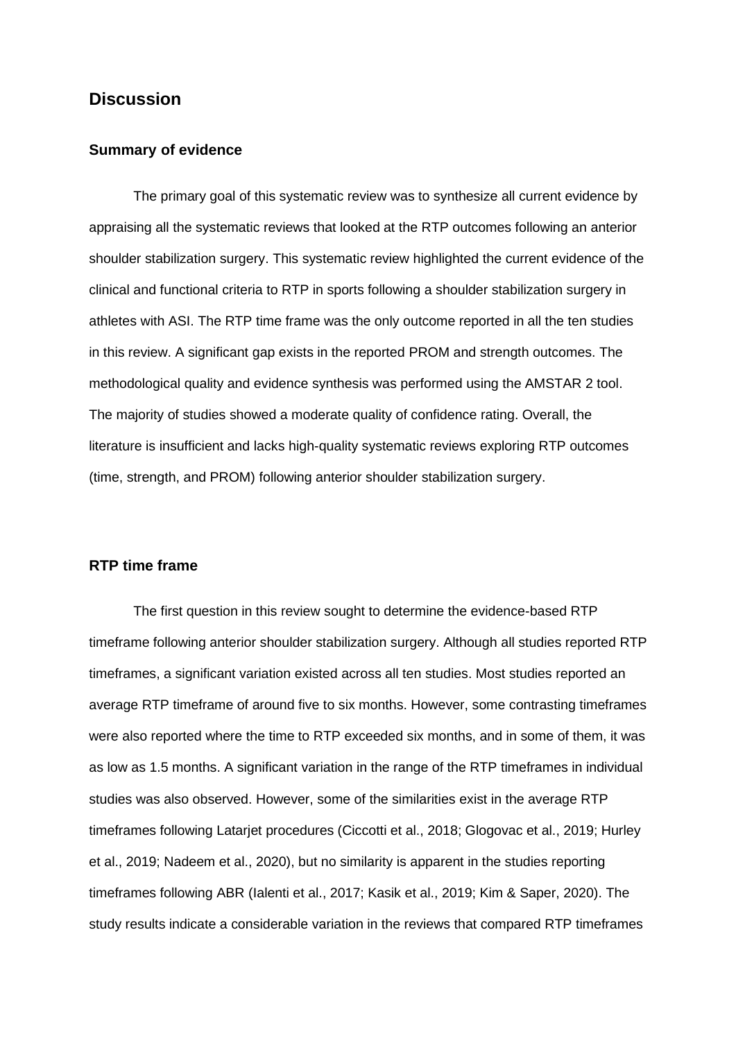## Discussion

### Summary of evidence

The primary goal of this systematic review was to synthesize all current evidence by appraising all the systematic reviews that looked at the RTP outcomes following an anterior shoulder stabilization surgery. This systematic review highlighted the current evidence of the clinical and functional criteria to RTP in sports following a shoulder stabilization surgery in athletes with ASI. The RTP time frame was the only outcome reported in all the ten studies in this review. A significant gap exists in the reported PROM and strength outcomes. The methodological quality and evidence synthesis was performed using the AMSTAR 2 tool. The majority of studies showed a moderate quality of confidence rating. Overall, the literature is insufficient and lacks high-quality systematic reviews exploring RTP outcomes (time, strength, and PROM) following anterior shoulder stabilization surgery.

### RTP time frame

The first question in this review sought to determine the evidence-based RTP timeframe following anterior shoulder stabilization surgery. Although all studies reported RTP timeframes, a significant variation existed across all ten studies. Most studies reported an average RTP timeframe of around five to six months. However, some contrasting timeframes were also reported where the time to RTP exceeded six months, and in some of them, it was as low as 1.5 months. A significant variation in the range of the RTP timeframes in individual studies was also observed. However, some of the similarities exist in the average RTP timeframes following Latarjet procedures (Ciccotti et al., 2018; Glogovac et al., 2019; Hurley et al., 2019; Nadeem et al., 2020), but no similarity is apparent in the studies reporting timeframes following ABR (Ialenti et al., 2017; Kasik et al., 2019; Kim & Saper, 2020). The study results indicate a considerable variation in the reviews that compared RTP timeframes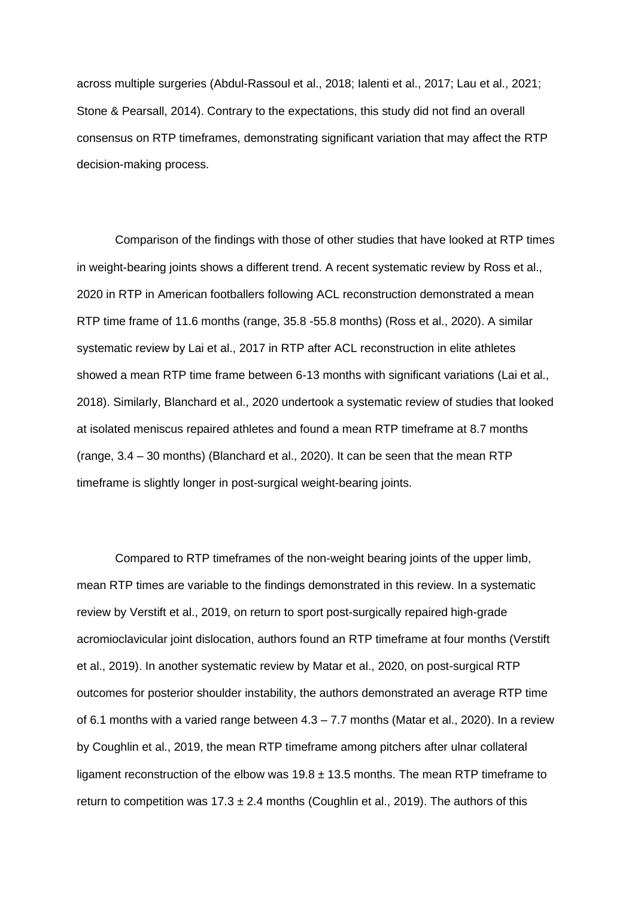across multiple surgeries (Abdul-Rassoul et al., 2018; Ialenti et al., 2017; Lau et al., 2021; Stone & Pearsall, 2014). Contrary to the expectations, this study did not find an overall consensus on RTP timeframes, demonstrating significant variation that may affect the RTP decision-making process.

Comparison of the findings with those of other studies that have looked at RTP times in weight-bearing joints shows a different trend. A recent systematic review by Ross et al., 2020 in RTP in American footballers following ACL reconstruction demonstrated a mean RTP time frame of 11.6 months (range, 35.8 -55.8 months) (Ross et al., 2020). A similar systematic review by Lai et al., 2017 in RTP after ACL reconstruction in elite athletes showed a mean RTP time frame between 6-13 months with significant variations (Lai et al., 2018). Similarly, Blanchard et al., 2020 undertook a systematic review of studies that looked at isolated meniscus repaired athletes and found a mean RTP timeframe at 8.7 months (range, 3.4 – 30 months) (Blanchard et al., 2020). It can be seen that the mean RTP timeframe is slightly longer in post-surgical weight-bearing joints.

Compared to RTP timeframes of the non-weight bearing joints of the upper limb, mean RTP times are variable to the findings demonstrated in this review. In a systematic review by Verstift et al., 2019, on return to sport post-surgically repaired high-grade acromioclavicular joint dislocation, authors found an RTP timeframe at four months (Verstift et al., 2019). In another systematic review by Matar et al., 2020, on post-surgical RTP outcomes for posterior shoulder instability, the authors demonstrated an average RTP time of 6.1 months with a varied range between 4.3 – 7.7 months (Matar et al., 2020). In a review by Coughlin et al., 2019, the mean RTP timeframe among pitchers after ulnar collateral ligament reconstruction of the elbow was $19.8 \pm 13.5$ months. The mean RTP timeframe to return to competition was $17.3 \pm 2.4$ months (Coughlin et al., 2019). The authors of this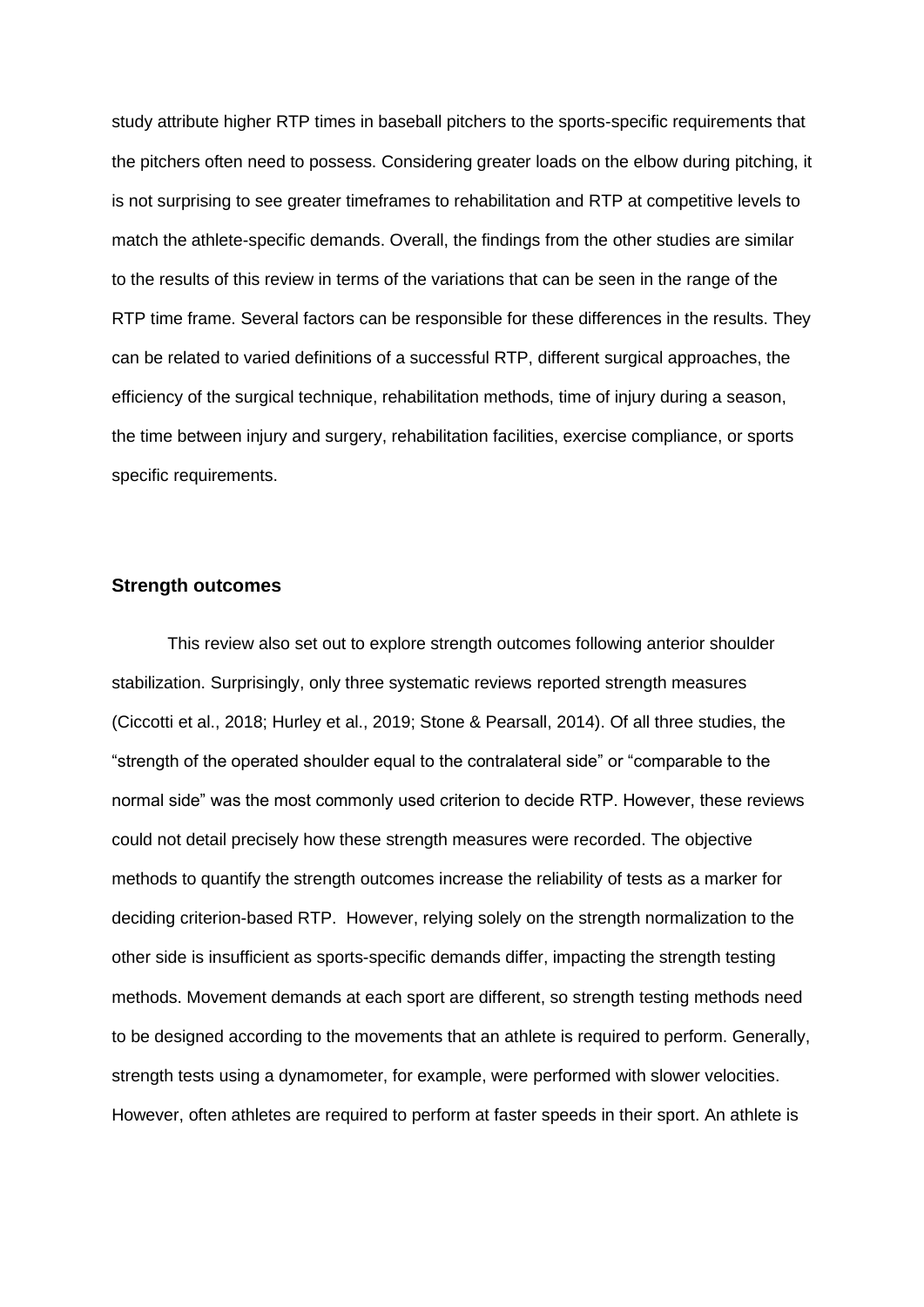study attribute higher RTP times in baseball pitchers to the sports-specific requirements that the pitchers often need to possess. Considering greater loads on the elbow during pitching, it is not surprising to see greater timeframes to rehabilitation and RTP at competitive levels to match the athlete-specific demands. Overall, the findings from the other studies are similar to the results of this review in terms of the variations that can be seen in the range of the RTP time frame. Several factors can be responsible for these differences in the results. They can be related to varied definitions of a successful RTP, different surgical approaches, the efficiency of the surgical technique, rehabilitation methods, time of injury during a season, the time between injury and surgery, rehabilitation facilities, exercise compliance, or sports specific requirements.

## Strength outcomes

This review also set out to explore strength outcomes following anterior shoulder stabilization. Surprisingly, only three systematic reviews reported strength measures (Ciccotti et al., 2018; Hurley et al., 2019; Stone & Pearsall, 2014). Of all three studies, the "strength of the operated shoulder equal to the contralateral side" or "comparable to the normal side" was the most commonly used criterion to decide RTP. However, these reviews could not detail precisely how these strength measures were recorded. The objective methods to quantify the strength outcomes increase the reliability of tests as a marker for deciding criterion-based RTP. However, relying solely on the strength normalization to the other side is insufficient as sports-specific demands differ, impacting the strength testing methods. Movement demands at each sport are different, so strength testing methods need to be designed according to the movements that an athlete is required to perform. Generally, strength tests using a dynamometer, for example, were performed with slower velocities. However, often athletes are required to perform at faster speeds in their sport. An athlete is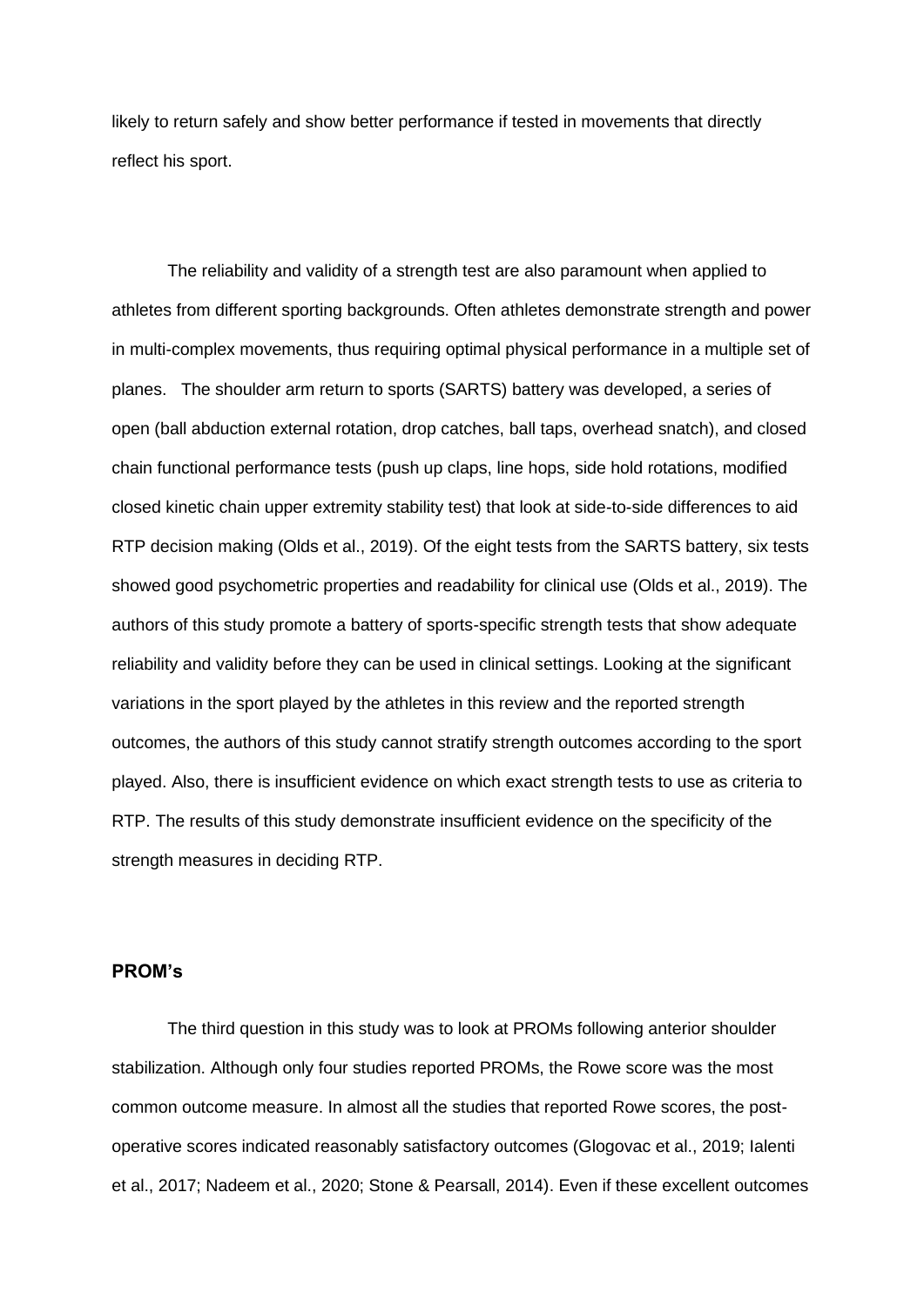likely to return safely and show better performance if tested in movements that directly reflect his sport.

The reliability and validity of a strength test are also paramount when applied to athletes from different sporting backgrounds. Often athletes demonstrate strength and power in multi-complex movements, thus requiring optimal physical performance in a multiple set of planes. The shoulder arm return to sports (SARTS) battery was developed, a series of open (ball abduction external rotation, drop catches, ball taps, overhead snatch), and closed chain functional performance tests (push up claps, line hops, side hold rotations, modified closed kinetic chain upper extremity stability test) that look at side-to-side differences to aid RTP decision making (Olds et al., 2019). Of the eight tests from the SARTS battery, six tests showed good psychometric properties and readability for clinical use (Olds et al., 2019). The authors of this study promote a battery of sports-specific strength tests that show adequate reliability and validity before they can be used in clinical settings. Looking at the significant variations in the sport played by the athletes in this review and the reported strength outcomes, the authors of this study cannot stratify strength outcomes according to the sport played. Also, there is insufficient evidence on which exact strength tests to use as criteria to RTP. The results of this study demonstrate insufficient evidence on the specificity of the strength measures in deciding RTP.

### PROM's

The third question in this study was to look at PROMs following anterior shoulder stabilization. Although only four studies reported PROMs, the Rowe score was the most common outcome measure. In almost all the studies that reported Rowe scores, the post-operative scores indicated reasonably satisfactory outcomes (Glogovac et al., 2019; Ialenti et al., 2017; Nadeem et al., 2020; Stone & Pearsall, 2014). Even if these excellent outcomes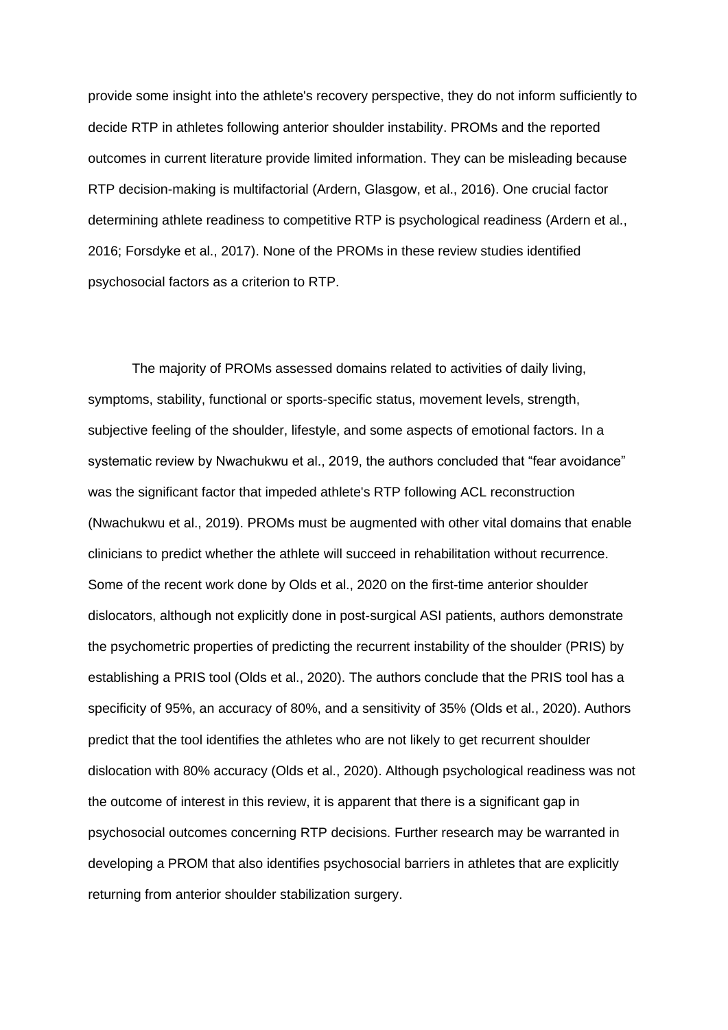provide some insight into the athlete's recovery perspective, they do not inform sufficiently to decide RTP in athletes following anterior shoulder instability. PROMs and the reported outcomes in current literature provide limited information. They can be misleading because RTP decision-making is multifactorial (Ardern, Glasgow, et al., 2016). One crucial factor determining athlete readiness to competitive RTP is psychological readiness (Ardern et al., 2016; Forsdyke et al., 2017). None of the PROMs in these review studies identified psychosocial factors as a criterion to RTP.

The majority of PROMs assessed domains related to activities of daily living, symptoms, stability, functional or sports-specific status, movement levels, strength, subjective feeling of the shoulder, lifestyle, and some aspects of emotional factors. In a systematic review by Nwachukwu et al., 2019, the authors concluded that "fear avoidance" was the significant factor that impeded athlete's RTP following ACL reconstruction (Nwachukwu et al., 2019). PROMs must be augmented with other vital domains that enable clinicians to predict whether the athlete will succeed in rehabilitation without recurrence. Some of the recent work done by Olds et al., 2020 on the first-time anterior shoulder dislocators, although not explicitly done in post-surgical ASI patients, authors demonstrate the psychometric properties of predicting the recurrent instability of the shoulder (PRIS) by establishing a PRIS tool (Olds et al., 2020). The authors conclude that the PRIS tool has a specificity of 95%, an accuracy of 80%, and a sensitivity of 35% (Olds et al., 2020). Authors predict that the tool identifies the athletes who are not likely to get recurrent shoulder dislocation with 80% accuracy (Olds et al., 2020). Although psychological readiness was not the outcome of interest in this review, it is apparent that there is a significant gap in psychosocial outcomes concerning RTP decisions. Further research may be warranted in developing a PROM that also identifies psychosocial barriers in athletes that are explicitly returning from anterior shoulder stabilization surgery.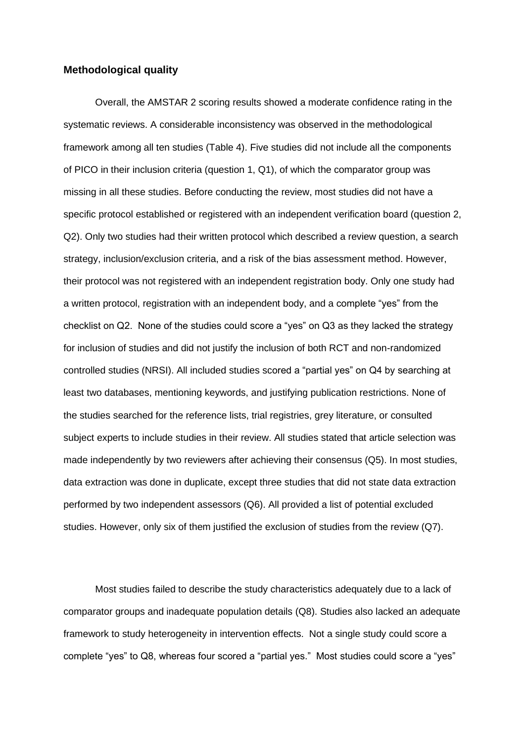**Methodological quality**

Overall, the AMSTAR 2 scoring results showed a moderate confidence rating in the systematic reviews. A considerable inconsistency was observed in the methodological framework among all ten studies (Table 4). Five studies did not include all the components of PICO in their inclusion criteria (question 1, Q1), of which the comparator group was missing in all these studies. Before conducting the review, most studies did not have a specific protocol established or registered with an independent verification board (question 2, Q2). Only two studies had their written protocol which described a review question, a search strategy, inclusion/exclusion criteria, and a risk of the bias assessment method. However, their protocol was not registered with an independent registration body. Only one study had a written protocol, registration with an independent body, and a complete "yes" from the checklist on Q2. None of the studies could score a "yes" on Q3 as they lacked the strategy for inclusion of studies and did not justify the inclusion of both RCT and non-randomized controlled studies (NRSI). All included studies scored a "partial yes" on Q4 by searching at least two databases, mentioning keywords, and justifying publication restrictions. None of the studies searched for the reference lists, trial registries, grey literature, or consulted subject experts to include studies in their review. All studies stated that article selection was made independently by two reviewers after achieving their consensus (Q5). In most studies, data extraction was done in duplicate, except three studies that did not state data extraction performed by two independent assessors (Q6). All provided a list of potential excluded studies. However, only six of them justified the exclusion of studies from the review (Q7).

Most studies failed to describe the study characteristics adequately due to a lack of comparator groups and inadequate population details (Q8). Studies also lacked an adequate framework to study heterogeneity in intervention effects. Not a single study could score a complete "yes" to Q8, whereas four scored a "partial yes." Most studies could score a "yes"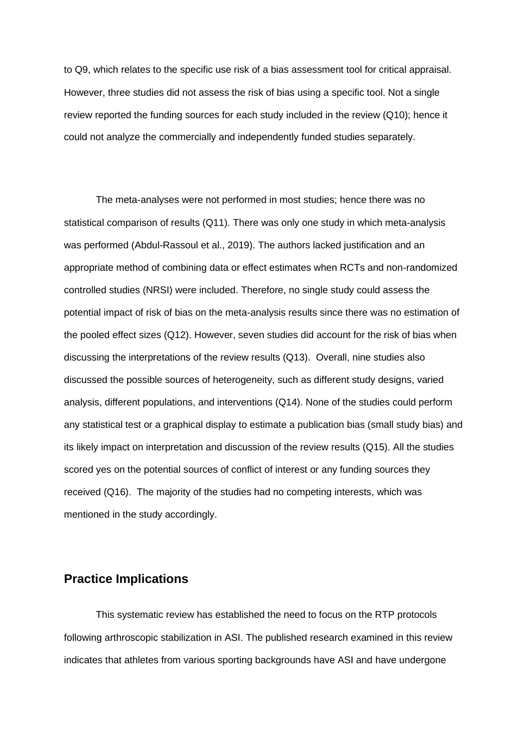to Q9, which relates to the specific use risk of a bias assessment tool for critical appraisal. However, three studies did not assess the risk of bias using a specific tool. Not a single review reported the funding sources for each study included in the review (Q10); hence it could not analyze the commercially and independently funded studies separately.

The meta-analyses were not performed in most studies; hence there was no statistical comparison of results (Q11). There was only one study in which meta-analysis was performed (Abdul-Rassoul et al., 2019). The authors lacked justification and an appropriate method of combining data or effect estimates when RCTs and non-randomized controlled studies (NRSI) were included. Therefore, no single study could assess the potential impact of risk of bias on the meta-analysis results since there was no estimation of the pooled effect sizes (Q12). However, seven studies did account for the risk of bias when discussing the interpretations of the review results (Q13). Overall, nine studies also discussed the possible sources of heterogeneity, such as different study designs, varied analysis, different populations, and interventions (Q14). None of the studies could perform any statistical test or a graphical display to estimate a publication bias (small study bias) and its likely impact on interpretation and discussion of the review results (Q15). All the studies scored yes on the potential sources of conflict of interest or any funding sources they received (Q16). The majority of the studies had no competing interests, which was mentioned in the study accordingly.

## Practice Implications

This systematic review has established the need to focus on the RTP protocols following arthroscopic stabilization in ASI. The published research examined in this review indicates that athletes from various sporting backgrounds have ASI and have undergone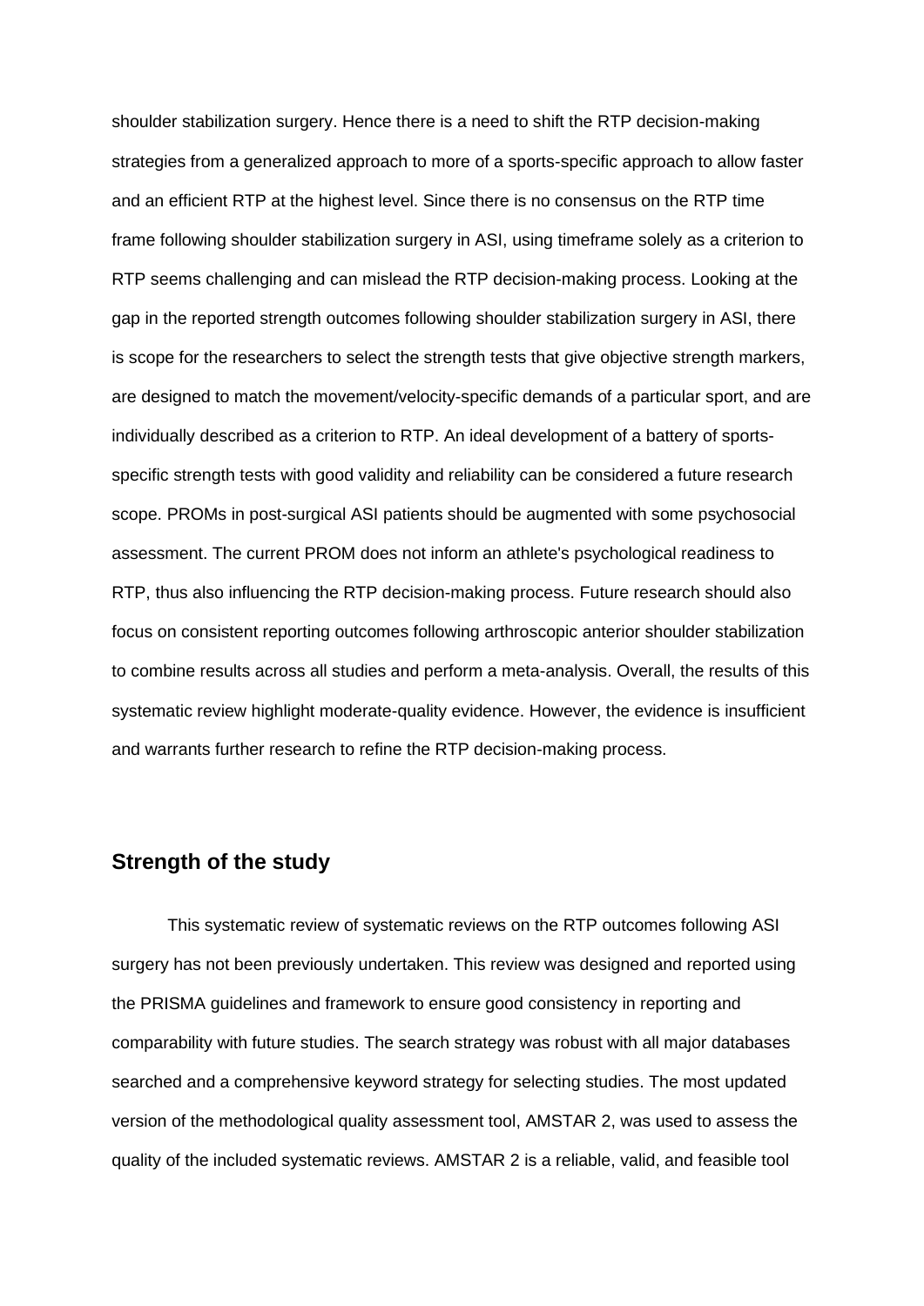shoulder stabilization surgery. Hence there is a need to shift the RTP decision-making strategies from a generalized approach to more of a sports-specific approach to allow faster and an efficient RTP at the highest level. Since there is no consensus on the RTP time frame following shoulder stabilization surgery in ASI, using timeframe solely as a criterion to RTP seems challenging and can mislead the RTP decision-making process. Looking at the gap in the reported strength outcomes following shoulder stabilization surgery in ASI, there is scope for the researchers to select the strength tests that give objective strength markers, are designed to match the movement/velocity-specific demands of a particular sport, and are individually described as a criterion to RTP. An ideal development of a battery of sports-specific strength tests with good validity and reliability can be considered a future research scope. PROMs in post-surgical ASI patients should be augmented with some psychosocial assessment. The current PROM does not inform an athlete's psychological readiness to RTP, thus also influencing the RTP decision-making process. Future research should also focus on consistent reporting outcomes following arthroscopic anterior shoulder stabilization to combine results across all studies and perform a meta-analysis. Overall, the results of this systematic review highlight moderate-quality evidence. However, the evidence is insufficient and warrants further research to refine the RTP decision-making process.

## Strength of the study

This systematic review of systematic reviews on the RTP outcomes following ASI surgery has not been previously undertaken. This review was designed and reported using the PRISMA guidelines and framework to ensure good consistency in reporting and comparability with future studies. The search strategy was robust with all major databases searched and a comprehensive keyword strategy for selecting studies. The most updated version of the methodological quality assessment tool, AMSTAR 2, was used to assess the quality of the included systematic reviews. AMSTAR 2 is a reliable, valid, and feasible tool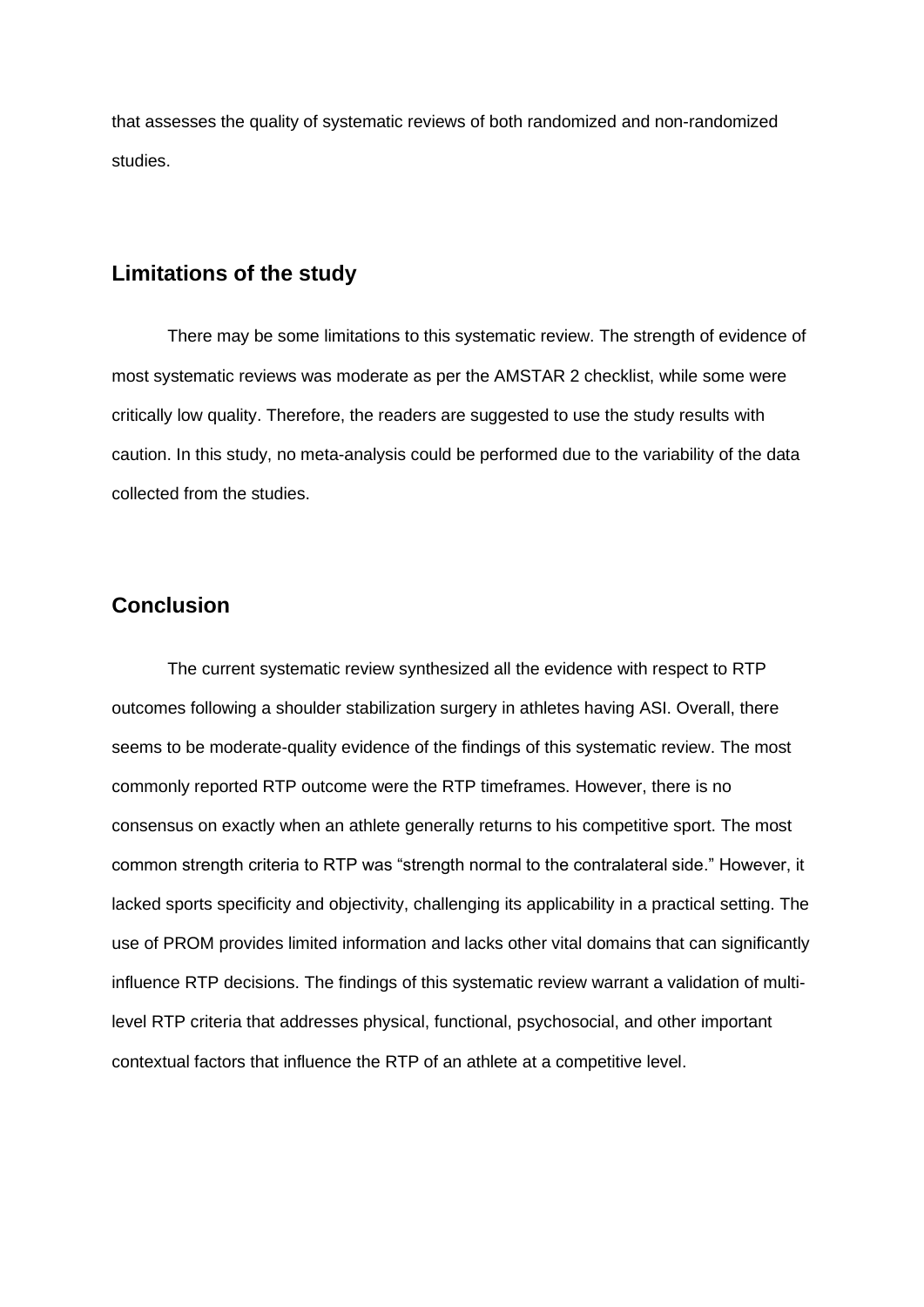that assesses the quality of systematic reviews of both randomized and non-randomized studies.

## Limitations of the study

There may be some limitations to this systematic review. The strength of evidence of most systematic reviews was moderate as per the AMSTAR 2 checklist, while some were critically low quality. Therefore, the readers are suggested to use the study results with caution. In this study, no meta-analysis could be performed due to the variability of the data collected from the studies.

## Conclusion

The current systematic review synthesized all the evidence with respect to RTP outcomes following a shoulder stabilization surgery in athletes having ASI. Overall, there seems to be moderate-quality evidence of the findings of this systematic review. The most commonly reported RTP outcome were the RTP timeframes. However, there is no consensus on exactly when an athlete generally returns to his competitive sport. The most common strength criteria to RTP was "strength normal to the contralateral side." However, it lacked sports specificity and objectivity, challenging its applicability in a practical setting. The use of PROM provides limited information and lacks other vital domains that can significantly influence RTP decisions. The findings of this systematic review warrant a validation of multi-level RTP criteria that addresses physical, functional, psychosocial, and other important contextual factors that influence the RTP of an athlete at a competitive level.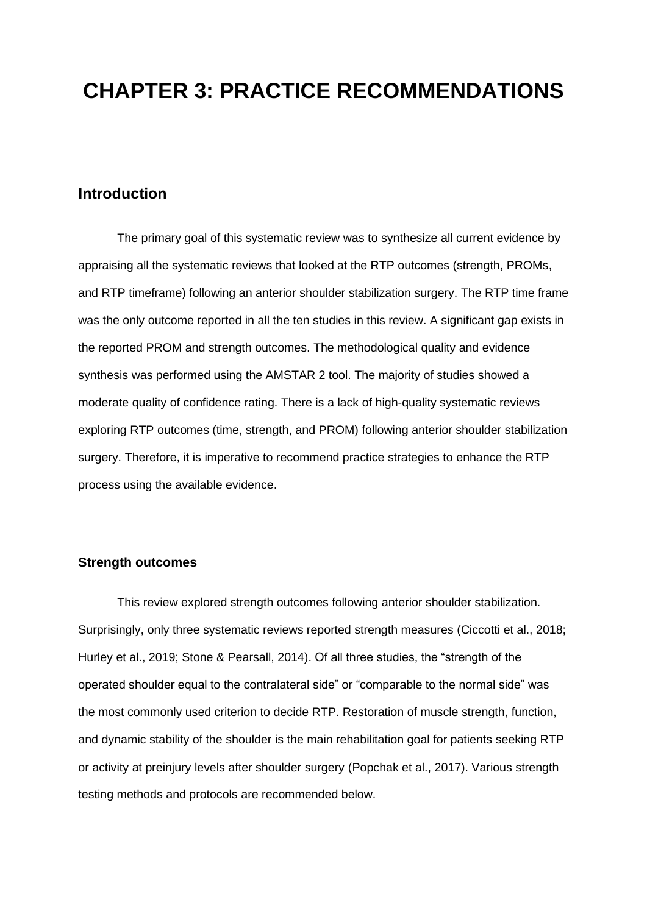# CHAPTER 3: PRACTICE RECOMMENDATIONS

## Introduction

The primary goal of this systematic review was to synthesize all current evidence by appraising all the systematic reviews that looked at the RTP outcomes (strength, PROMs, and RTP timeframe) following an anterior shoulder stabilization surgery. The RTP time frame was the only outcome reported in all the ten studies in this review. A significant gap exists in the reported PROM and strength outcomes. The methodological quality and evidence synthesis was performed using the AMSTAR 2 tool. The majority of studies showed a moderate quality of confidence rating. There is a lack of high-quality systematic reviews exploring RTP outcomes (time, strength, and PROM) following anterior shoulder stabilization surgery. Therefore, it is imperative to recommend practice strategies to enhance the RTP process using the available evidence.

### Strength outcomes

This review explored strength outcomes following anterior shoulder stabilization. Surprisingly, only three systematic reviews reported strength measures (Ciccotti et al., 2018; Hurley et al., 2019; Stone & Pearsall, 2014). Of all three studies, the "strength of the operated shoulder equal to the contralateral side" or "comparable to the normal side" was the most commonly used criterion to decide RTP. Restoration of muscle strength, function, and dynamic stability of the shoulder is the main rehabilitation goal for patients seeking RTP or activity at preinjury levels after shoulder surgery (Popchak et al., 2017). Various strength testing methods and protocols are recommended below.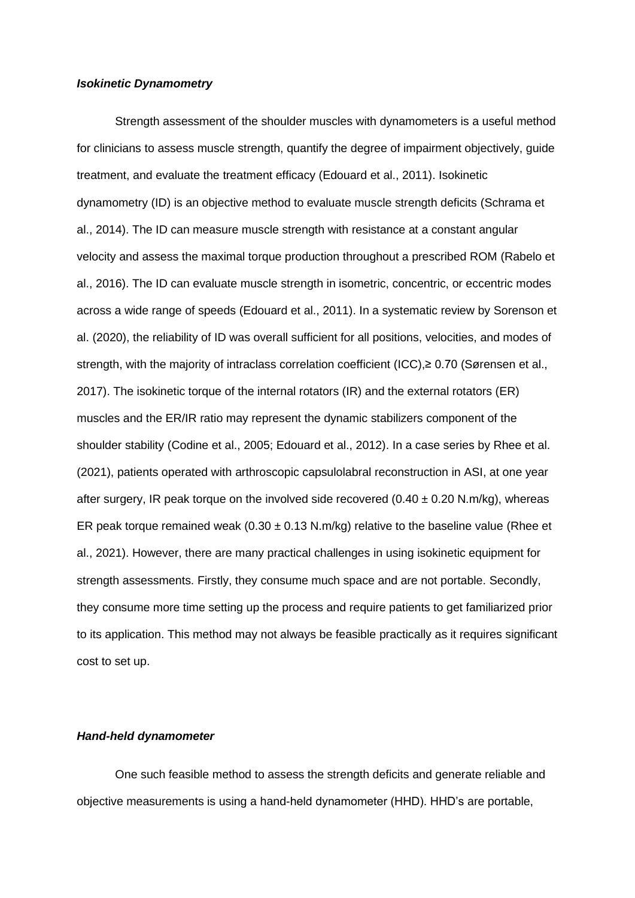### *Isokinetic Dynamometry*

Strength assessment of the shoulder muscles with dynamometers is a useful method for clinicians to assess muscle strength, quantify the degree of impairment objectively, guide treatment, and evaluate the treatment efficacy (Edouard et al., 2011). Isokinetic dynamometry (ID) is an objective method to evaluate muscle strength deficits (Schrama et al., 2014). The ID can measure muscle strength with resistance at a constant angular velocity and assess the maximal torque production throughout a prescribed ROM (Rabelo et al., 2016). The ID can evaluate muscle strength in isometric, concentric, or eccentric modes across a wide range of speeds (Edouard et al., 2011). In a systematic review by Sorenson et al. (2020), the reliability of ID was overall sufficient for all positions, velocities, and modes of strength, with the majority of intraclass correlation coefficient (ICC),≥ 0.70 (Sørensen et al., 2017). The isokinetic torque of the internal rotators (IR) and the external rotators (ER) muscles and the ER/IR ratio may represent the dynamic stabilizers component of the shoulder stability (Codine et al., 2005; Edouard et al., 2012). In a case series by Rhee et al. (2021), patients operated with arthroscopic capsulolabral reconstruction in ASI, at one year after surgery, IR peak torque on the involved side recovered ($0.40 \pm 0.20$ N.m/kg), whereas ER peak torque remained weak ($0.30 \pm 0.13$ N.m/kg) relative to the baseline value (Rhee et al., 2021). However, there are many practical challenges in using isokinetic equipment for strength assessments. Firstly, they consume much space and are not portable. Secondly, they consume more time setting up the process and require patients to get familiarized prior to its application. This method may not always be feasible practically as it requires significant cost to set up.

### *Hand-held dynamometer*

One such feasible method to assess the strength deficits and generate reliable and objective measurements is using a hand-held dynamometer (HHD). HHD's are portable,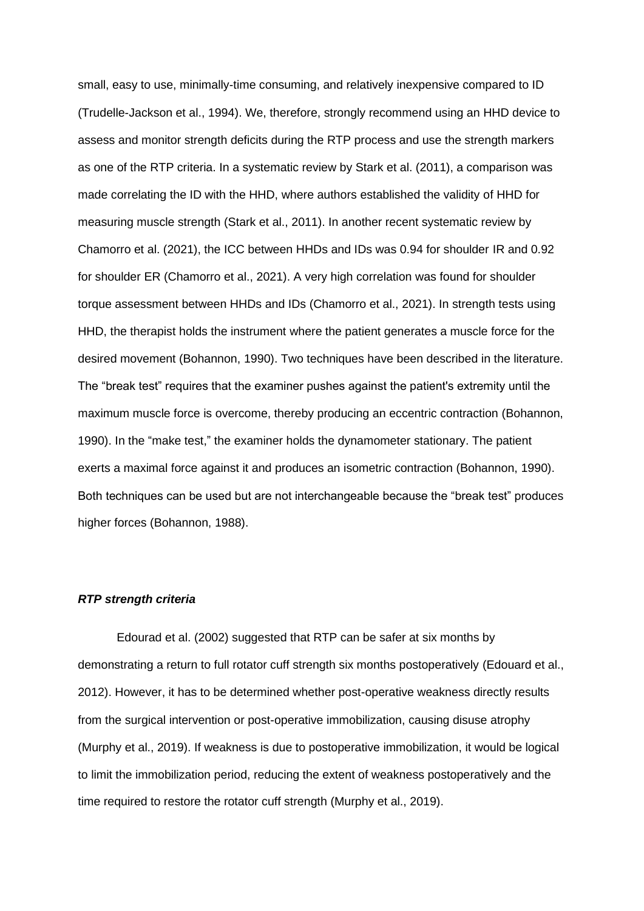small, easy to use, minimally-time consuming, and relatively inexpensive compared to ID (Trudelle-Jackson et al., 1994). We, therefore, strongly recommend using an HHD device to assess and monitor strength deficits during the RTP process and use the strength markers as one of the RTP criteria. In a systematic review by Stark et al. (2011), a comparison was made correlating the ID with the HHD, where authors established the validity of HHD for measuring muscle strength (Stark et al., 2011). In another recent systematic review by Chamorro et al. (2021), the ICC between HHDs and IDs was 0.94 for shoulder IR and 0.92 for shoulder ER (Chamorro et al., 2021). A very high correlation was found for shoulder torque assessment between HHDs and IDs (Chamorro et al., 2021). In strength tests using HHD, the therapist holds the instrument where the patient generates a muscle force for the desired movement (Bohannon, 1990). Two techniques have been described in the literature. The "break test" requires that the examiner pushes against the patient's extremity until the maximum muscle force is overcome, thereby producing an eccentric contraction (Bohannon, 1990). In the "make test," the examiner holds the dynamometer stationary. The patient exerts a maximal force against it and produces an isometric contraction (Bohannon, 1990). Both techniques can be used but are not interchangeable because the "break test" produces higher forces (Bohannon, 1988).

### *RTP strength criteria*

Edourad et al. (2002) suggested that RTP can be safer at six months by demonstrating a return to full rotator cuff strength six months postoperatively (Edouard et al., 2012). However, it has to be determined whether post-operative weakness directly results from the surgical intervention or post-operative immobilization, causing disuse atrophy (Murphy et al., 2019). If weakness is due to postoperative immobilization, it would be logical to limit the immobilization period, reducing the extent of weakness postoperatively and the time required to restore the rotator cuff strength (Murphy et al., 2019).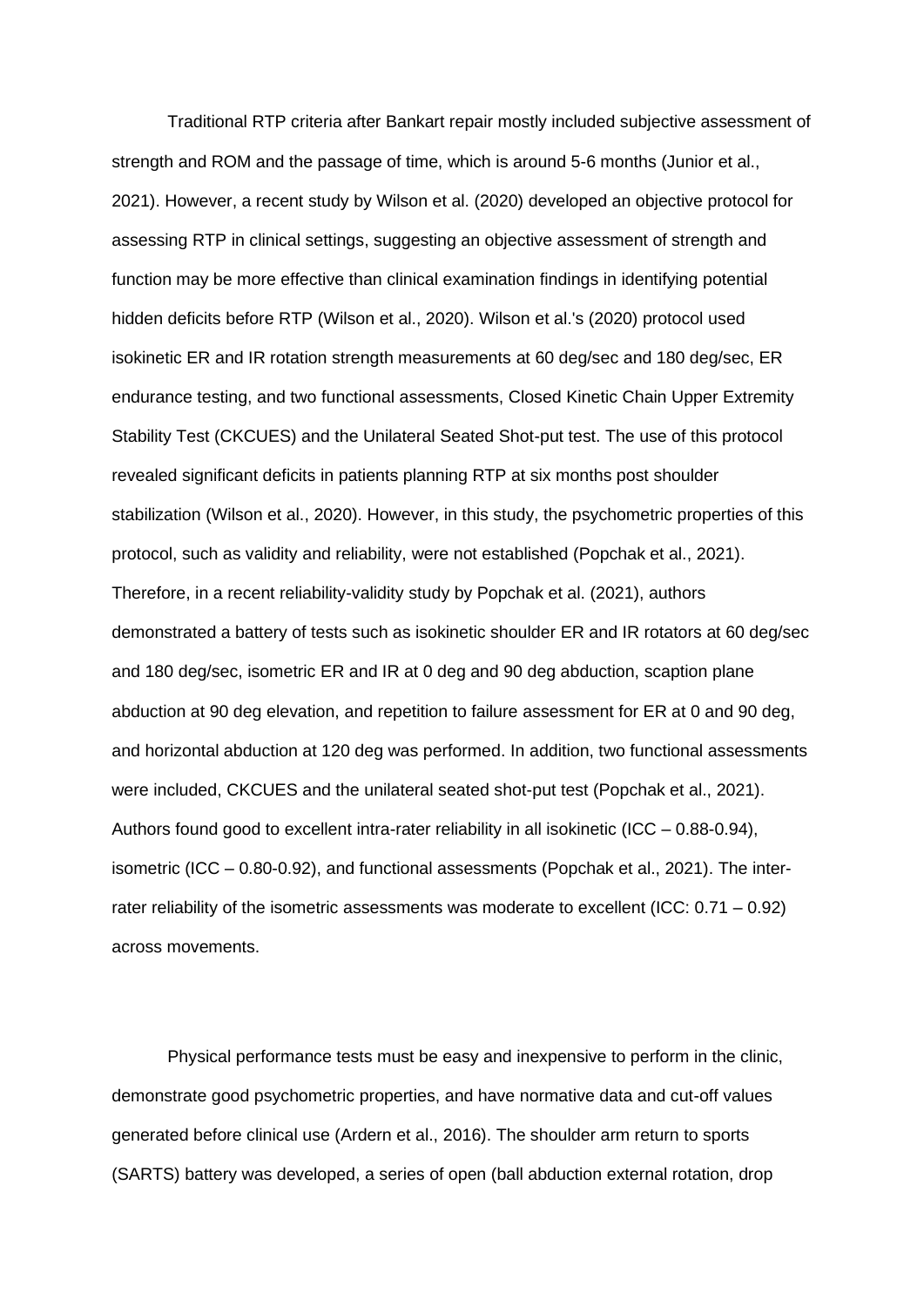Traditional RTP criteria after Bankart repair mostly included subjective assessment of strength and ROM and the passage of time, which is around 5-6 months (Junior et al., 2021). However, a recent study by Wilson et al. (2020) developed an objective protocol for assessing RTP in clinical settings, suggesting an objective assessment of strength and function may be more effective than clinical examination findings in identifying potential hidden deficits before RTP (Wilson et al., 2020). Wilson et al.'s (2020) protocol used isokinetic ER and IR rotation strength measurements at 60 deg/sec and 180 deg/sec, ER endurance testing, and two functional assessments, Closed Kinetic Chain Upper Extremity Stability Test (CKCUES) and the Unilateral Seated Shot-put test. The use of this protocol revealed significant deficits in patients planning RTP at six months post shoulder stabilization (Wilson et al., 2020). However, in this study, the psychometric properties of this protocol, such as validity and reliability, were not established (Popchak et al., 2021). Therefore, in a recent reliability-validity study by Popchak et al. (2021), authors demonstrated a battery of tests such as isokinetic shoulder ER and IR rotators at 60 deg/sec and 180 deg/sec, isometric ER and IR at 0 deg and 90 deg abduction, scaption plane abduction at 90 deg elevation, and repetition to failure assessment for ER at 0 and 90 deg, and horizontal abduction at 120 deg was performed. In addition, two functional assessments were included, CKCUES and the unilateral seated shot-put test (Popchak et al., 2021). Authors found good to excellent intra-rater reliability in all isokinetic (ICC – 0.88-0.94), isometric (ICC – 0.80-0.92), and functional assessments (Popchak et al., 2021). The inter-rater reliability of the isometric assessments was moderate to excellent (ICC: 0.71 – 0.92) across movements.

Physical performance tests must be easy and inexpensive to perform in the clinic, demonstrate good psychometric properties, and have normative data and cut-off values generated before clinical use (Ardern et al., 2016). The shoulder arm return to sports (SARTS) battery was developed, a series of open (ball abduction external rotation, drop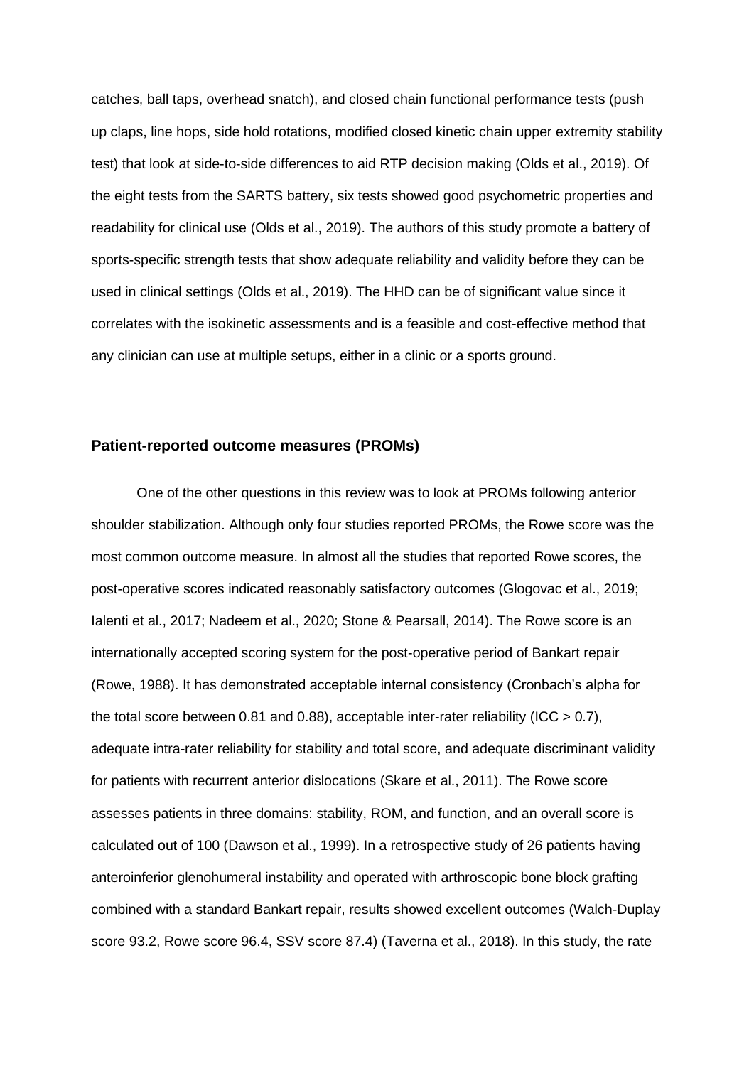catches, ball taps, overhead snatch), and closed chain functional performance tests (push up claps, line hops, side hold rotations, modified closed kinetic chain upper extremity stability test) that look at side-to-side differences to aid RTP decision making (Olds et al., 2019). Of the eight tests from the SARTS battery, six tests showed good psychometric properties and readability for clinical use (Olds et al., 2019). The authors of this study promote a battery of sports-specific strength tests that show adequate reliability and validity before they can be used in clinical settings (Olds et al., 2019). The HHD can be of significant value since it correlates with the isokinetic assessments and is a feasible and cost-effective method that any clinician can use at multiple setups, either in a clinic or a sports ground.

### Patient-reported outcome measures (PROMs)

One of the other questions in this review was to look at PROMs following anterior shoulder stabilization. Although only four studies reported PROMs, the Rowe score was the most common outcome measure. In almost all the studies that reported Rowe scores, the post-operative scores indicated reasonably satisfactory outcomes (Glogovac et al., 2019; Ialenti et al., 2017; Nadeem et al., 2020; Stone & Pearsall, 2014). The Rowe score is an internationally accepted scoring system for the post-operative period of Bankart repair (Rowe, 1988). It has demonstrated acceptable internal consistency (Cronbach's alpha for the total score between 0.81 and 0.88), acceptable inter-rater reliability (ICC > 0.7), adequate intra-rater reliability for stability and total score, and adequate discriminant validity for patients with recurrent anterior dislocations (Skare et al., 2011). The Rowe score assesses patients in three domains: stability, ROM, and function, and an overall score is calculated out of 100 (Dawson et al., 1999). In a retrospective study of 26 patients having anteroinferior glenohumeral instability and operated with arthroscopic bone block grafting combined with a standard Bankart repair, results showed excellent outcomes (Walch-Duplay score 93.2, Rowe score 96.4, SSV score 87.4) (Taverna et al., 2018). In this study, the rate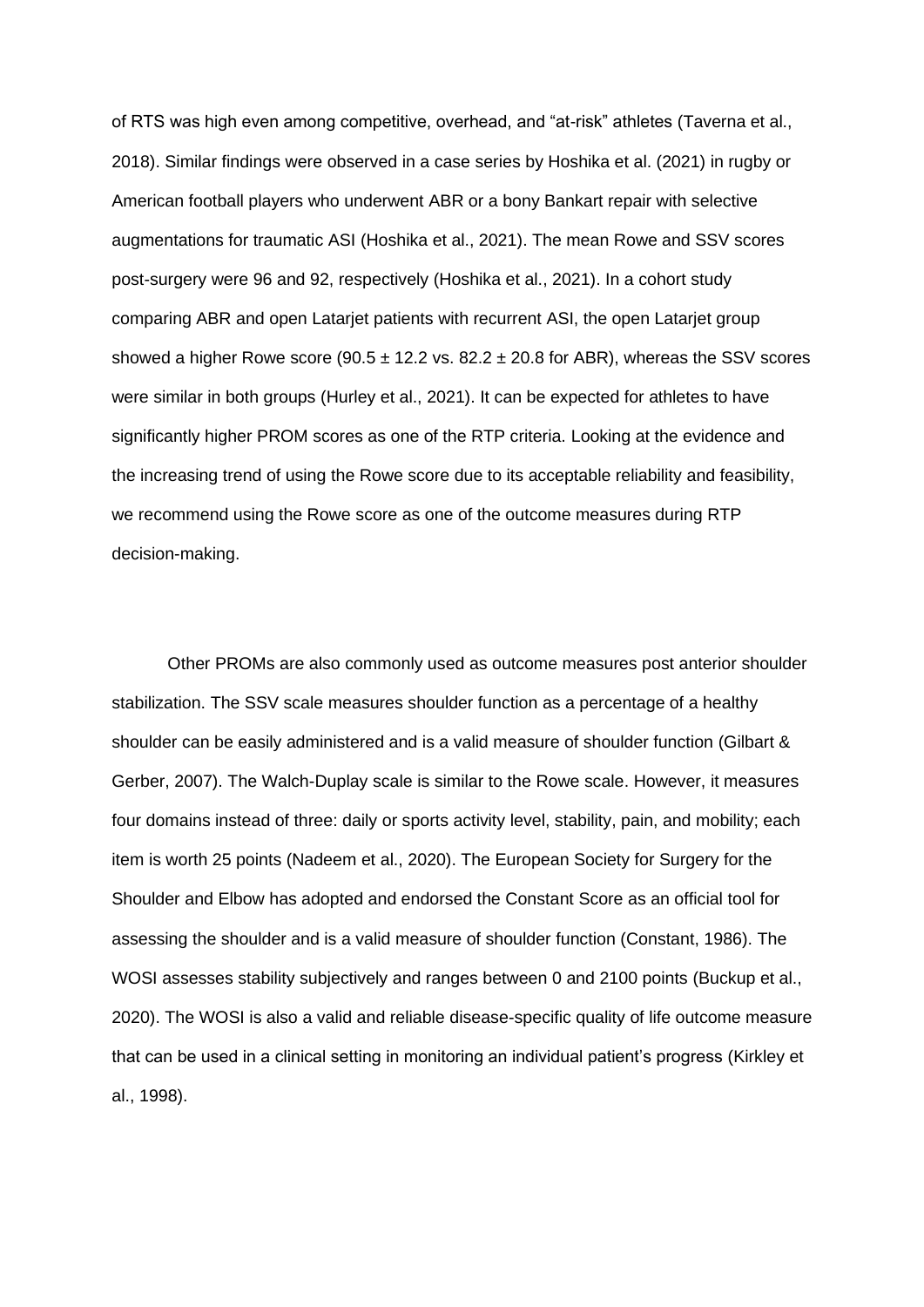of RTS was high even among competitive, overhead, and “at-risk” athletes (Taverna et al., 2018). Similar findings were observed in a case series by Hoshika et al. (2021) in rugby or American football players who underwent ABR or a bony Bankart repair with selective augmentations for traumatic ASI (Hoshika et al., 2021). The mean Rowe and SSV scores post-surgery were 96 and 92, respectively (Hoshika et al., 2021). In a cohort study comparing ABR and open Latarjet patients with recurrent ASI, the open Latarjet group showed a higher Rowe score ($90.5 \pm 12.2$ vs. $82.2 \pm 20.8$ for ABR), whereas the SSV scores were similar in both groups (Hurley et al., 2021). It can be expected for athletes to have significantly higher PROM scores as one of the RTP criteria. Looking at the evidence and the increasing trend of using the Rowe score due to its acceptable reliability and feasibility, we recommend using the Rowe score as one of the outcome measures during RTP decision-making.

Other PROMs are also commonly used as outcome measures post anterior shoulder stabilization. The SSV scale measures shoulder function as a percentage of a healthy shoulder can be easily administered and is a valid measure of shoulder function (Gilbart & Gerber, 2007). The Walch-Duplay scale is similar to the Rowe scale. However, it measures four domains instead of three: daily or sports activity level, stability, pain, and mobility; each item is worth 25 points (Nadeem et al., 2020). The European Society for Surgery for the Shoulder and Elbow has adopted and endorsed the Constant Score as an official tool for assessing the shoulder and is a valid measure of shoulder function (Constant, 1986). The WOSI assesses stability subjectively and ranges between 0 and 2100 points (Buckup et al., 2020). The WOSI is also a valid and reliable disease-specific quality of life outcome measure that can be used in a clinical setting in monitoring an individual patient’s progress (Kirkley et al., 1998).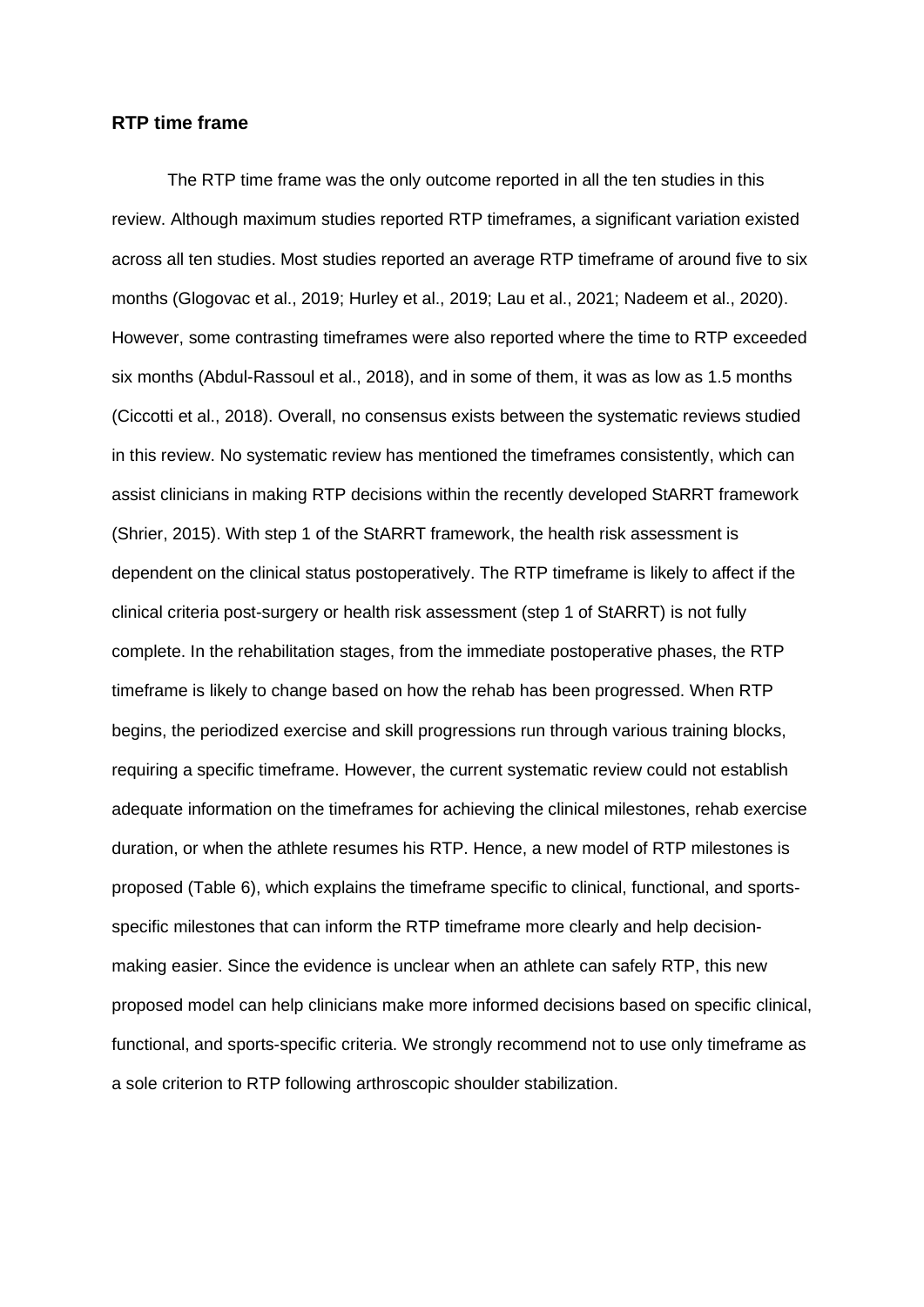**RTP time frame**

The RTP time frame was the only outcome reported in all the ten studies in this review. Although maximum studies reported RTP timeframes, a significant variation existed across all ten studies. Most studies reported an average RTP timeframe of around five to six months (Glogovac et al., 2019; Hurley et al., 2019; Lau et al., 2021; Nadeem et al., 2020). However, some contrasting timeframes were also reported where the time to RTP exceeded six months (Abdul-Rassoul et al., 2018), and in some of them, it was as low as 1.5 months (Ciccotti et al., 2018). Overall, no consensus exists between the systematic reviews studied in this review. No systematic review has mentioned the timeframes consistently, which can assist clinicians in making RTP decisions within the recently developed StARRT framework (Shrier, 2015). With step 1 of the StARRT framework, the health risk assessment is dependent on the clinical status postoperatively. The RTP timeframe is likely to affect if the clinical criteria post-surgery or health risk assessment (step 1 of StARRT) is not fully complete. In the rehabilitation stages, from the immediate postoperative phases, the RTP timeframe is likely to change based on how the rehab has been progressed. When RTP begins, the periodized exercise and skill progressions run through various training blocks, requiring a specific timeframe. However, the current systematic review could not establish adequate information on the timeframes for achieving the clinical milestones, rehab exercise duration, or when the athlete resumes his RTP. Hence, a new model of RTP milestones is proposed (Table 6), which explains the timeframe specific to clinical, functional, and sports-specific milestones that can inform the RTP timeframe more clearly and help decision-making easier. Since the evidence is unclear when an athlete can safely RTP, this new proposed model can help clinicians make more informed decisions based on specific clinical, functional, and sports-specific criteria. We strongly recommend not to use only timeframe as a sole criterion to RTP following arthroscopic shoulder stabilization.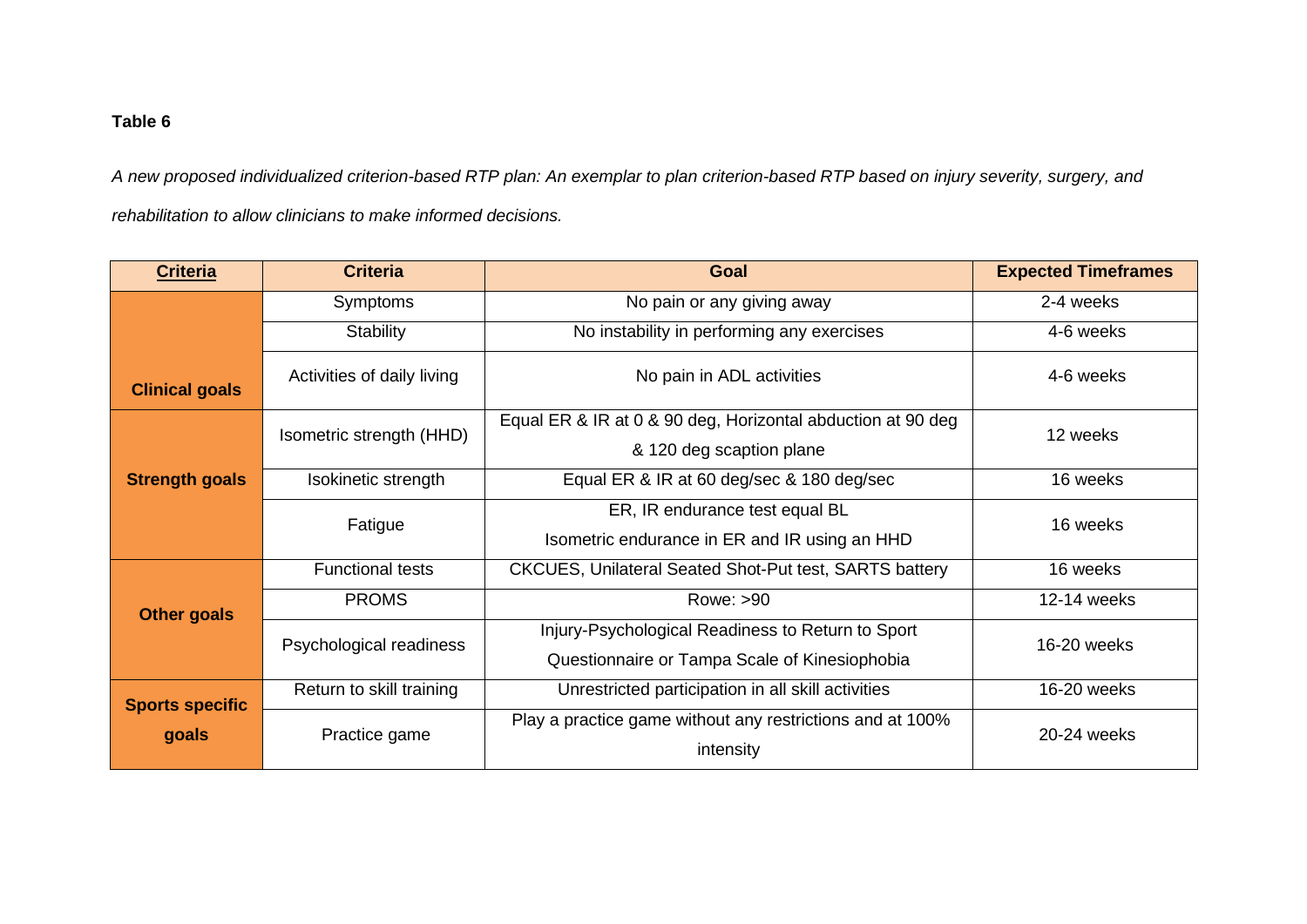**Table 6**

*A new proposed individualized criterion-based RTP plan: An exemplar to plan criterion-based RTP based on injury severity, surgery, and rehabilitation to allow clinicians to make informed decisions.*

| **Criteria** | **Criteria** | **Goal** | **Expected Timeframes** |
|---|---|---|---|
| **Clinical goals** | Symptoms | No pain or any giving away | 2-4 weeks |
| | Stability | No instability in performing any exercises | 4-6 weeks |
| | Activities of daily living | No pain in ADL activities | 4-6 weeks |
| **Strength goals** | Isometric strength (HHD) | Equal ER & IR at 0 & 90 deg, Horizontal abduction at 90 deg & 120 deg scaption plane | 12 weeks |
| | Isokinetic strength | Equal ER & IR at 60 deg/sec & 180 deg/sec | 16 weeks |
| | Fatigue | ER, IR endurance test equal BL<br>Isometric endurance in ER and IR using an HHD | 16 weeks |
| **Other goals** | Functional tests | CKCUES, Unilateral Seated Shot-Put test, SARTS battery | 16 weeks |
| | PROMS | Rowe: >90 | 12-14 weeks |
| | Psychological readiness | Injury-Psychological Readiness to Return to Sport Questionnaire or Tampa Scale of Kinesiophobia | 16-20 weeks |
| **Sports specific goals** | Return to skill training | Unrestricted participation in all skill activities | 16-20 weeks |
| | Practice game | Play a practice game without any restrictions and at 100% intensity | 20-24 weeks |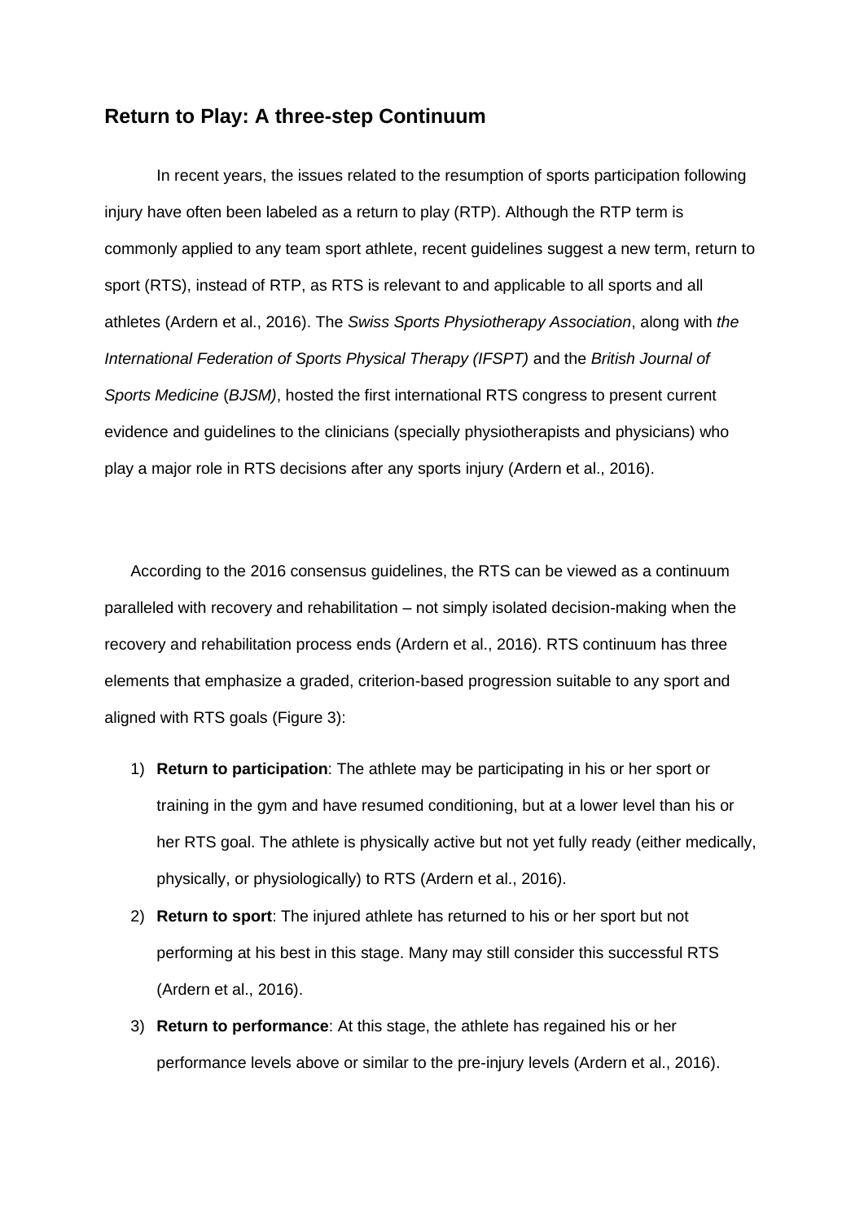## Return to Play: A three-step Continuum

In recent years, the issues related to the resumption of sports participation following injury have often been labeled as a return to play (RTP). Although the RTP term is commonly applied to any team sport athlete, recent guidelines suggest a new term, return to sport (RTS), instead of RTP, as RTS is relevant to and applicable to all sports and all athletes (Ardern et al., 2016). The *Swiss Sports Physiotherapy Association*, along with *the International Federation of Sports Physical Therapy (IFSPT)* and the *British Journal of Sports Medicine* (*BJSM)*, hosted the first international RTS congress to present current evidence and guidelines to the clinicians (specially physiotherapists and physicians) who play a major role in RTS decisions after any sports injury (Ardern et al., 2016).

According to the 2016 consensus guidelines, the RTS can be viewed as a continuum paralleled with recovery and rehabilitation – not simply isolated decision-making when the recovery and rehabilitation process ends (Ardern et al., 2016). RTS continuum has three elements that emphasize a graded, criterion-based progression suitable to any sport and aligned with RTS goals (Figure 3):

1) **Return to participation**: The athlete may be participating in his or her sport or training in the gym and have resumed conditioning, but at a lower level than his or her RTS goal. The athlete is physically active but not yet fully ready (either medically, physically, or physiologically) to RTS (Ardern et al., 2016).
2) **Return to sport**: The injured athlete has returned to his or her sport but not performing at his best in this stage. Many may still consider this successful RTS (Ardern et al., 2016).
3) **Return to performance**: At this stage, the athlete has regained his or her performance levels above or similar to the pre-injury levels (Ardern et al., 2016).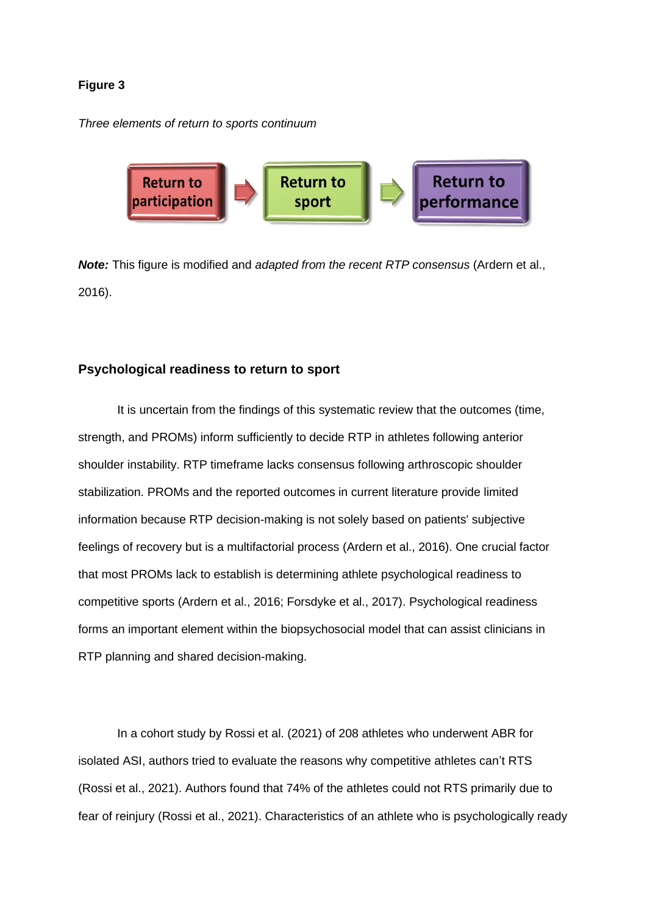**Figure 3**

*Three elements of return to sports continuum*

Return to participation → Return to sport → Return to performance

***Note:*** This figure is modified and *adapted from the recent RTP consensus* (Ardern et al., 2016).

### Psychological readiness to return to sport

It is uncertain from the findings of this systematic review that the outcomes (time, strength, and PROMs) inform sufficiently to decide RTP in athletes following anterior shoulder instability. RTP timeframe lacks consensus following arthroscopic shoulder stabilization. PROMs and the reported outcomes in current literature provide limited information because RTP decision-making is not solely based on patients' subjective feelings of recovery but is a multifactorial process (Ardern et al., 2016). One crucial factor that most PROMs lack to establish is determining athlete psychological readiness to competitive sports (Ardern et al., 2016; Forsdyke et al., 2017). Psychological readiness forms an important element within the biopsychosocial model that can assist clinicians in RTP planning and shared decision-making.

In a cohort study by Rossi et al. (2021) of 208 athletes who underwent ABR for isolated ASI, authors tried to evaluate the reasons why competitive athletes can't RTS (Rossi et al., 2021). Authors found that 74% of the athletes could not RTS primarily due to fear of reinjury (Rossi et al., 2021). Characteristics of an athlete who is psychologically ready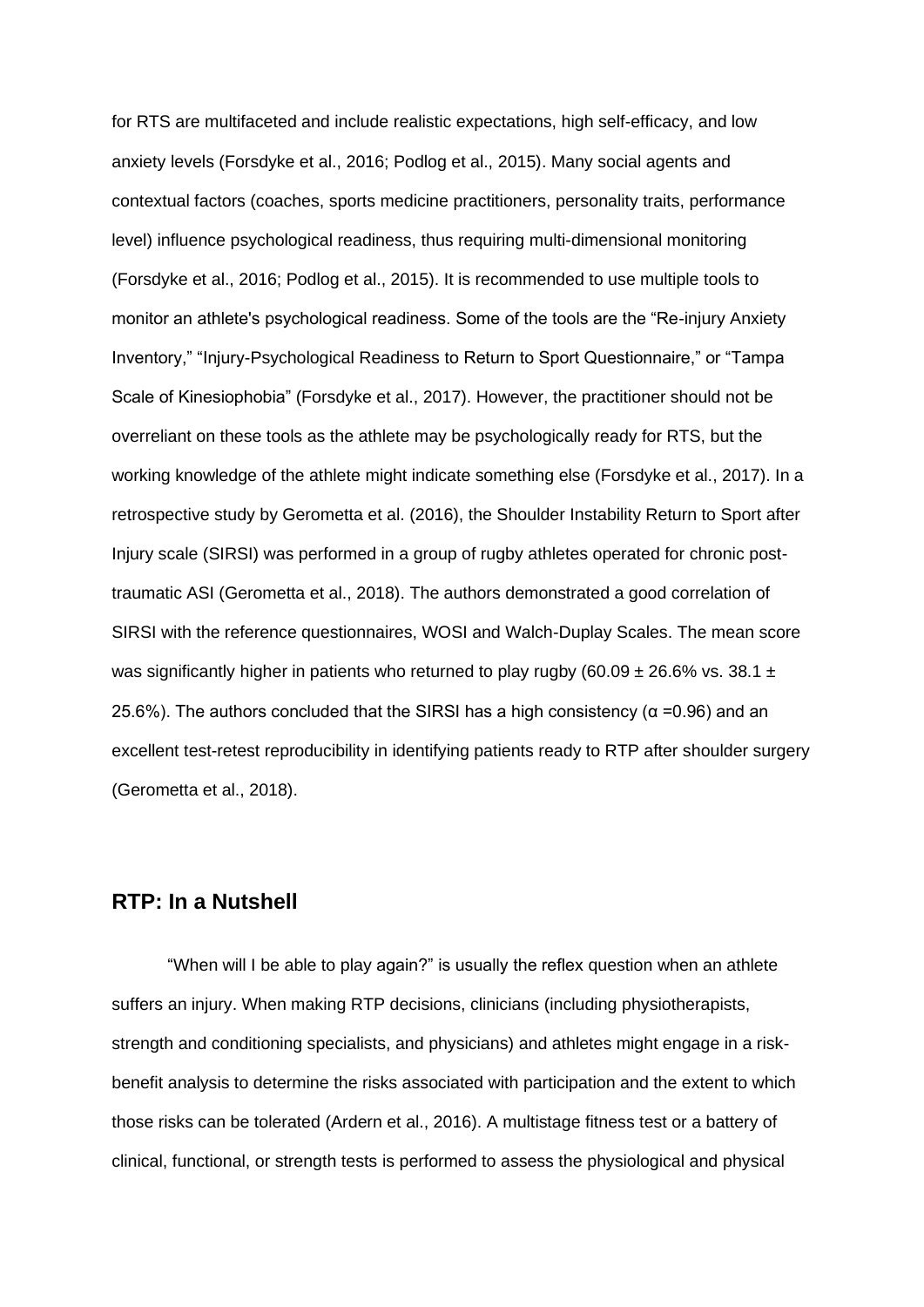for RTS are multifaceted and include realistic expectations, high self-efficacy, and low anxiety levels (Forsdyke et al., 2016; Podlog et al., 2015). Many social agents and contextual factors (coaches, sports medicine practitioners, personality traits, performance level) influence psychological readiness, thus requiring multi-dimensional monitoring (Forsdyke et al., 2016; Podlog et al., 2015). It is recommended to use multiple tools to monitor an athlete's psychological readiness. Some of the tools are the “Re-injury Anxiety Inventory,” “Injury-Psychological Readiness to Return to Sport Questionnaire,” or “Tampa Scale of Kinesiophobia” (Forsdyke et al., 2017). However, the practitioner should not be overreliant on these tools as the athlete may be psychologically ready for RTS, but the working knowledge of the athlete might indicate something else (Forsdyke et al., 2017). In a retrospective study by Gerometta et al. (2016), the Shoulder Instability Return to Sport after Injury scale (SIRSI) was performed in a group of rugby athletes operated for chronic post-traumatic ASI (Gerometta et al., 2018). The authors demonstrated a good correlation of SIRSI with the reference questionnaires, WOSI and Walch-Duplay Scales. The mean score was significantly higher in patients who returned to play rugby (60.09 ± 26.6% vs. 38.1 ± 25.6%). The authors concluded that the SIRSI has a high consistency ($\alpha$ =0.96) and an excellent test-retest reproducibility in identifying patients ready to RTP after shoulder surgery (Gerometta et al., 2018).

## RTP: In a Nutshell

“When will I be able to play again?” is usually the reflex question when an athlete suffers an injury. When making RTP decisions, clinicians (including physiotherapists, strength and conditioning specialists, and physicians) and athletes might engage in a risk-benefit analysis to determine the risks associated with participation and the extent to which those risks can be tolerated (Ardern et al., 2016). A multistage fitness test or a battery of clinical, functional, or strength tests is performed to assess the physiological and physical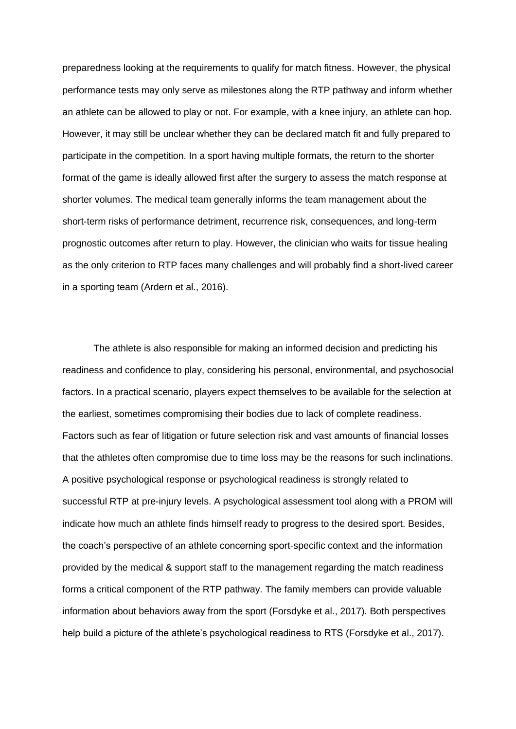preparedness looking at the requirements to qualify for match fitness. However, the physical performance tests may only serve as milestones along the RTP pathway and inform whether an athlete can be allowed to play or not. For example, with a knee injury, an athlete can hop. However, it may still be unclear whether they can be declared match fit and fully prepared to participate in the competition. In a sport having multiple formats, the return to the shorter format of the game is ideally allowed first after the surgery to assess the match response at shorter volumes. The medical team generally informs the team management about the short-term risks of performance detriment, recurrence risk, consequences, and long-term prognostic outcomes after return to play. However, the clinician who waits for tissue healing as the only criterion to RTP faces many challenges and will probably find a short-lived career in a sporting team (Ardern et al., 2016).

The athlete is also responsible for making an informed decision and predicting his readiness and confidence to play, considering his personal, environmental, and psychosocial factors. In a practical scenario, players expect themselves to be available for the selection at the earliest, sometimes compromising their bodies due to lack of complete readiness. Factors such as fear of litigation or future selection risk and vast amounts of financial losses that the athletes often compromise due to time loss may be the reasons for such inclinations. A positive psychological response or psychological readiness is strongly related to successful RTP at pre-injury levels. A psychological assessment tool along with a PROM will indicate how much an athlete finds himself ready to progress to the desired sport. Besides, the coach's perspective of an athlete concerning sport-specific context and the information provided by the medical & support staff to the management regarding the match readiness forms a critical component of the RTP pathway. The family members can provide valuable information about behaviors away from the sport (Forsdyke et al., 2017). Both perspectives help build a picture of the athlete's psychological readiness to RTS (Forsdyke et al., 2017).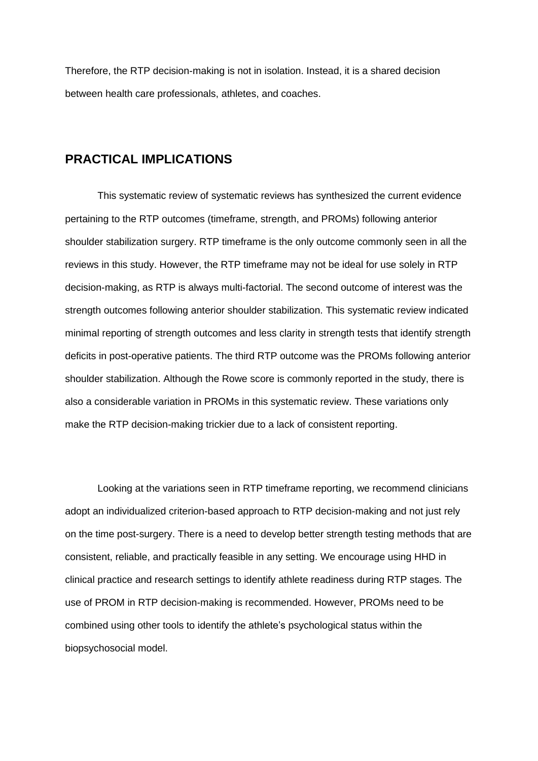Therefore, the RTP decision-making is not in isolation. Instead, it is a shared decision between health care professionals, athletes, and coaches.

## PRACTICAL IMPLICATIONS

This systematic review of systematic reviews has synthesized the current evidence pertaining to the RTP outcomes (timeframe, strength, and PROMs) following anterior shoulder stabilization surgery. RTP timeframe is the only outcome commonly seen in all the reviews in this study. However, the RTP timeframe may not be ideal for use solely in RTP decision-making, as RTP is always multi-factorial. The second outcome of interest was the strength outcomes following anterior shoulder stabilization. This systematic review indicated minimal reporting of strength outcomes and less clarity in strength tests that identify strength deficits in post-operative patients. The third RTP outcome was the PROMs following anterior shoulder stabilization. Although the Rowe score is commonly reported in the study, there is also a considerable variation in PROMs in this systematic review. These variations only make the RTP decision-making trickier due to a lack of consistent reporting.

Looking at the variations seen in RTP timeframe reporting, we recommend clinicians adopt an individualized criterion-based approach to RTP decision-making and not just rely on the time post-surgery. There is a need to develop better strength testing methods that are consistent, reliable, and practically feasible in any setting. We encourage using HHD in clinical practice and research settings to identify athlete readiness during RTP stages. The use of PROM in RTP decision-making is recommended. However, PROMs need to be combined using other tools to identify the athlete's psychological status within the biopsychosocial model.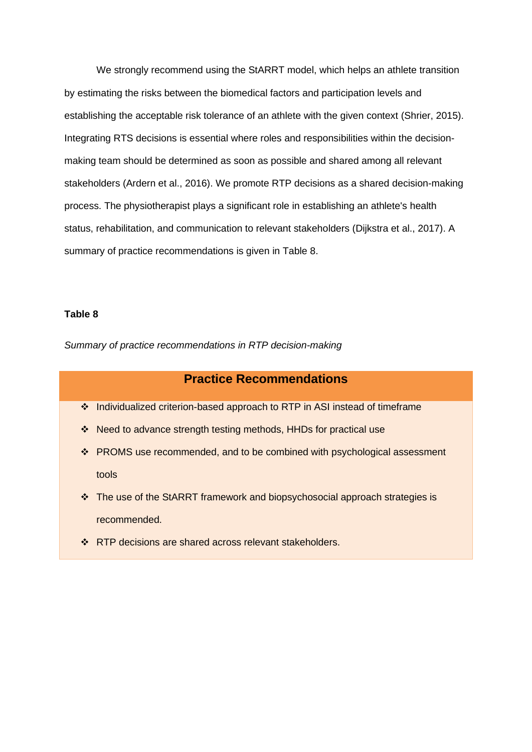We strongly recommend using the StARRT model, which helps an athlete transition by estimating the risks between the biomedical factors and participation levels and establishing the acceptable risk tolerance of an athlete with the given context (Shrier, 2015). Integrating RTS decisions is essential where roles and responsibilities within the decision-making team should be determined as soon as possible and shared among all relevant stakeholders (Ardern et al., 2016). We promote RTP decisions as a shared decision-making process. The physiotherapist plays a significant role in establishing an athlete's health status, rehabilitation, and communication to relevant stakeholders (Dijkstra et al., 2017). A summary of practice recommendations is given in Table 8.

**Table 8**

*Summary of practice recommendations in RTP decision-making*

| Practice Recommendations |
|---|
| ❖ Individualized criterion-based approach to RTP in ASI instead of timeframe |
| ❖ Need to advance strength testing methods, HHDs for practical use |
| ❖ PROMS use recommended, and to be combined with psychological assessment tools |
| ❖ The use of the StARRT framework and biopsychosocial approach strategies is recommended. |
| ❖ RTP decisions are shared across relevant stakeholders. |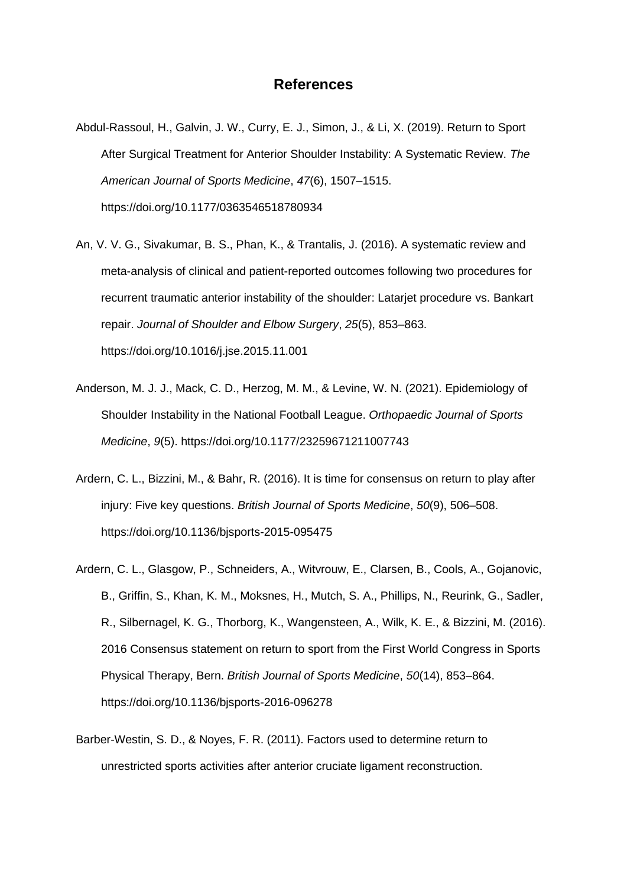# References

Abdul-Rassoul, H., Galvin, J. W., Curry, E. J., Simon, J., & Li, X. (2019). Return to Sport After Surgical Treatment for Anterior Shoulder Instability: A Systematic Review. *The American Journal of Sports Medicine*, *47*(6), 1507–1515. https://doi.org/10.1177/0363546518780934

An, V. V. G., Sivakumar, B. S., Phan, K., & Trantalis, J. (2016). A systematic review and meta-analysis of clinical and patient-reported outcomes following two procedures for recurrent traumatic anterior instability of the shoulder: Latarjet procedure vs. Bankart repair. *Journal of Shoulder and Elbow Surgery*, *25*(5), 853–863. https://doi.org/10.1016/j.jse.2015.11.001

Anderson, M. J. J., Mack, C. D., Herzog, M. M., & Levine, W. N. (2021). Epidemiology of Shoulder Instability in the National Football League. *Orthopaedic Journal of Sports Medicine*, *9*(5). https://doi.org/10.1177/23259671211007743

Ardern, C. L., Bizzini, M., & Bahr, R. (2016). It is time for consensus on return to play after injury: Five key questions. *British Journal of Sports Medicine*, *50*(9), 506–508. https://doi.org/10.1136/bjsports-2015-095475

Ardern, C. L., Glasgow, P., Schneiders, A., Witvrouw, E., Clarsen, B., Cools, A., Gojanovic, B., Griffin, S., Khan, K. M., Moksnes, H., Mutch, S. A., Phillips, N., Reurink, G., Sadler, R., Silbernagel, K. G., Thorborg, K., Wangensteen, A., Wilk, K. E., & Bizzini, M. (2016). 2016 Consensus statement on return to sport from the First World Congress in Sports Physical Therapy, Bern. *British Journal of Sports Medicine*, *50*(14), 853–864. https://doi.org/10.1136/bjsports-2016-096278

Barber-Westin, S. D., & Noyes, F. R. (2011). Factors used to determine return to unrestricted sports activities after anterior cruciate ligament reconstruction.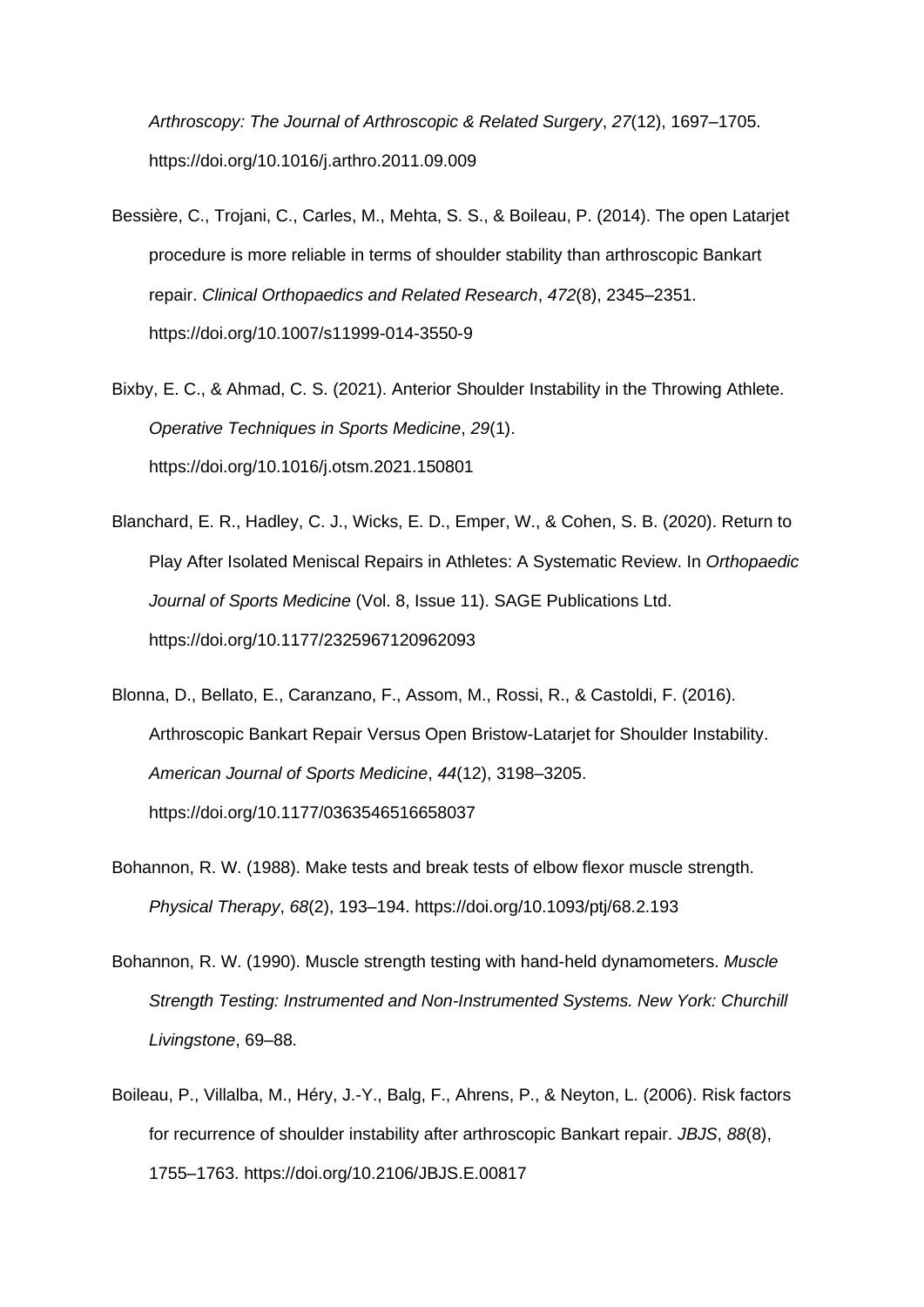*Arthroscopy: The Journal of Arthroscopic & Related Surgery*, *27*(12), 1697–1705. https://doi.org/10.1016/j.arthro.2011.09.009

Bessière, C., Trojani, C., Carles, M., Mehta, S. S., & Boileau, P. (2014). The open Latarjet procedure is more reliable in terms of shoulder stability than arthroscopic Bankart repair. *Clinical Orthopaedics and Related Research*, *472*(8), 2345–2351. https://doi.org/10.1007/s11999-014-3550-9

Bixby, E. C., & Ahmad, C. S. (2021). Anterior Shoulder Instability in the Throwing Athlete. *Operative Techniques in Sports Medicine*, *29*(1). https://doi.org/10.1016/j.otsm.2021.150801

Blanchard, E. R., Hadley, C. J., Wicks, E. D., Emper, W., & Cohen, S. B. (2020). Return to Play After Isolated Meniscal Repairs in Athletes: A Systematic Review. In *Orthopaedic Journal of Sports Medicine* (Vol. 8, Issue 11). SAGE Publications Ltd. https://doi.org/10.1177/2325967120962093

Blonna, D., Bellato, E., Caranzano, F., Assom, M., Rossi, R., & Castoldi, F. (2016). Arthroscopic Bankart Repair Versus Open Bristow-Latarjet for Shoulder Instability. *American Journal of Sports Medicine*, *44*(12), 3198–3205. https://doi.org/10.1177/0363546516658037

Bohannon, R. W. (1988). Make tests and break tests of elbow flexor muscle strength. *Physical Therapy*, *68*(2), 193–194. https://doi.org/10.1093/ptj/68.2.193

Bohannon, R. W. (1990). Muscle strength testing with hand-held dynamometers. *Muscle Strength Testing: Instrumented and Non-Instrumented Systems. New York: Churchill Livingstone*, 69–88.

Boileau, P., Villalba, M., Héry, J.-Y., Balg, F., Ahrens, P., & Neyton, L. (2006). Risk factors for recurrence of shoulder instability after arthroscopic Bankart repair. *JBJS*, *88*(8), 1755–1763. https://doi.org/10.2106/JBJS.E.00817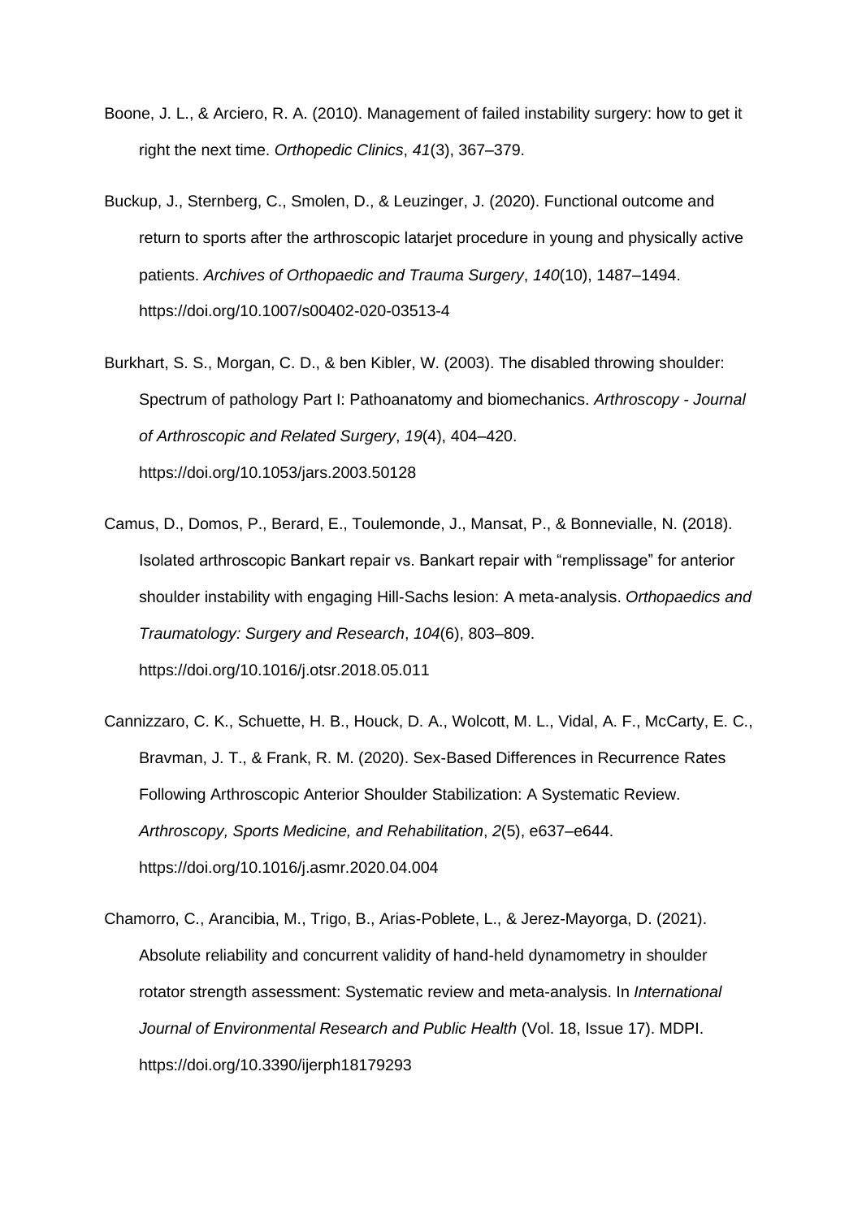Boone, J. L., & Arciero, R. A. (2010). Management of failed instability surgery: how to get it right the next time. *Orthopedic Clinics*, *41*(3), 367–379.

Buckup, J., Sternberg, C., Smolen, D., & Leuzinger, J. (2020). Functional outcome and return to sports after the arthroscopic latarjet procedure in young and physically active patients. *Archives of Orthopaedic and Trauma Surgery*, *140*(10), 1487–1494. https://doi.org/10.1007/s00402-020-03513-4

Burkhart, S. S., Morgan, C. D., & ben Kibler, W. (2003). The disabled throwing shoulder: Spectrum of pathology Part I: Pathoanatomy and biomechanics. *Arthroscopy - Journal of Arthroscopic and Related Surgery*, *19*(4), 404–420. https://doi.org/10.1053/jars.2003.50128

Camus, D., Domos, P., Berard, E., Toulemonde, J., Mansat, P., & Bonnevialle, N. (2018). Isolated arthroscopic Bankart repair vs. Bankart repair with "remplissage" for anterior shoulder instability with engaging Hill-Sachs lesion: A meta-analysis. *Orthopaedics and Traumatology: Surgery and Research*, *104*(6), 803–809. https://doi.org/10.1016/j.otsr.2018.05.011

Cannizzaro, C. K., Schuette, H. B., Houck, D. A., Wolcott, M. L., Vidal, A. F., McCarty, E. C., Bravman, J. T., & Frank, R. M. (2020). Sex-Based Differences in Recurrence Rates Following Arthroscopic Anterior Shoulder Stabilization: A Systematic Review. *Arthroscopy, Sports Medicine, and Rehabilitation*, *2*(5), e637–e644. https://doi.org/10.1016/j.asmr.2020.04.004

Chamorro, C., Arancibia, M., Trigo, B., Arias-Poblete, L., & Jerez-Mayorga, D. (2021). Absolute reliability and concurrent validity of hand-held dynamometry in shoulder rotator strength assessment: Systematic review and meta-analysis. In *International Journal of Environmental Research and Public Health* (Vol. 18, Issue 17). MDPI. https://doi.org/10.3390/ijerph18179293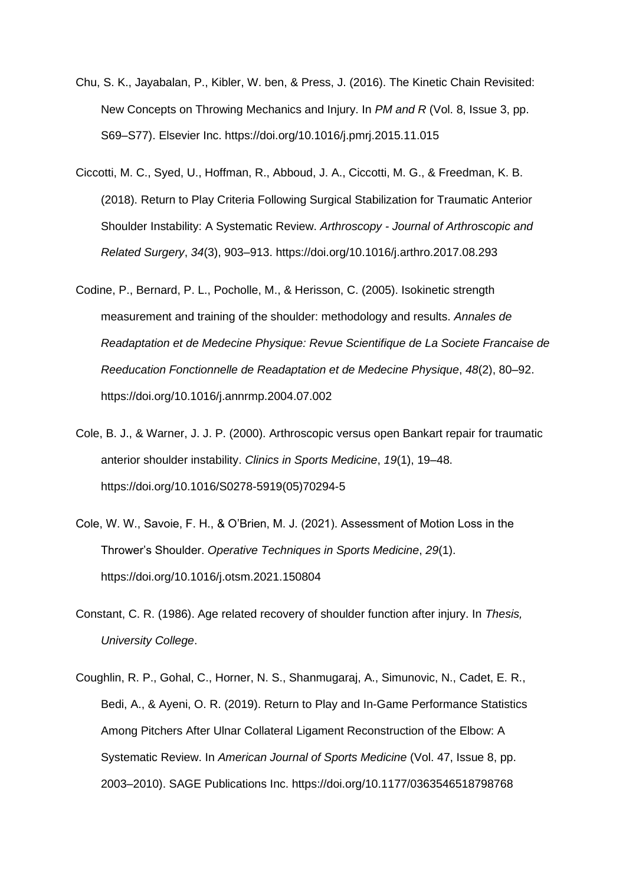Chu, S. K., Jayabalan, P., Kibler, W. ben, & Press, J. (2016). The Kinetic Chain Revisited: New Concepts on Throwing Mechanics and Injury. In *PM and R* (Vol. 8, Issue 3, pp. S69–S77). Elsevier Inc. https://doi.org/10.1016/j.pmrj.2015.11.015

Ciccotti, M. C., Syed, U., Hoffman, R., Abboud, J. A., Ciccotti, M. G., & Freedman, K. B. (2018). Return to Play Criteria Following Surgical Stabilization for Traumatic Anterior Shoulder Instability: A Systematic Review. *Arthroscopy - Journal of Arthroscopic and Related Surgery*, *34*(3), 903–913. https://doi.org/10.1016/j.arthro.2017.08.293

Codine, P., Bernard, P. L., Pocholle, M., & Herisson, C. (2005). Isokinetic strength measurement and training of the shoulder: methodology and results. *Annales de Readaptation et de Medecine Physique: Revue Scientifique de La Societe Francaise de Reeducation Fonctionnelle de Readaptation et de Medecine Physique*, *48*(2), 80–92. https://doi.org/10.1016/j.annrmp.2004.07.002

Cole, B. J., & Warner, J. J. P. (2000). Arthroscopic versus open Bankart repair for traumatic anterior shoulder instability. *Clinics in Sports Medicine*, *19*(1), 19–48. https://doi.org/10.1016/S0278-5919(05)70294-5

Cole, W. W., Savoie, F. H., & O'Brien, M. J. (2021). Assessment of Motion Loss in the Thrower's Shoulder. *Operative Techniques in Sports Medicine*, *29*(1). https://doi.org/10.1016/j.otsm.2021.150804

Constant, C. R. (1986). Age related recovery of shoulder function after injury. In *Thesis, University College*.

Coughlin, R. P., Gohal, C., Horner, N. S., Shanmugaraj, A., Simunovic, N., Cadet, E. R., Bedi, A., & Ayeni, O. R. (2019). Return to Play and In-Game Performance Statistics Among Pitchers After Ulnar Collateral Ligament Reconstruction of the Elbow: A Systematic Review. In *American Journal of Sports Medicine* (Vol. 47, Issue 8, pp. 2003–2010). SAGE Publications Inc. https://doi.org/10.1177/0363546518798768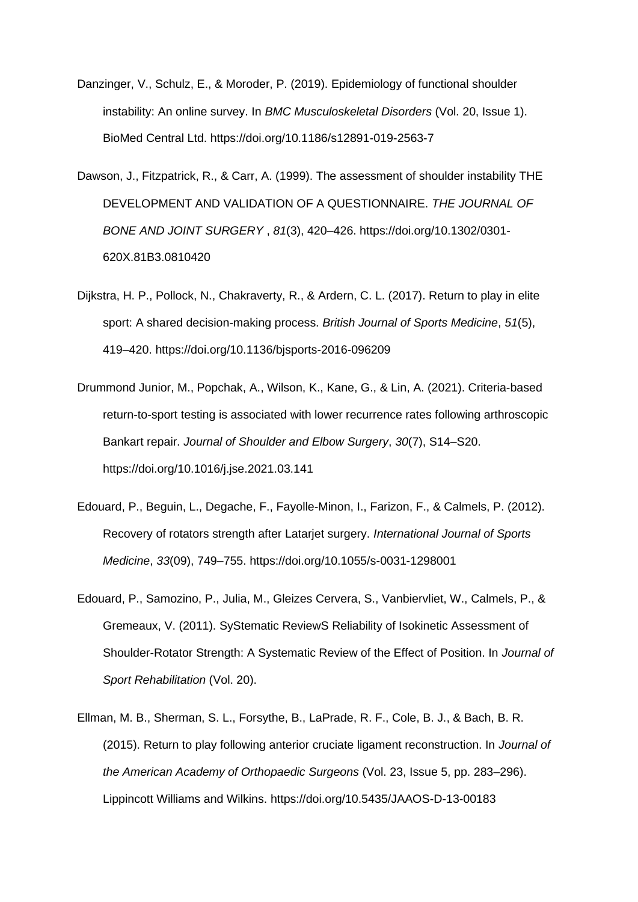Danzinger, V., Schulz, E., & Moroder, P. (2019). Epidemiology of functional shoulder instability: An online survey. In *BMC Musculoskeletal Disorders* (Vol. 20, Issue 1). BioMed Central Ltd. https://doi.org/10.1186/s12891-019-2563-7

Dawson, J., Fitzpatrick, R., & Carr, A. (1999). The assessment of shoulder instability THE DEVELOPMENT AND VALIDATION OF A QUESTIONNAIRE. *THE JOURNAL OF BONE AND JOINT SURGERY* , *81*(3), 420–426. https://doi.org/10.1302/0301-620X.81B3.0810420

Dijkstra, H. P., Pollock, N., Chakraverty, R., & Ardern, C. L. (2017). Return to play in elite sport: A shared decision-making process. *British Journal of Sports Medicine*, *51*(5), 419–420. https://doi.org/10.1136/bjsports-2016-096209

Drummond Junior, M., Popchak, A., Wilson, K., Kane, G., & Lin, A. (2021). Criteria-based return-to-sport testing is associated with lower recurrence rates following arthroscopic Bankart repair. *Journal of Shoulder and Elbow Surgery*, *30*(7), S14–S20. https://doi.org/10.1016/j.jse.2021.03.141

Edouard, P., Beguin, L., Degache, F., Fayolle-Minon, I., Farizon, F., & Calmels, P. (2012). Recovery of rotators strength after Latarjet surgery. *International Journal of Sports Medicine*, *33*(09), 749–755. https://doi.org/10.1055/s-0031-1298001

Edouard, P., Samozino, P., Julia, M., Gleizes Cervera, S., Vanbiervliet, W., Calmels, P., & Gremeaux, V. (2011). SyStematic ReviewS Reliability of Isokinetic Assessment of Shoulder-Rotator Strength: A Systematic Review of the Effect of Position. In *Journal of Sport Rehabilitation* (Vol. 20).

Ellman, M. B., Sherman, S. L., Forsythe, B., LaPrade, R. F., Cole, B. J., & Bach, B. R. (2015). Return to play following anterior cruciate ligament reconstruction. In *Journal of the American Academy of Orthopaedic Surgeons* (Vol. 23, Issue 5, pp. 283–296). Lippincott Williams and Wilkins. https://doi.org/10.5435/JAAOS-D-13-00183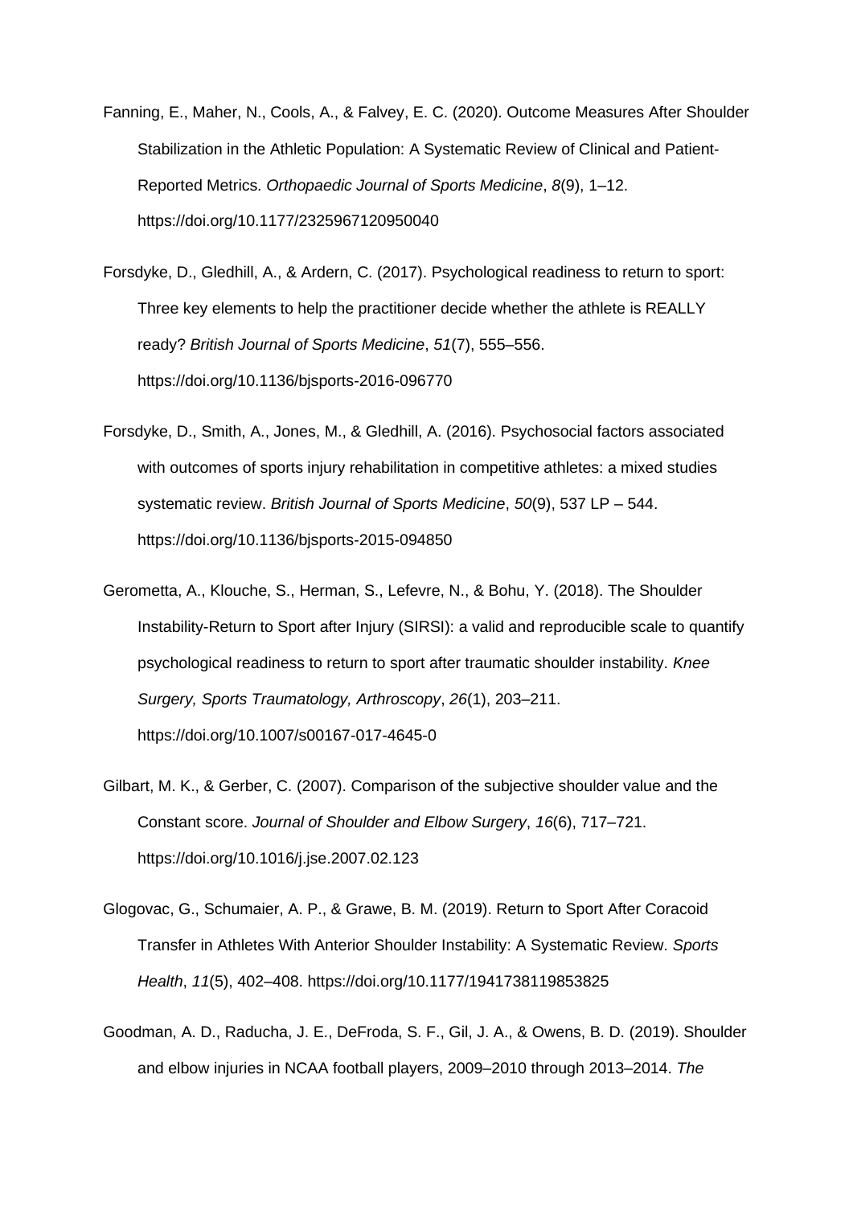Fanning, E., Maher, N., Cools, A., & Falvey, E. C. (2020). Outcome Measures After Shoulder Stabilization in the Athletic Population: A Systematic Review of Clinical and Patient-Reported Metrics. *Orthopaedic Journal of Sports Medicine*, *8*(9), 1–12. https://doi.org/10.1177/2325967120950040

Forsdyke, D., Gledhill, A., & Ardern, C. (2017). Psychological readiness to return to sport: Three key elements to help the practitioner decide whether the athlete is REALLY ready? *British Journal of Sports Medicine*, *51*(7), 555–556. https://doi.org/10.1136/bjsports-2016-096770

Forsdyke, D., Smith, A., Jones, M., & Gledhill, A. (2016). Psychosocial factors associated with outcomes of sports injury rehabilitation in competitive athletes: a mixed studies systematic review. *British Journal of Sports Medicine*, *50*(9), 537 LP – 544. https://doi.org/10.1136/bjsports-2015-094850

Gerometta, A., Klouche, S., Herman, S., Lefevre, N., & Bohu, Y. (2018). The Shoulder Instability-Return to Sport after Injury (SIRSI): a valid and reproducible scale to quantify psychological readiness to return to sport after traumatic shoulder instability. *Knee Surgery, Sports Traumatology, Arthroscopy*, *26*(1), 203–211. https://doi.org/10.1007/s00167-017-4645-0

Gilbart, M. K., & Gerber, C. (2007). Comparison of the subjective shoulder value and the Constant score. *Journal of Shoulder and Elbow Surgery*, *16*(6), 717–721. https://doi.org/10.1016/j.jse.2007.02.123

Glogovac, G., Schumaier, A. P., & Grawe, B. M. (2019). Return to Sport After Coracoid Transfer in Athletes With Anterior Shoulder Instability: A Systematic Review. *Sports Health*, *11*(5), 402–408. https://doi.org/10.1177/1941738119853825

Goodman, A. D., Raducha, J. E., DeFroda, S. F., Gil, J. A., & Owens, B. D. (2019). Shoulder and elbow injuries in NCAA football players, 2009–2010 through 2013–2014. *The*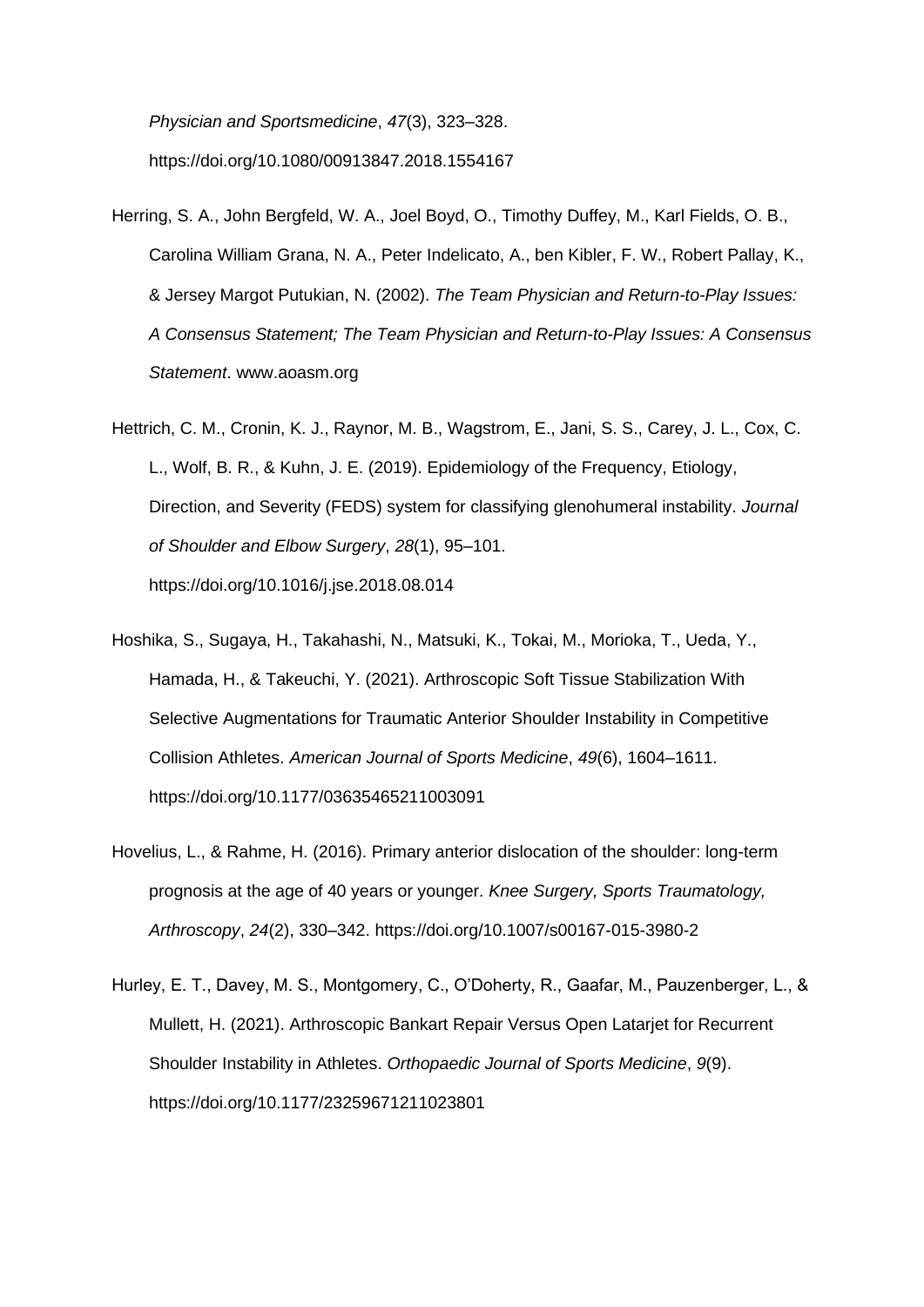*Physician and Sportsmedicine*, *47*(3), 323–328. https://doi.org/10.1080/00913847.2018.1554167

Herring, S. A., John Bergfeld, W. A., Joel Boyd, O., Timothy Duffey, M., Karl Fields, O. B., Carolina William Grana, N. A., Peter Indelicato, A., ben Kibler, F. W., Robert Pallay, K., & Jersey Margot Putukian, N. (2002). *The Team Physician and Return-to-Play Issues: A Consensus Statement; The Team Physician and Return-to-Play Issues: A Consensus Statement*. www.aoasm.org

Hettrich, C. M., Cronin, K. J., Raynor, M. B., Wagstrom, E., Jani, S. S., Carey, J. L., Cox, C. L., Wolf, B. R., & Kuhn, J. E. (2019). Epidemiology of the Frequency, Etiology, Direction, and Severity (FEDS) system for classifying glenohumeral instability. *Journal of Shoulder and Elbow Surgery*, *28*(1), 95–101. https://doi.org/10.1016/j.jse.2018.08.014

Hoshika, S., Sugaya, H., Takahashi, N., Matsuki, K., Tokai, M., Morioka, T., Ueda, Y., Hamada, H., & Takeuchi, Y. (2021). Arthroscopic Soft Tissue Stabilization With Selective Augmentations for Traumatic Anterior Shoulder Instability in Competitive Collision Athletes. *American Journal of Sports Medicine*, *49*(6), 1604–1611. https://doi.org/10.1177/03635465211003091

Hovelius, L., & Rahme, H. (2016). Primary anterior dislocation of the shoulder: long-term prognosis at the age of 40 years or younger. *Knee Surgery, Sports Traumatology, Arthroscopy*, *24*(2), 330–342. https://doi.org/10.1007/s00167-015-3980-2

Hurley, E. T., Davey, M. S., Montgomery, C., O'Doherty, R., Gaafar, M., Pauzenberger, L., & Mullett, H. (2021). Arthroscopic Bankart Repair Versus Open Latarjet for Recurrent Shoulder Instability in Athletes. *Orthopaedic Journal of Sports Medicine*, *9*(9). https://doi.org/10.1177/23259671211023801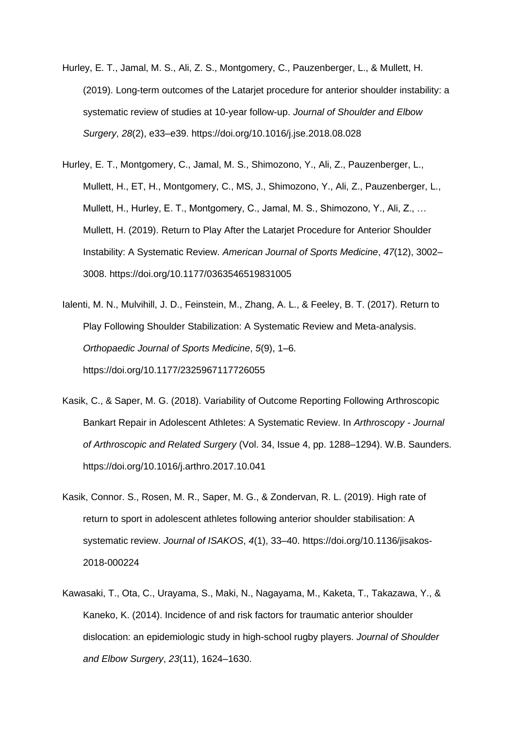Hurley, E. T., Jamal, M. S., Ali, Z. S., Montgomery, C., Pauzenberger, L., & Mullett, H. (2019). Long-term outcomes of the Latarjet procedure for anterior shoulder instability: a systematic review of studies at 10-year follow-up. *Journal of Shoulder and Elbow Surgery*, *28*(2), e33–e39. https://doi.org/10.1016/j.jse.2018.08.028

Hurley, E. T., Montgomery, C., Jamal, M. S., Shimozono, Y., Ali, Z., Pauzenberger, L., Mullett, H., ET, H., Montgomery, C., MS, J., Shimozono, Y., Ali, Z., Pauzenberger, L., Mullett, H., Hurley, E. T., Montgomery, C., Jamal, M. S., Shimozono, Y., Ali, Z., … Mullett, H. (2019). Return to Play After the Latarjet Procedure for Anterior Shoulder Instability: A Systematic Review. *American Journal of Sports Medicine*, *47*(12), 3002–3008. https://doi.org/10.1177/0363546519831005

Ialenti, M. N., Mulvihill, J. D., Feinstein, M., Zhang, A. L., & Feeley, B. T. (2017). Return to Play Following Shoulder Stabilization: A Systematic Review and Meta-analysis. *Orthopaedic Journal of Sports Medicine*, *5*(9), 1–6. https://doi.org/10.1177/2325967117726055

Kasik, C., & Saper, M. G. (2018). Variability of Outcome Reporting Following Arthroscopic Bankart Repair in Adolescent Athletes: A Systematic Review. In *Arthroscopy - Journal of Arthroscopic and Related Surgery* (Vol. 34, Issue 4, pp. 1288–1294). W.B. Saunders. https://doi.org/10.1016/j.arthro.2017.10.041

Kasik, Connor. S., Rosen, M. R., Saper, M. G., & Zondervan, R. L. (2019). High rate of return to sport in adolescent athletes following anterior shoulder stabilisation: A systematic review. *Journal of ISAKOS*, *4*(1), 33–40. https://doi.org/10.1136/jisakos-2018-000224

Kawasaki, T., Ota, C., Urayama, S., Maki, N., Nagayama, M., Kaketa, T., Takazawa, Y., & Kaneko, K. (2014). Incidence of and risk factors for traumatic anterior shoulder dislocation: an epidemiologic study in high-school rugby players. *Journal of Shoulder and Elbow Surgery*, *23*(11), 1624–1630.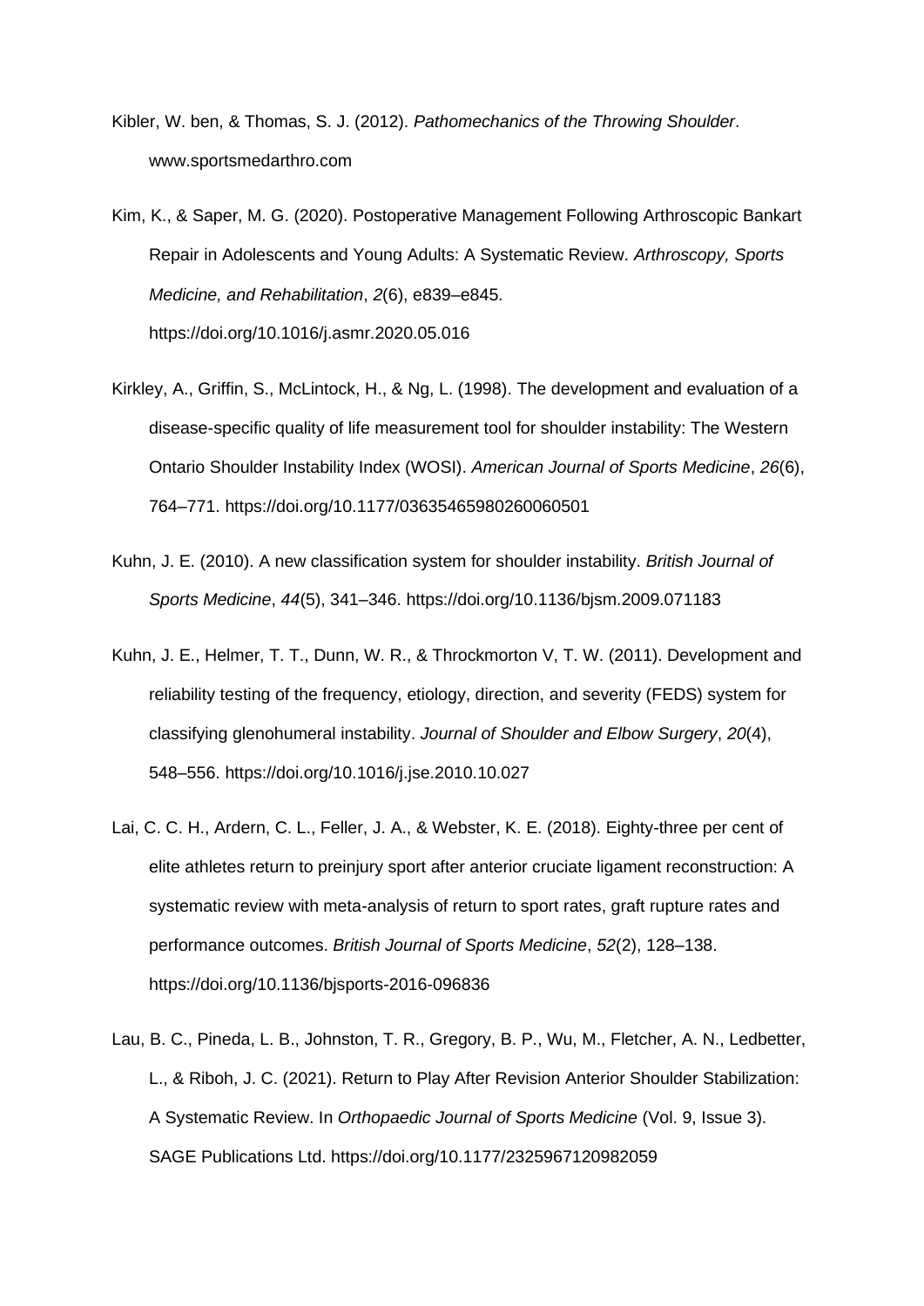Kibler, W. ben, & Thomas, S. J. (2012). *Pathomechanics of the Throwing Shoulder*. www.sportsmedarthro.com

Kim, K., & Saper, M. G. (2020). Postoperative Management Following Arthroscopic Bankart Repair in Adolescents and Young Adults: A Systematic Review. *Arthroscopy, Sports Medicine, and Rehabilitation*, *2*(6), e839–e845. https://doi.org/10.1016/j.asmr.2020.05.016

Kirkley, A., Griffin, S., McLintock, H., & Ng, L. (1998). The development and evaluation of a disease-specific quality of life measurement tool for shoulder instability: The Western Ontario Shoulder Instability Index (WOSI). *American Journal of Sports Medicine*, *26*(6), 764–771. https://doi.org/10.1177/03635465980260060501

Kuhn, J. E. (2010). A new classification system for shoulder instability. *British Journal of Sports Medicine*, *44*(5), 341–346. https://doi.org/10.1136/bjsm.2009.071183

Kuhn, J. E., Helmer, T. T., Dunn, W. R., & Throckmorton V, T. W. (2011). Development and reliability testing of the frequency, etiology, direction, and severity (FEDS) system for classifying glenohumeral instability. *Journal of Shoulder and Elbow Surgery*, *20*(4), 548–556. https://doi.org/10.1016/j.jse.2010.10.027

Lai, C. C. H., Ardern, C. L., Feller, J. A., & Webster, K. E. (2018). Eighty-three per cent of elite athletes return to preinjury sport after anterior cruciate ligament reconstruction: A systematic review with meta-analysis of return to sport rates, graft rupture rates and performance outcomes. *British Journal of Sports Medicine*, *52*(2), 128–138. https://doi.org/10.1136/bjsports-2016-096836

Lau, B. C., Pineda, L. B., Johnston, T. R., Gregory, B. P., Wu, M., Fletcher, A. N., Ledbetter, L., & Riboh, J. C. (2021). Return to Play After Revision Anterior Shoulder Stabilization: A Systematic Review. In *Orthopaedic Journal of Sports Medicine* (Vol. 9, Issue 3). SAGE Publications Ltd. https://doi.org/10.1177/2325967120982059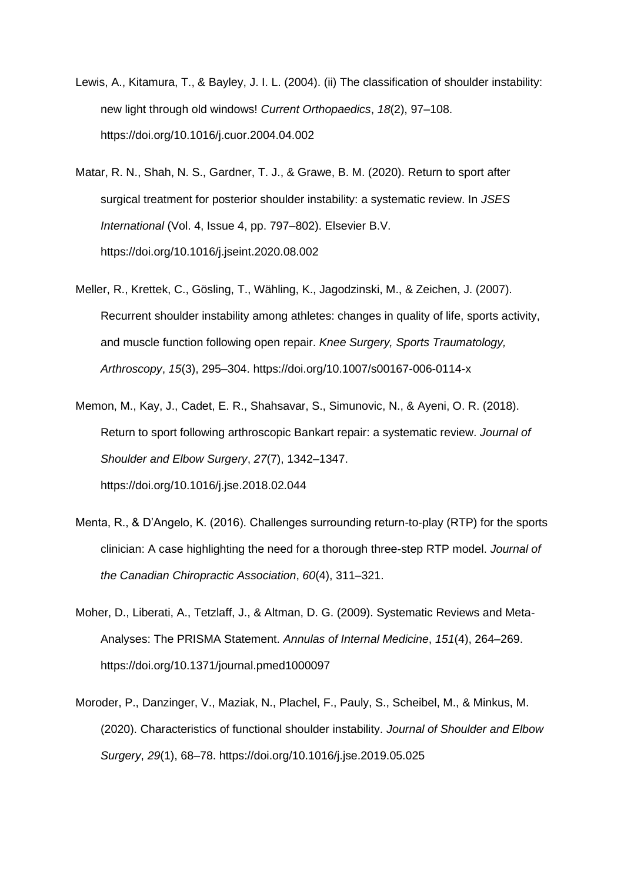Lewis, A., Kitamura, T., & Bayley, J. I. L. (2004). (ii) The classification of shoulder instability: new light through old windows! *Current Orthopaedics*, *18*(2), 97–108. https://doi.org/10.1016/j.cuor.2004.04.002

Matar, R. N., Shah, N. S., Gardner, T. J., & Grawe, B. M. (2020). Return to sport after surgical treatment for posterior shoulder instability: a systematic review. In *JSES International* (Vol. 4, Issue 4, pp. 797–802). Elsevier B.V. https://doi.org/10.1016/j.jseint.2020.08.002

Meller, R., Krettek, C., Gösling, T., Wähling, K., Jagodzinski, M., & Zeichen, J. (2007). Recurrent shoulder instability among athletes: changes in quality of life, sports activity, and muscle function following open repair. *Knee Surgery, Sports Traumatology, Arthroscopy*, *15*(3), 295–304. https://doi.org/10.1007/s00167-006-0114-x

Memon, M., Kay, J., Cadet, E. R., Shahsavar, S., Simunovic, N., & Ayeni, O. R. (2018). Return to sport following arthroscopic Bankart repair: a systematic review. *Journal of Shoulder and Elbow Surgery*, *27*(7), 1342–1347. https://doi.org/10.1016/j.jse.2018.02.044

Menta, R., & D'Angelo, K. (2016). Challenges surrounding return-to-play (RTP) for the sports clinician: A case highlighting the need for a thorough three-step RTP model. *Journal of the Canadian Chiropractic Association*, *60*(4), 311–321.

Moher, D., Liberati, A., Tetzlaff, J., & Altman, D. G. (2009). Systematic Reviews and Meta-Analyses: The PRISMA Statement. *Annulas of Internal Medicine*, *151*(4), 264–269. https://doi.org/10.1371/journal.pmed1000097

Moroder, P., Danzinger, V., Maziak, N., Plachel, F., Pauly, S., Scheibel, M., & Minkus, M. (2020). Characteristics of functional shoulder instability. *Journal of Shoulder and Elbow Surgery*, *29*(1), 68–78. https://doi.org/10.1016/j.jse.2019.05.025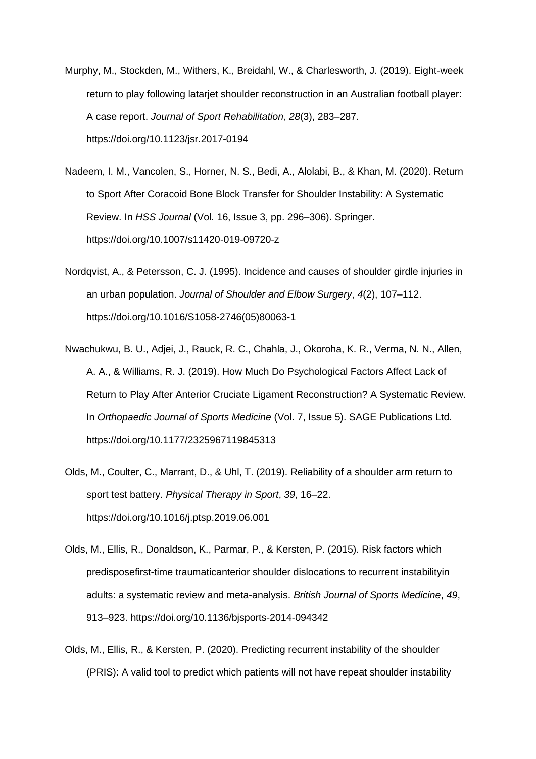Murphy, M., Stockden, M., Withers, K., Breidahl, W., & Charlesworth, J. (2019). Eight-week return to play following latarjet shoulder reconstruction in an Australian football player: A case report. *Journal of Sport Rehabilitation*, *28*(3), 283–287. https://doi.org/10.1123/jsr.2017-0194

Nadeem, I. M., Vancolen, S., Horner, N. S., Bedi, A., Alolabi, B., & Khan, M. (2020). Return to Sport After Coracoid Bone Block Transfer for Shoulder Instability: A Systematic Review. In *HSS Journal* (Vol. 16, Issue 3, pp. 296–306). Springer. https://doi.org/10.1007/s11420-019-09720-z

Nordqvist, A., & Petersson, C. J. (1995). Incidence and causes of shoulder girdle injuries in an urban population. *Journal of Shoulder and Elbow Surgery*, *4*(2), 107–112. https://doi.org/10.1016/S1058-2746(05)80063-1

Nwachukwu, B. U., Adjei, J., Rauck, R. C., Chahla, J., Okoroha, K. R., Verma, N. N., Allen, A. A., & Williams, R. J. (2019). How Much Do Psychological Factors Affect Lack of Return to Play After Anterior Cruciate Ligament Reconstruction? A Systematic Review. In *Orthopaedic Journal of Sports Medicine* (Vol. 7, Issue 5). SAGE Publications Ltd. https://doi.org/10.1177/2325967119845313

Olds, M., Coulter, C., Marrant, D., & Uhl, T. (2019). Reliability of a shoulder arm return to sport test battery. *Physical Therapy in Sport*, *39*, 16–22. https://doi.org/10.1016/j.ptsp.2019.06.001

Olds, M., Ellis, R., Donaldson, K., Parmar, P., & Kersten, P. (2015). Risk factors which predisposefirst-time traumaticanterior shoulder dislocations to recurrent instabilityin adults: a systematic review and meta-analysis. *British Journal of Sports Medicine*, *49*, 913–923. https://doi.org/10.1136/bjsports-2014-094342

Olds, M., Ellis, R., & Kersten, P. (2020). Predicting recurrent instability of the shoulder (PRIS): A valid tool to predict which patients will not have repeat shoulder instability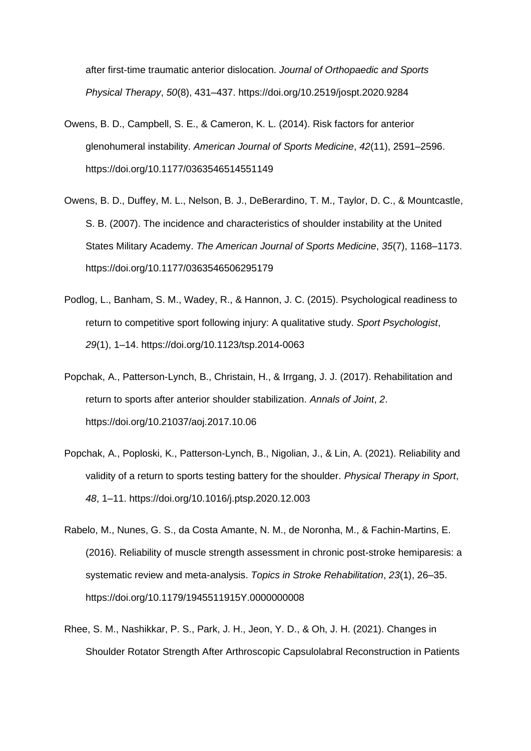after first-time traumatic anterior dislocation. *Journal of Orthopaedic and Sports Physical Therapy*, *50*(8), 431–437. https://doi.org/10.2519/jospt.2020.9284

Owens, B. D., Campbell, S. E., & Cameron, K. L. (2014). Risk factors for anterior glenohumeral instability. *American Journal of Sports Medicine*, *42*(11), 2591–2596. https://doi.org/10.1177/0363546514551149

Owens, B. D., Duffey, M. L., Nelson, B. J., DeBerardino, T. M., Taylor, D. C., & Mountcastle, S. B. (2007). The incidence and characteristics of shoulder instability at the United States Military Academy. *The American Journal of Sports Medicine*, *35*(7), 1168–1173. https://doi.org/10.1177/0363546506295179

Podlog, L., Banham, S. M., Wadey, R., & Hannon, J. C. (2015). Psychological readiness to return to competitive sport following injury: A qualitative study. *Sport Psychologist*, *29*(1), 1–14. https://doi.org/10.1123/tsp.2014-0063

Popchak, A., Patterson-Lynch, B., Christain, H., & Irrgang, J. J. (2017). Rehabilitation and return to sports after anterior shoulder stabilization. *Annals of Joint*, *2*. https://doi.org/10.21037/aoj.2017.10.06

Popchak, A., Poploski, K., Patterson-Lynch, B., Nigolian, J., & Lin, A. (2021). Reliability and validity of a return to sports testing battery for the shoulder. *Physical Therapy in Sport*, *48*, 1–11. https://doi.org/10.1016/j.ptsp.2020.12.003

Rabelo, M., Nunes, G. S., da Costa Amante, N. M., de Noronha, M., & Fachin-Martins, E. (2016). Reliability of muscle strength assessment in chronic post-stroke hemiparesis: a systematic review and meta-analysis. *Topics in Stroke Rehabilitation*, *23*(1), 26–35. https://doi.org/10.1179/1945511915Y.0000000008

Rhee, S. M., Nashikkar, P. S., Park, J. H., Jeon, Y. D., & Oh, J. H. (2021). Changes in Shoulder Rotator Strength After Arthroscopic Capsulolabral Reconstruction in Patients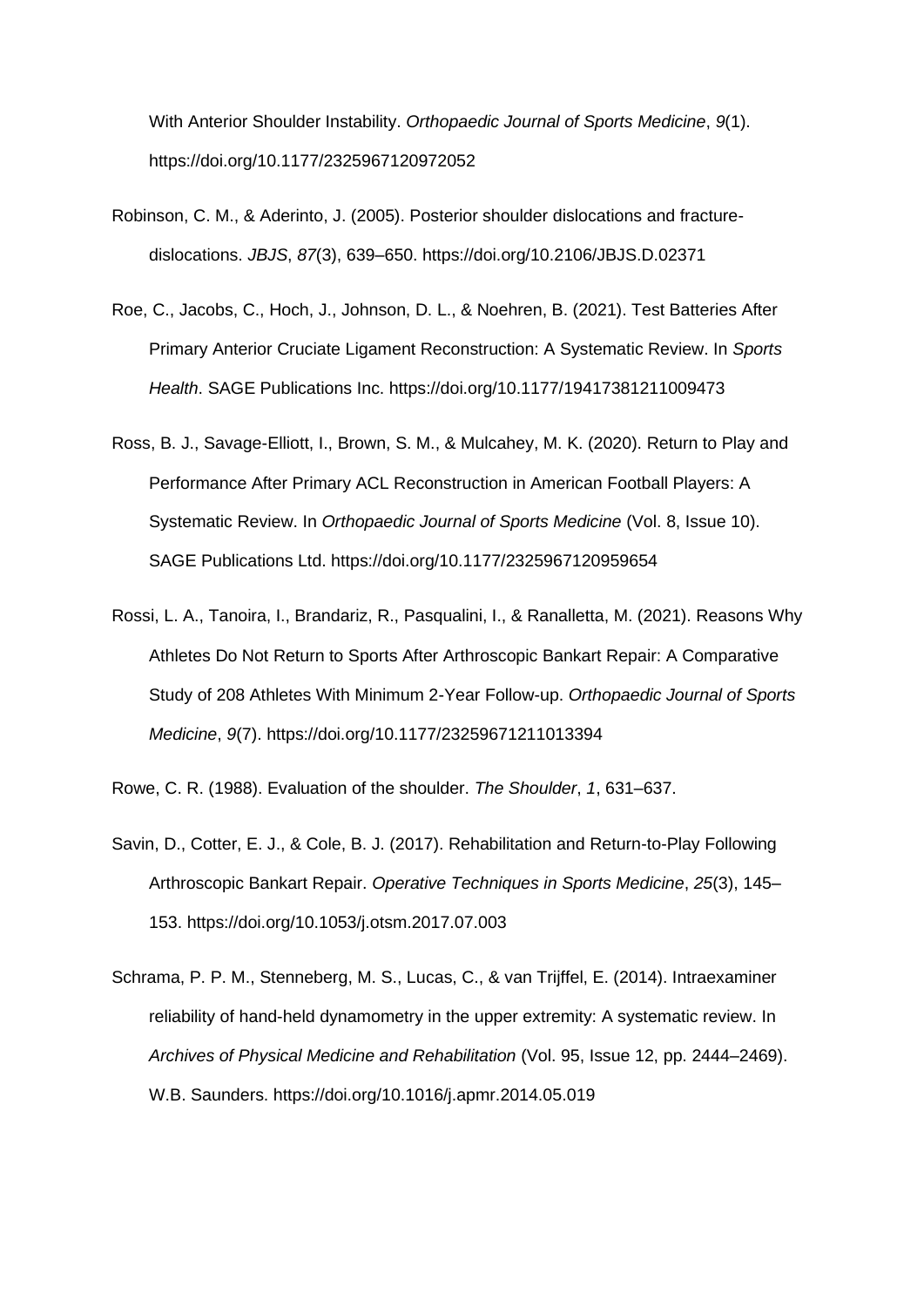With Anterior Shoulder Instability. *Orthopaedic Journal of Sports Medicine*, *9*(1). https://doi.org/10.1177/2325967120972052

Robinson, C. M., & Aderinto, J. (2005). Posterior shoulder dislocations and fracture-dislocations. *JBJS*, *87*(3), 639–650. https://doi.org/10.2106/JBJS.D.02371

Roe, C., Jacobs, C., Hoch, J., Johnson, D. L., & Noehren, B. (2021). Test Batteries After Primary Anterior Cruciate Ligament Reconstruction: A Systematic Review. In *Sports Health*. SAGE Publications Inc. https://doi.org/10.1177/19417381211009473

Ross, B. J., Savage-Elliott, I., Brown, S. M., & Mulcahey, M. K. (2020). Return to Play and Performance After Primary ACL Reconstruction in American Football Players: A Systematic Review. In *Orthopaedic Journal of Sports Medicine* (Vol. 8, Issue 10). SAGE Publications Ltd. https://doi.org/10.1177/2325967120959654

Rossi, L. A., Tanoira, I., Brandariz, R., Pasqualini, I., & Ranalletta, M. (2021). Reasons Why Athletes Do Not Return to Sports After Arthroscopic Bankart Repair: A Comparative Study of 208 Athletes With Minimum 2-Year Follow-up. *Orthopaedic Journal of Sports Medicine*, *9*(7). https://doi.org/10.1177/23259671211013394

Rowe, C. R. (1988). Evaluation of the shoulder. *The Shoulder*, *1*, 631–637.

Savin, D., Cotter, E. J., & Cole, B. J. (2017). Rehabilitation and Return-to-Play Following Arthroscopic Bankart Repair. *Operative Techniques in Sports Medicine*, *25*(3), 145–153. https://doi.org/10.1053/j.otsm.2017.07.003

Schrama, P. P. M., Stenneberg, M. S., Lucas, C., & van Trijffel, E. (2014). Intraexaminer reliability of hand-held dynamometry in the upper extremity: A systematic review. In *Archives of Physical Medicine and Rehabilitation* (Vol. 95, Issue 12, pp. 2444–2469). W.B. Saunders. https://doi.org/10.1016/j.apmr.2014.05.019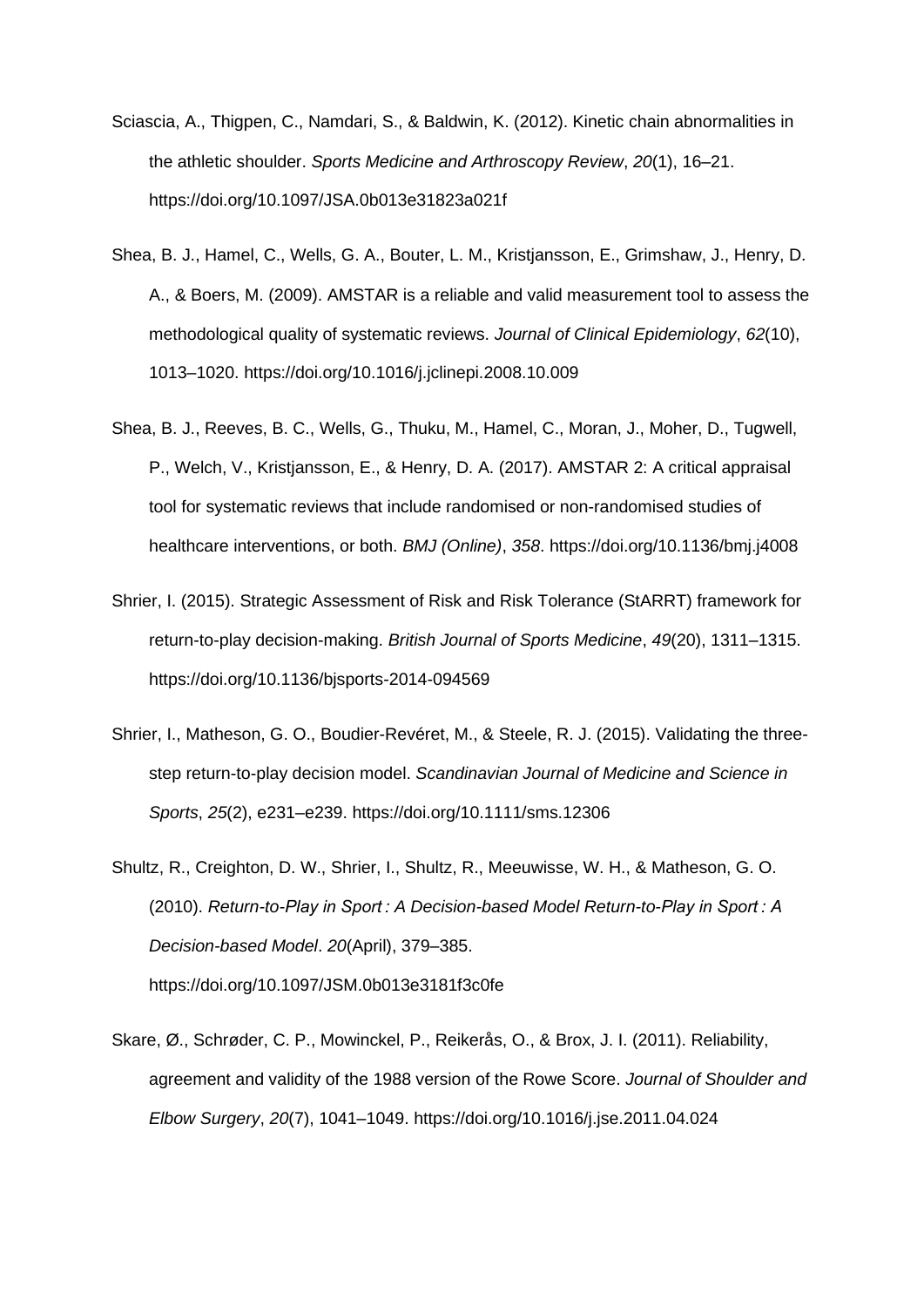Sciascia, A., Thigpen, C., Namdari, S., & Baldwin, K. (2012). Kinetic chain abnormalities in the athletic shoulder. *Sports Medicine and Arthroscopy Review*, *20*(1), 16–21. https://doi.org/10.1097/JSA.0b013e31823a021f

Shea, B. J., Hamel, C., Wells, G. A., Bouter, L. M., Kristjansson, E., Grimshaw, J., Henry, D. A., & Boers, M. (2009). AMSTAR is a reliable and valid measurement tool to assess the methodological quality of systematic reviews. *Journal of Clinical Epidemiology*, *62*(10), 1013–1020. https://doi.org/10.1016/j.jclinepi.2008.10.009

Shea, B. J., Reeves, B. C., Wells, G., Thuku, M., Hamel, C., Moran, J., Moher, D., Tugwell, P., Welch, V., Kristjansson, E., & Henry, D. A. (2017). AMSTAR 2: A critical appraisal tool for systematic reviews that include randomised or non-randomised studies of healthcare interventions, or both. *BMJ (Online)*, *358*. https://doi.org/10.1136/bmj.j4008

Shrier, I. (2015). Strategic Assessment of Risk and Risk Tolerance (StARRT) framework for return-to-play decision-making. *British Journal of Sports Medicine*, *49*(20), 1311–1315. https://doi.org/10.1136/bjsports-2014-094569

Shrier, I., Matheson, G. O., Boudier-Revéret, M., & Steele, R. J. (2015). Validating the three-step return-to-play decision model. *Scandinavian Journal of Medicine and Science in Sports*, *25*(2), e231–e239. https://doi.org/10.1111/sms.12306

Shultz, R., Creighton, D. W., Shrier, I., Shultz, R., Meeuwisse, W. H., & Matheson, G. O. (2010). *Return-to-Play in Sport : A Decision-based Model Return-to-Play in Sport : A Decision-based Model*. *20*(April), 379–385. https://doi.org/10.1097/JSM.0b013e3181f3c0fe

Skare, Ø., Schrøder, C. P., Mowinckel, P., Reikerås, O., & Brox, J. I. (2011). Reliability, agreement and validity of the 1988 version of the Rowe Score. *Journal of Shoulder and Elbow Surgery*, *20*(7), 1041–1049. https://doi.org/10.1016/j.jse.2011.04.024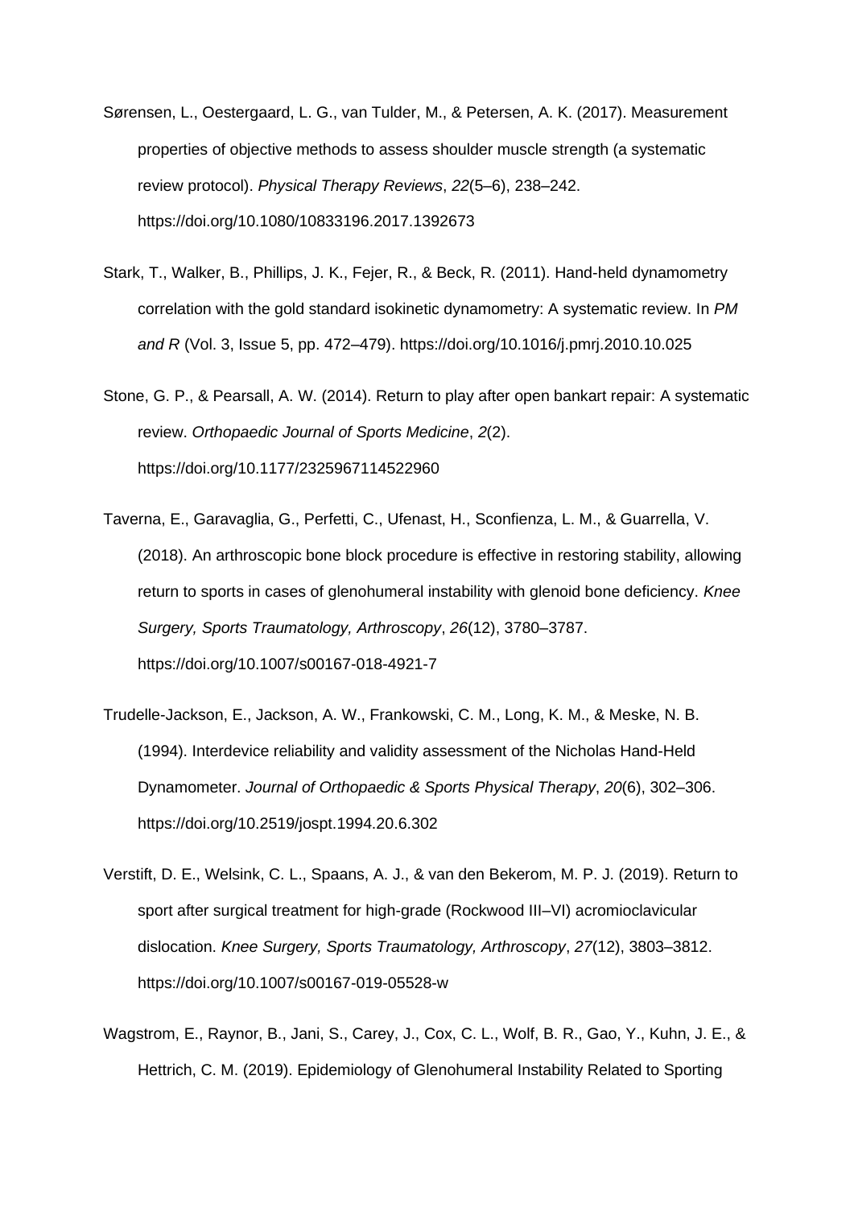Sørensen, L., Oestergaard, L. G., van Tulder, M., & Petersen, A. K. (2017). Measurement properties of objective methods to assess shoulder muscle strength (a systematic review protocol). *Physical Therapy Reviews*, *22*(5–6), 238–242. https://doi.org/10.1080/10833196.2017.1392673

Stark, T., Walker, B., Phillips, J. K., Fejer, R., & Beck, R. (2011). Hand-held dynamometry correlation with the gold standard isokinetic dynamometry: A systematic review. In *PM and R* (Vol. 3, Issue 5, pp. 472–479). https://doi.org/10.1016/j.pmrj.2010.10.025

Stone, G. P., & Pearsall, A. W. (2014). Return to play after open bankart repair: A systematic review. *Orthopaedic Journal of Sports Medicine*, *2*(2). https://doi.org/10.1177/2325967114522960

Taverna, E., Garavaglia, G., Perfetti, C., Ufenast, H., Sconfienza, L. M., & Guarrella, V. (2018). An arthroscopic bone block procedure is effective in restoring stability, allowing return to sports in cases of glenohumeral instability with glenoid bone deficiency. *Knee Surgery, Sports Traumatology, Arthroscopy*, *26*(12), 3780–3787. https://doi.org/10.1007/s00167-018-4921-7

Trudelle-Jackson, E., Jackson, A. W., Frankowski, C. M., Long, K. M., & Meske, N. B. (1994). Interdevice reliability and validity assessment of the Nicholas Hand-Held Dynamometer. *Journal of Orthopaedic & Sports Physical Therapy*, *20*(6), 302–306. https://doi.org/10.2519/jospt.1994.20.6.302

Verstift, D. E., Welsink, C. L., Spaans, A. J., & van den Bekerom, M. P. J. (2019). Return to sport after surgical treatment for high-grade (Rockwood III–VI) acromioclavicular dislocation. *Knee Surgery, Sports Traumatology, Arthroscopy*, *27*(12), 3803–3812. https://doi.org/10.1007/s00167-019-05528-w

Wagstrom, E., Raynor, B., Jani, S., Carey, J., Cox, C. L., Wolf, B. R., Gao, Y., Kuhn, J. E., & Hettrich, C. M. (2019). Epidemiology of Glenohumeral Instability Related to Sporting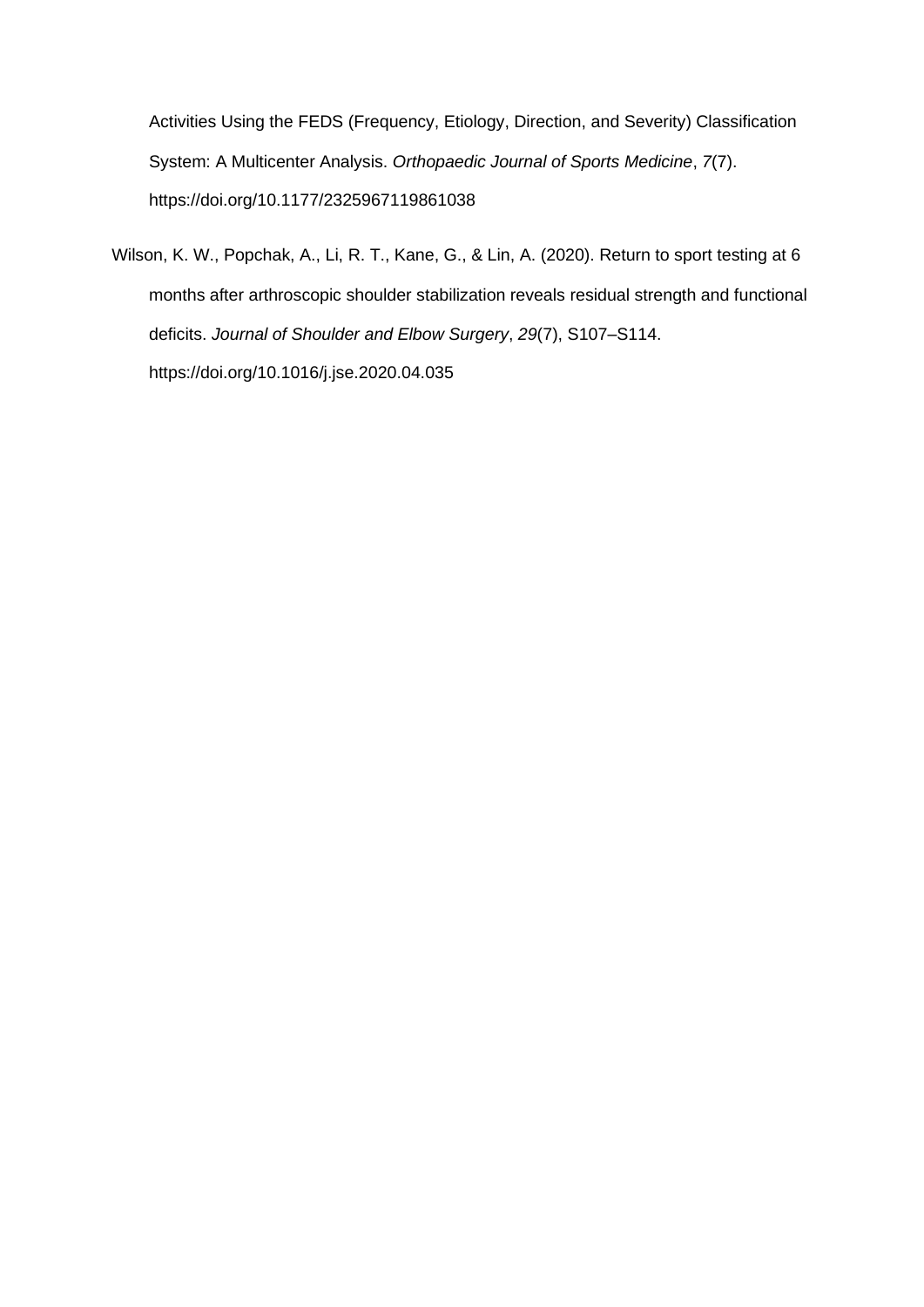Activities Using the FEDS (Frequency, Etiology, Direction, and Severity) Classification System: A Multicenter Analysis. *Orthopaedic Journal of Sports Medicine*, *7*(7). https://doi.org/10.1177/2325967119861038

Wilson, K. W., Popchak, A., Li, R. T., Kane, G., & Lin, A. (2020). Return to sport testing at 6 months after arthroscopic shoulder stabilization reveals residual strength and functional deficits. *Journal of Shoulder and Elbow Surgery*, *29*(7), S107–S114. https://doi.org/10.1016/j.jse.2020.04.035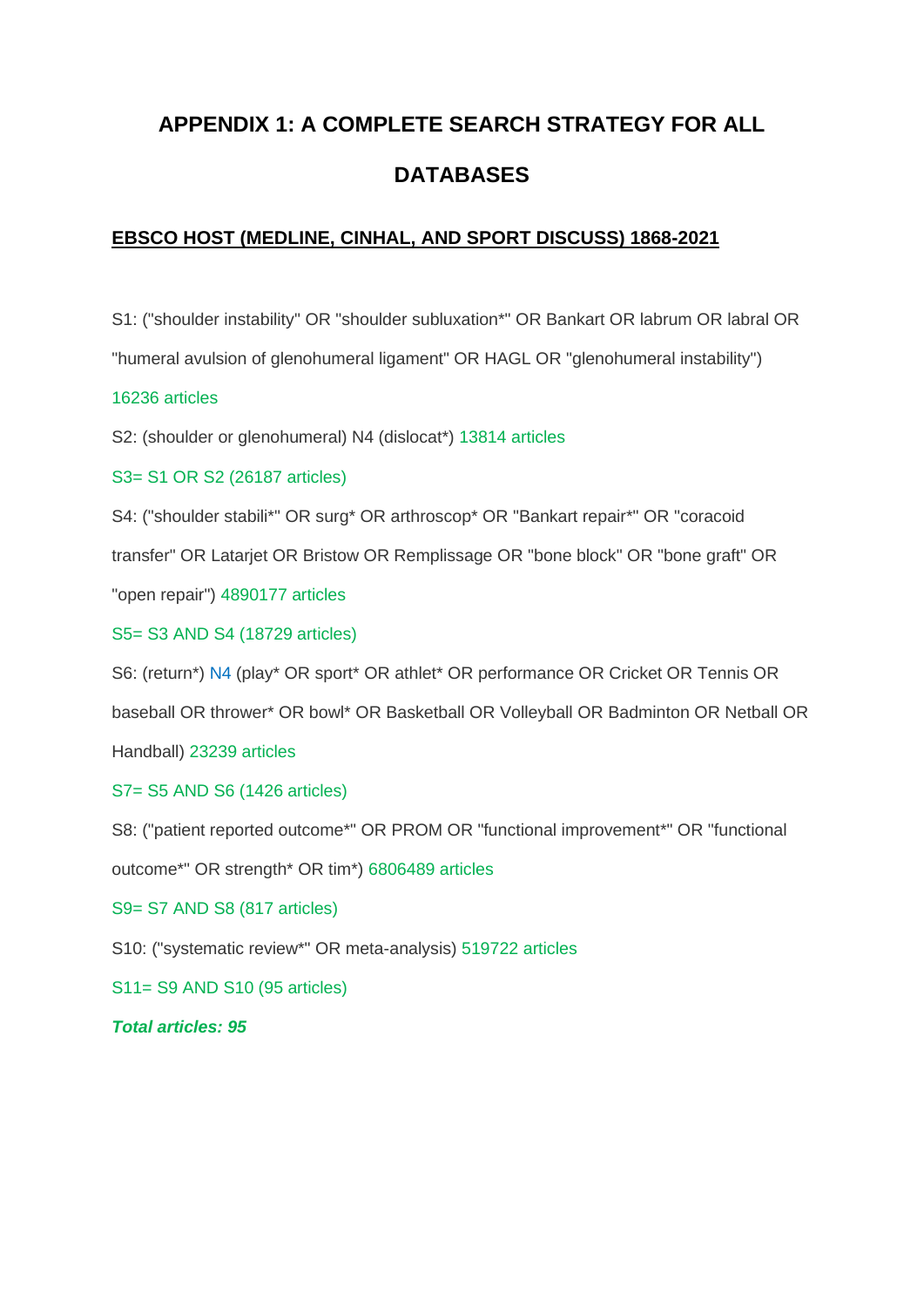# APPENDIX 1: A COMPLETE SEARCH STRATEGY FOR ALL DATABASES

## EBSCO HOST (MEDLINE, CINHAL, AND SPORT DISCUSS) 1868-2021

S1: ("shoulder instability" OR "shoulder subluxation*" OR Bankart OR labrum OR labral OR "humeral avulsion of glenohumeral ligament" OR HAGL OR "glenohumeral instability")

16236 articles

S2: (shoulder or glenohumeral) N4 (dislocat*) 13814 articles

S3= S1 OR S2 (26187 articles)

S4: ("shoulder stabili*" OR surg* OR arthroscop* OR "Bankart repair*" OR "coracoid transfer" OR Latarjet OR Bristow OR Remplissage OR "bone block" OR "bone graft" OR "open repair") 4890177 articles

S5= S3 AND S4 (18729 articles)

S6: (return*) N4 (play* OR sport* OR athlet* OR performance OR Cricket OR Tennis OR baseball OR thrower* OR bowl* OR Basketball OR Volleyball OR Badminton OR Netball OR Handball) 23239 articles

S7= S5 AND S6 (1426 articles)

S8: ("patient reported outcome*" OR PROM OR "functional improvement*" OR "functional outcome*" OR strength* OR tim*) 6806489 articles

S9= S7 AND S8 (817 articles)

S10: ("systematic review*" OR meta-analysis) 519722 articles

S11= S9 AND S10 (95 articles)

***Total articles: 95***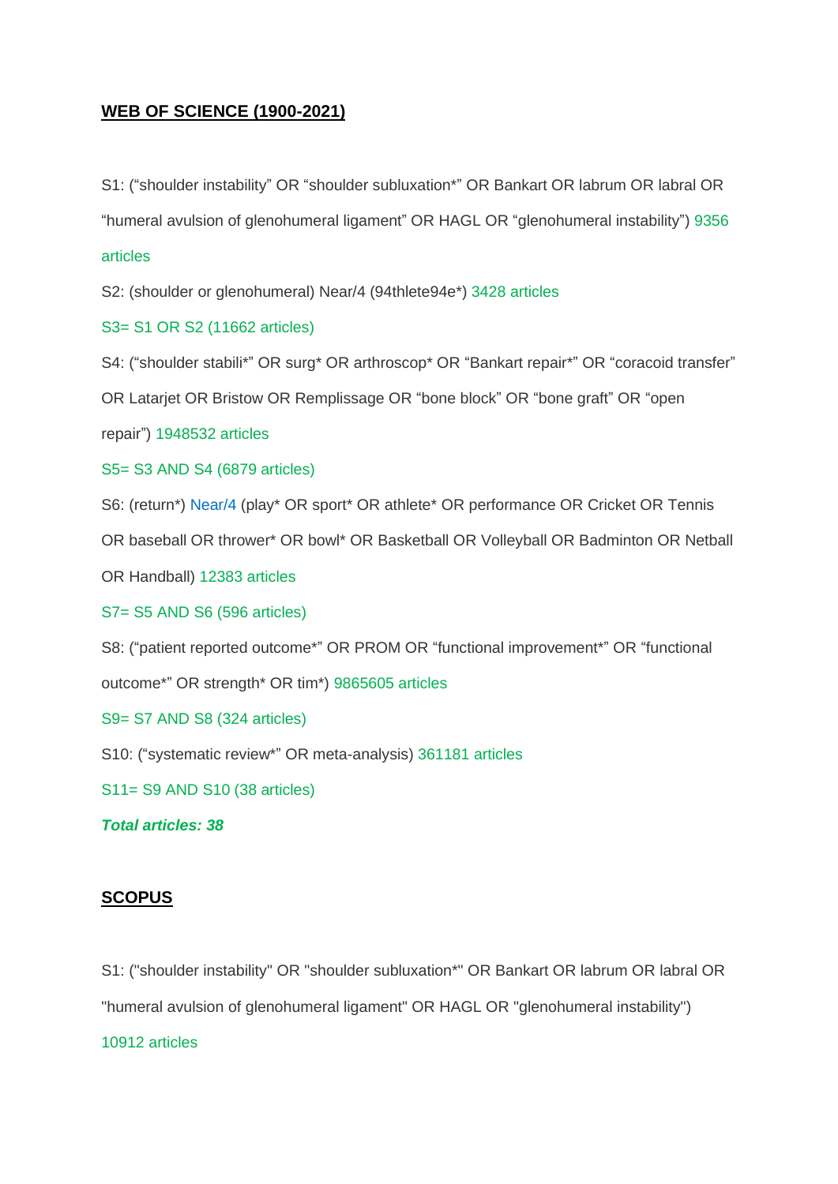**<u>WEB OF SCIENCE (1900-2021)</u>**

S1: (“shoulder instability” OR “shoulder subluxation*” OR Bankart OR labrum OR labral OR “humeral avulsion of glenohumeral ligament” OR HAGL OR “glenohumeral instability”) 9356 articles

S2: (shoulder or glenohumeral) Near/4 (94thlete94e*) 3428 articles

S3= S1 OR S2 (11662 articles)

S4: (“shoulder stabili*” OR surg* OR arthroscop* OR “Bankart repair*” OR “coracoid transfer” OR Latarjet OR Bristow OR Remplissage OR “bone block” OR “bone graft” OR “open repair”) 1948532 articles

S5= S3 AND S4 (6879 articles)

S6: (return*) Near/4 (play* OR sport* OR athlete* OR performance OR Cricket OR Tennis OR baseball OR thrower* OR bowl* OR Basketball OR Volleyball OR Badminton OR Netball OR Handball) 12383 articles

S7= S5 AND S6 (596 articles)

S8: (“patient reported outcome*” OR PROM OR “functional improvement*” OR “functional outcome*” OR strength* OR tim*) 9865605 articles

S9= S7 AND S8 (324 articles)

S10: (“systematic review*” OR meta-analysis) 361181 articles

S11= S9 AND S10 (38 articles)

***Total articles: 38***

**<u>SCOPUS</u>**

S1: ("shoulder instability" OR "shoulder subluxation*" OR Bankart OR labrum OR labral OR "humeral avulsion of glenohumeral ligament" OR HAGL OR "glenohumeral instability") 10912 articles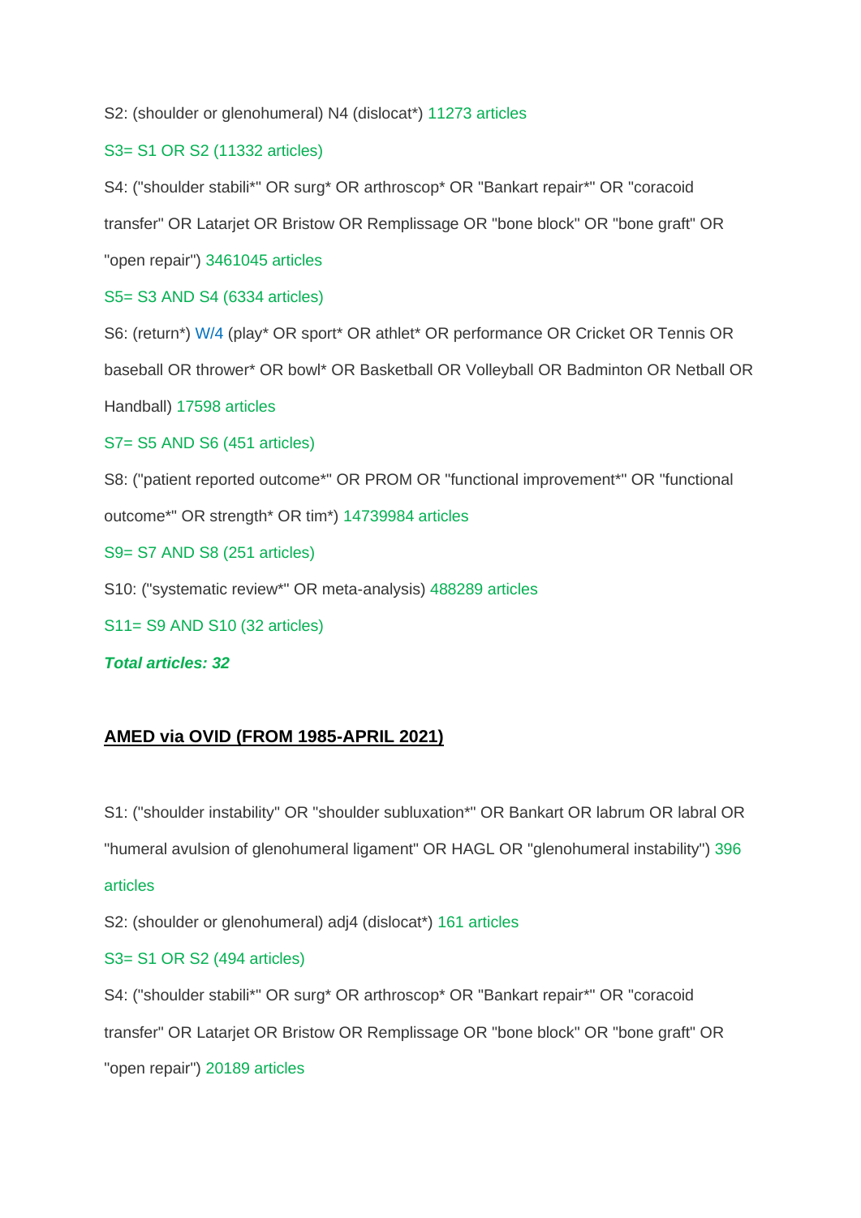S2: (shoulder or glenohumeral) N4 (dislocat*) 11273 articles

S3= S1 OR S2 (11332 articles)

S4: ("shoulder stabili*" OR surg* OR arthroscop* OR "Bankart repair*" OR "coracoid transfer" OR Latarjet OR Bristow OR Remplissage OR "bone block" OR "bone graft" OR "open repair") 3461045 articles

S5= S3 AND S4 (6334 articles)

S6: (return*) W/4 (play* OR sport* OR athlet* OR performance OR Cricket OR Tennis OR baseball OR thrower* OR bowl* OR Basketball OR Volleyball OR Badminton OR Netball OR Handball) 17598 articles

S7= S5 AND S6 (451 articles)

S8: ("patient reported outcome*" OR PROM OR "functional improvement*" OR "functional outcome*" OR strength* OR tim*) 14739984 articles

S9= S7 AND S8 (251 articles)

S10: ("systematic review*" OR meta-analysis) 488289 articles

S11= S9 AND S10 (32 articles)

***Total articles: 32***

## AMED via OVID (FROM 1985-APRIL 2021)

S1: ("shoulder instability" OR "shoulder subluxation*" OR Bankart OR labrum OR labral OR "humeral avulsion of glenohumeral ligament" OR HAGL OR "glenohumeral instability") 396 articles

S2: (shoulder or glenohumeral) adj4 (dislocat*) 161 articles

S3= S1 OR S2 (494 articles)

S4: ("shoulder stabili*" OR surg* OR arthroscop* OR "Bankart repair*" OR "coracoid transfer" OR Latarjet OR Bristow OR Remplissage OR "bone block" OR "bone graft" OR "open repair") 20189 articles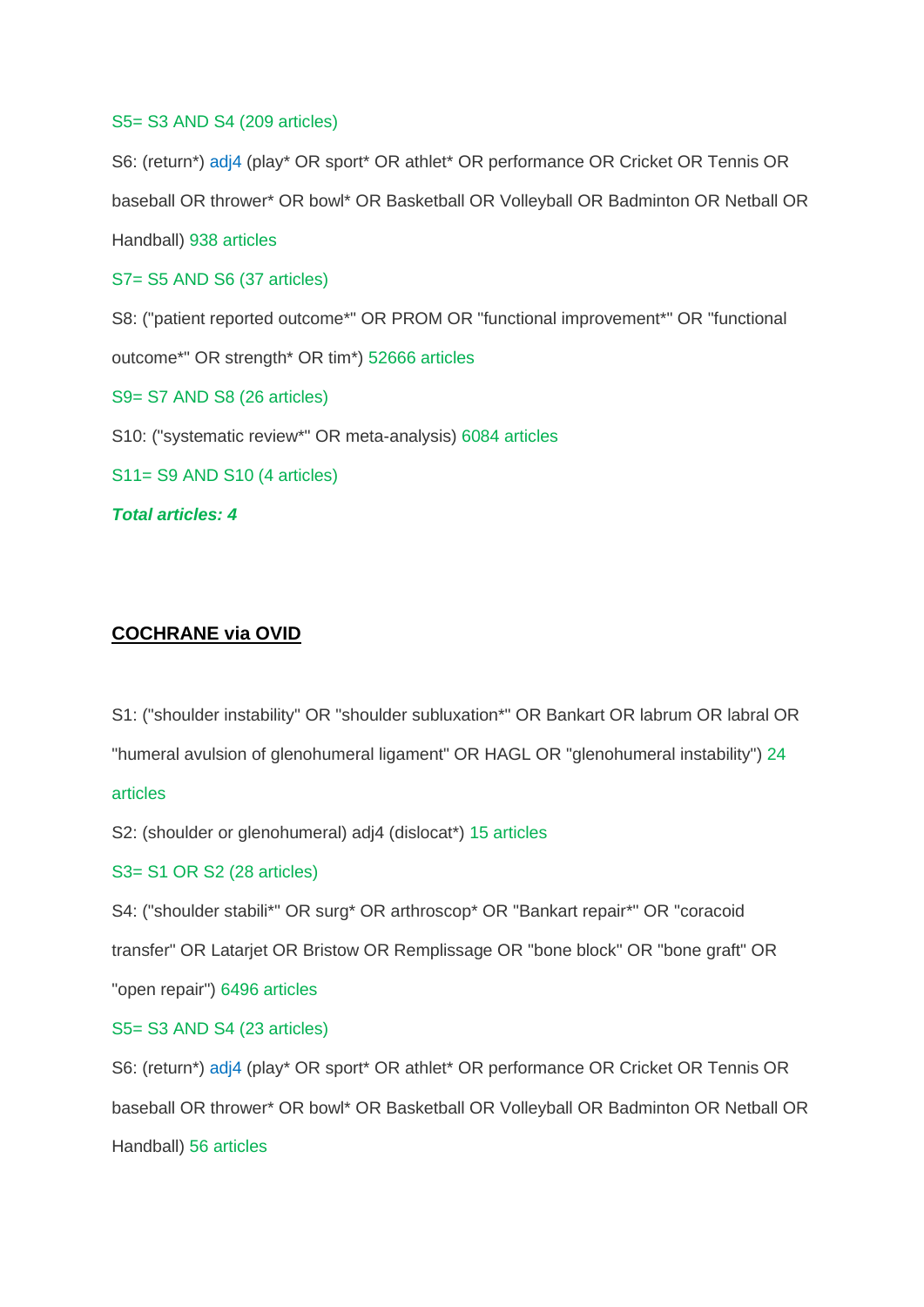S5= S3 AND S4 (209 articles)

S6: (return*) adj4 (play* OR sport* OR athlet* OR performance OR Cricket OR Tennis OR baseball OR thrower* OR bowl* OR Basketball OR Volleyball OR Badminton OR Netball OR Handball) 938 articles

S7= S5 AND S6 (37 articles)

S8: ("patient reported outcome*" OR PROM OR "functional improvement*" OR "functional outcome*" OR strength* OR tim*) 52666 articles

S9= S7 AND S8 (26 articles)

S10: ("systematic review*" OR meta-analysis) 6084 articles

S11= S9 AND S10 (4 articles)

***Total articles: 4***

## COCHRANE via OVID

S1: ("shoulder instability" OR "shoulder subluxation*" OR Bankart OR labrum OR labral OR "humeral avulsion of glenohumeral ligament" OR HAGL OR "glenohumeral instability") 24 articles

S2: (shoulder or glenohumeral) adj4 (dislocat*) 15 articles

S3= S1 OR S2 (28 articles)

S4: ("shoulder stabili*" OR surg* OR arthroscop* OR "Bankart repair*" OR "coracoid transfer" OR Latarjet OR Bristow OR Remplissage OR "bone block" OR "bone graft" OR "open repair") 6496 articles

S5= S3 AND S4 (23 articles)

S6: (return*) adj4 (play* OR sport* OR athlet* OR performance OR Cricket OR Tennis OR baseball OR thrower* OR bowl* OR Basketball OR Volleyball OR Badminton OR Netball OR Handball) 56 articles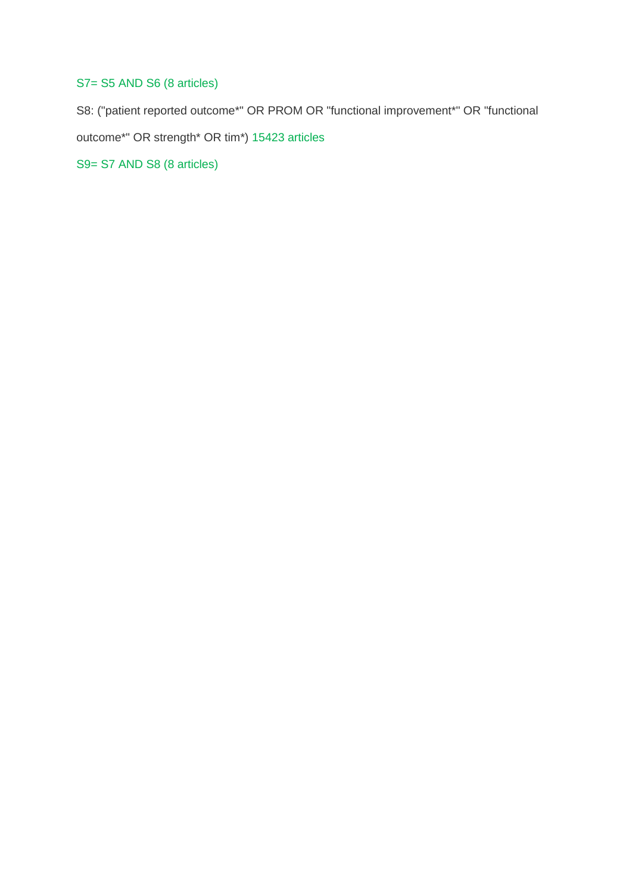S7= S5 AND S6 (8 articles)

S8: ("patient reported outcome*" OR PROM OR "functional improvement*" OR "functional outcome*" OR strength* OR tim*) 15423 articles

S9= S7 AND S8 (8 articles)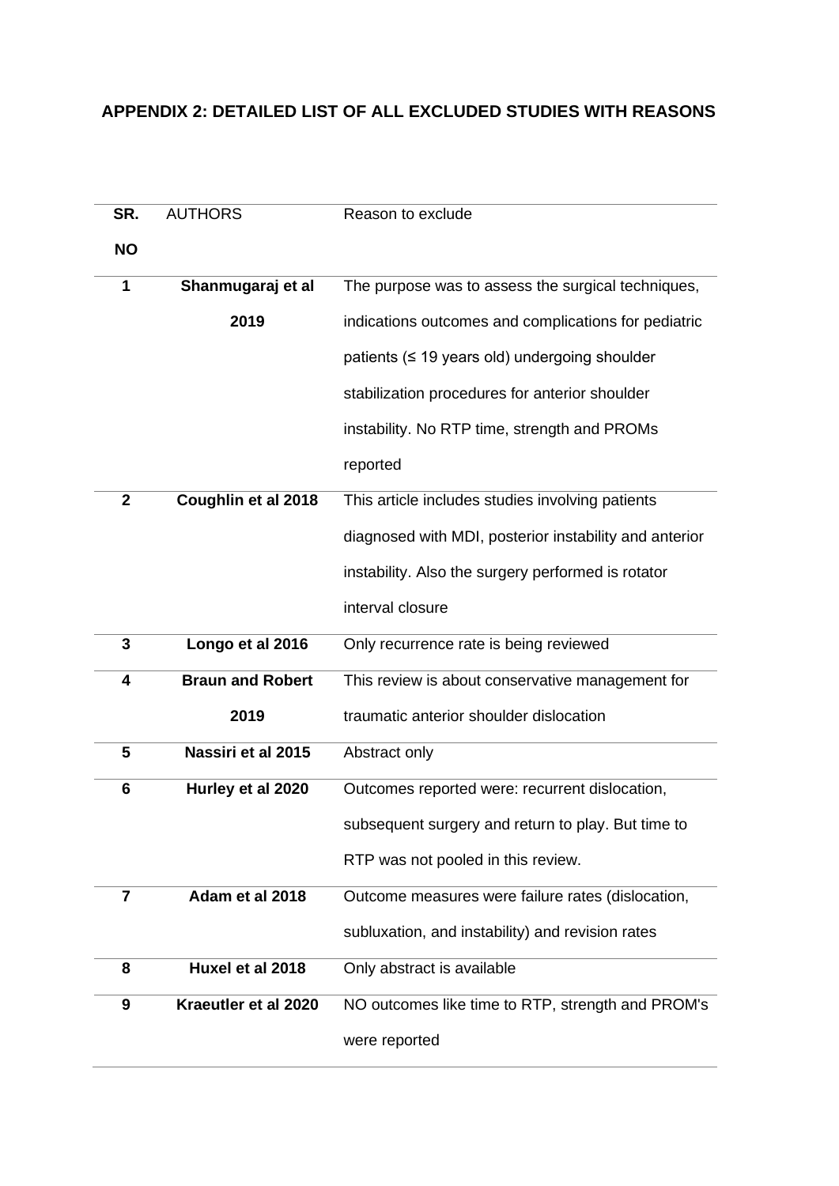## APPENDIX 2: DETAILED LIST OF ALL EXCLUDED STUDIES WITH REASONS

| SR. NO | AUTHORS | Reason to exclude |
|---|---|---|
| **1** | **Shanmugaraj et al 2019** | The purpose was to assess the surgical techniques, indications outcomes and complications for pediatric patients (≤ 19 years old) undergoing shoulder stabilization procedures for anterior shoulder instability. No RTP time, strength and PROMs reported |
| **2** | **Coughlin et al 2018** | This article includes studies involving patients diagnosed with MDI, posterior instability and anterior instability. Also the surgery performed is rotator interval closure |
| **3** | **Longo et al 2016** | Only recurrence rate is being reviewed |
| **4** | **Braun and Robert 2019** | This review is about conservative management for traumatic anterior shoulder dislocation |
| **5** | **Nassiri et al 2015** | Abstract only |
| **6** | **Hurley et al 2020** | Outcomes reported were: recurrent dislocation, subsequent surgery and return to play. But time to RTP was not pooled in this review. |
| **7** | **Adam et al 2018** | Outcome measures were failure rates (dislocation, subluxation, and instability) and revision rates |
| **8** | **Huxel et al 2018** | Only abstract is available |
| **9** | **Kraeutler et al 2020** | NO outcomes like time to RTP, strength and PROM's were reported |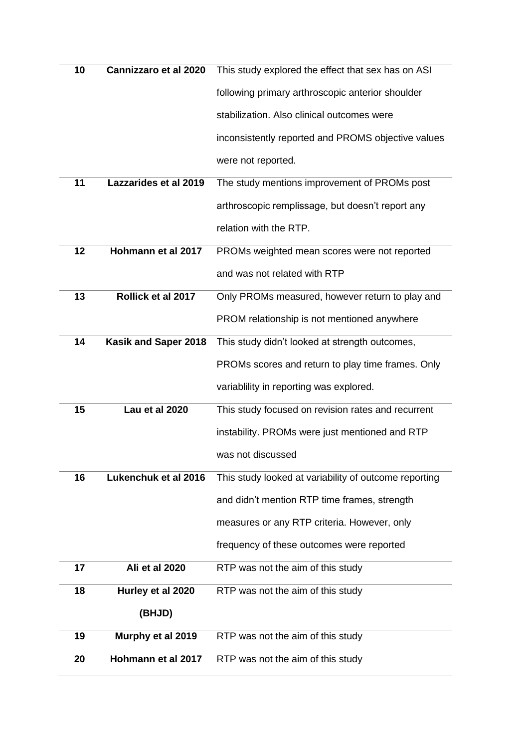| | | |
|---|---|---|
| **10** | **Cannizzaro et al 2020** | This study explored the effect that sex has on ASI following primary arthroscopic anterior shoulder stabilization. Also clinical outcomes were inconsistently reported and PROMS objective values were not reported. |
| **11** | **Lazzarides et al 2019** | The study mentions improvement of PROMs post arthroscopic remplissage, but doesn't report any relation with the RTP. |
| **12** | **Hohmann et al 2017** | PROMs weighted mean scores were not reported and was not related with RTP |
| **13** | **Rollick et al 2017** | Only PROMs measured, however return to play and PROM relationship is not mentioned anywhere |
| **14** | **Kasik and Saper 2018** | This study didn't looked at strength outcomes, PROMs scores and return to play time frames. Only variablility in reporting was explored. |
| **15** | **Lau et al 2020** | This study focused on revision rates and recurrent instability. PROMs were just mentioned and RTP was not discussed |
| **16** | **Lukenchuk et al 2016** | This study looked at variability of outcome reporting and didn't mention RTP time frames, strength measures or any RTP criteria. However, only frequency of these outcomes were reported |
| **17** | **Ali et al 2020** | RTP was not the aim of this study |
| **18** | **Hurley et al 2020 (BHJD)** | RTP was not the aim of this study |
| **19** | **Murphy et al 2019** | RTP was not the aim of this study |
| **20** | **Hohmann et al 2017** | RTP was not the aim of this study |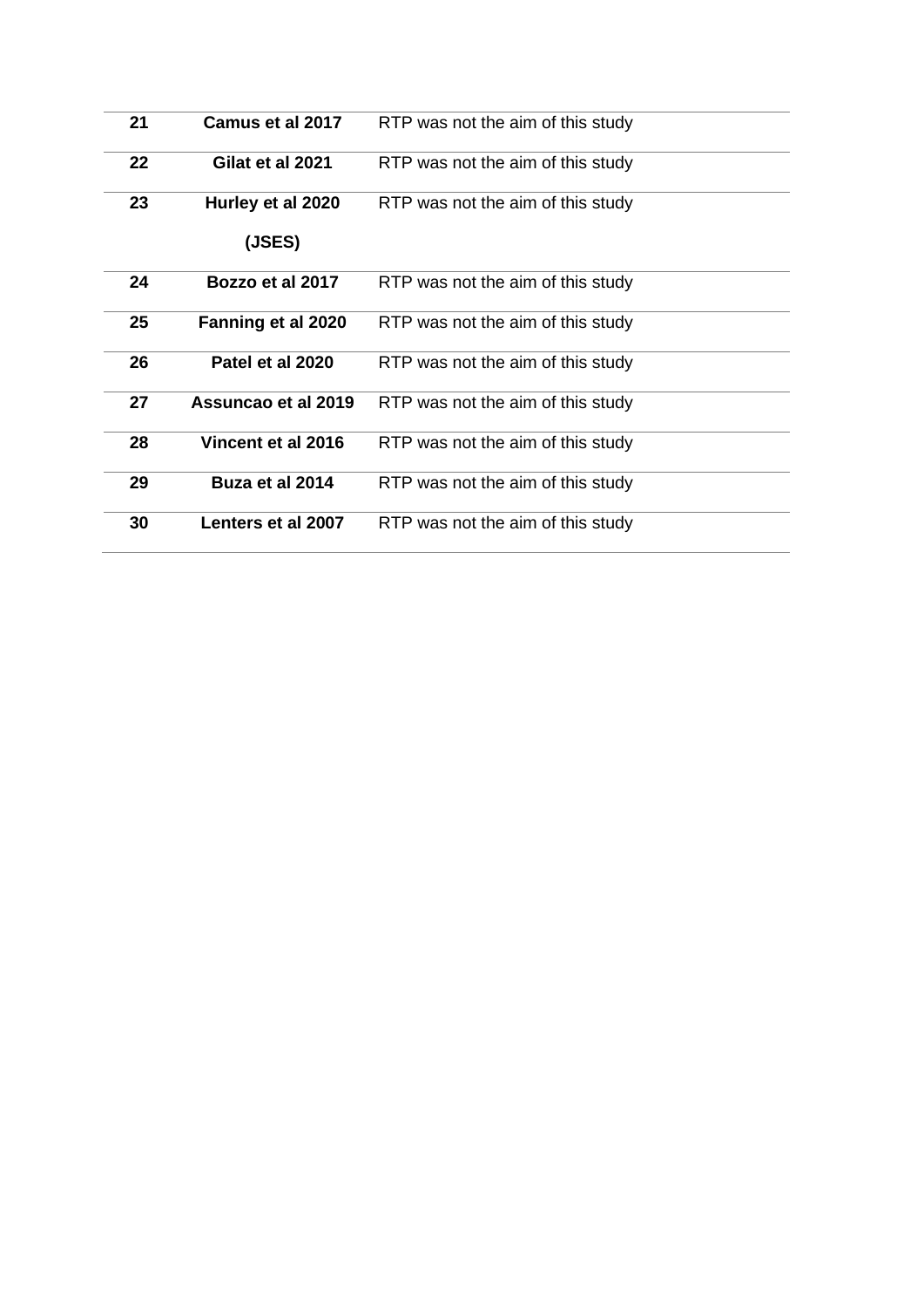| | | |
|---|---|---|
| **21** | **Camus et al 2017** | RTP was not the aim of this study |
| **22** | **Gilat et al 2021** | RTP was not the aim of this study |
| **23** | **Hurley et al 2020 (JSES)** | RTP was not the aim of this study |
| **24** | **Bozzo et al 2017** | RTP was not the aim of this study |
| **25** | **Fanning et al 2020** | RTP was not the aim of this study |
| **26** | **Patel et al 2020** | RTP was not the aim of this study |
| **27** | **Assuncao et al 2019** | RTP was not the aim of this study |
| **28** | **Vincent et al 2016** | RTP was not the aim of this study |
| **29** | **Buza et al 2014** | RTP was not the aim of this study |
| **30** | **Lenters et al 2007** | RTP was not the aim of this study |